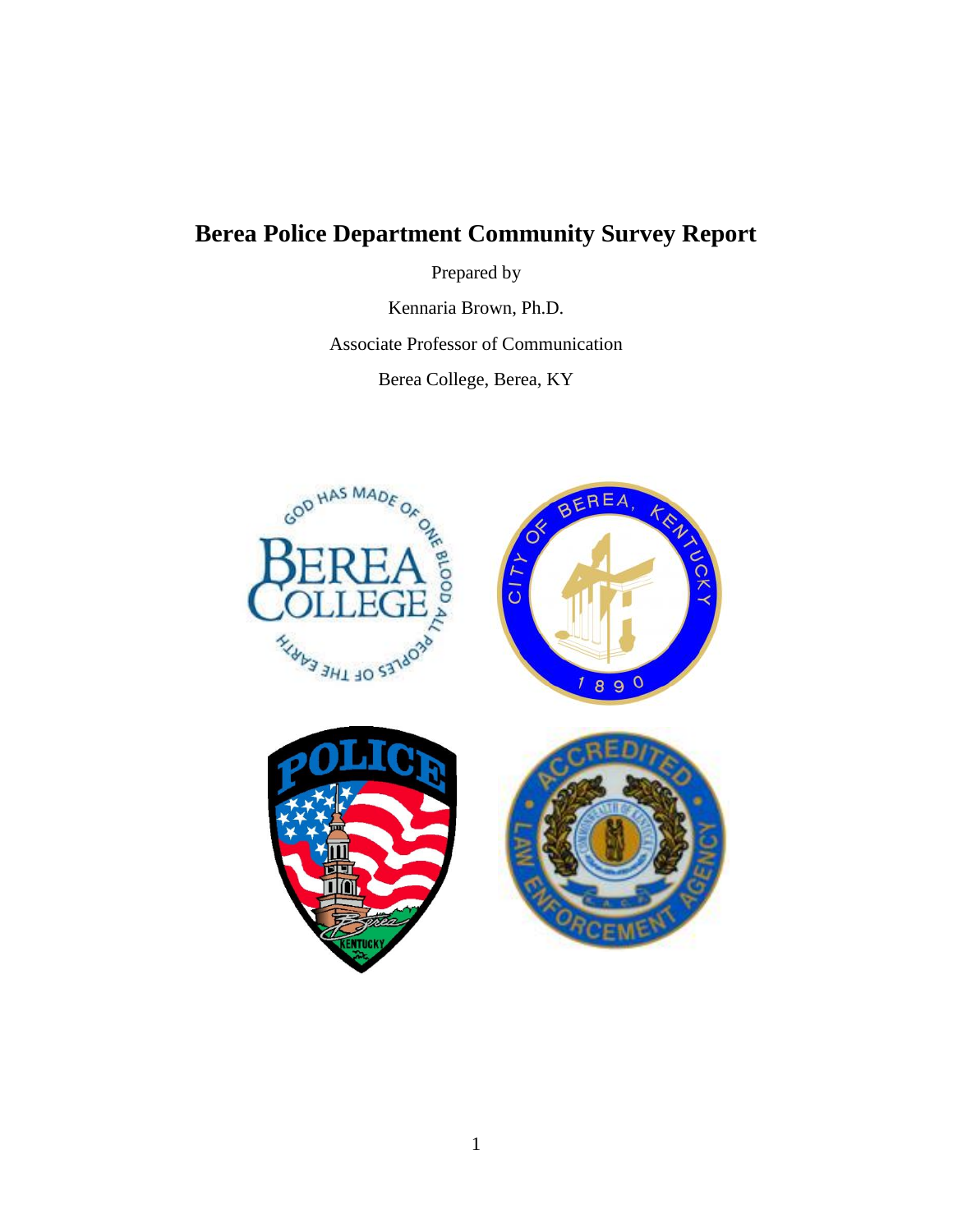# Berea Police Department Community Survey Report

Prepared by

Kennaria Brown, Ph.D.

Associate Professor of Communication

Berea College, Berea, KY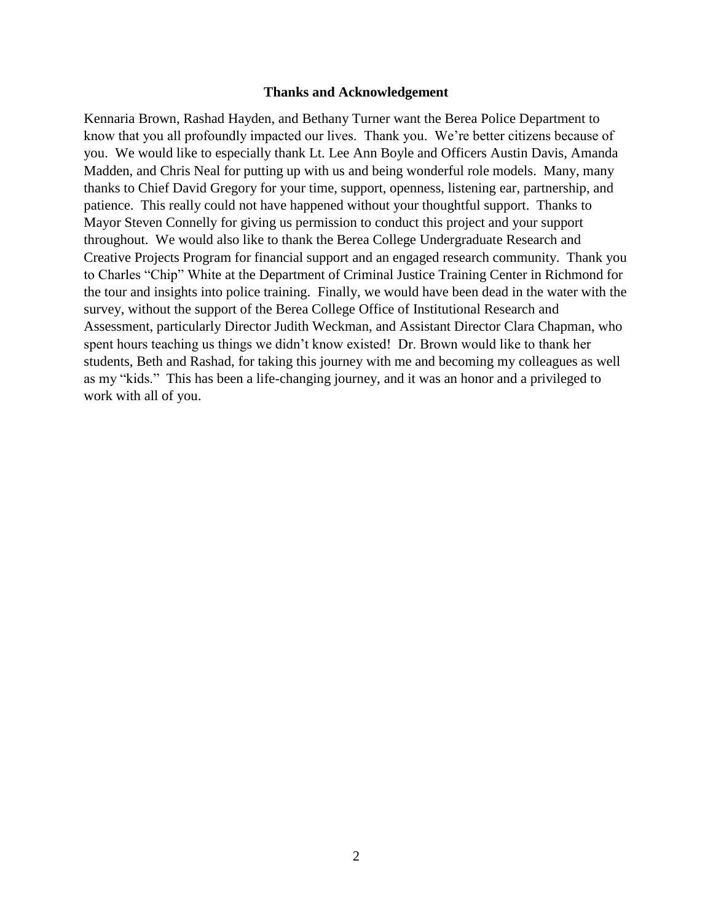## Thanks and Acknowledgement

Kennaria Brown, Rashad Hayden, and Bethany Turner want the Berea Police Department to know that you all profoundly impacted our lives. Thank you. We're better citizens because of you. We would like to especially thank Lt. Lee Ann Boyle and Officers Austin Davis, Amanda Madden, and Chris Neal for putting up with us and being wonderful role models. Many, many thanks to Chief David Gregory for your time, support, openness, listening ear, partnership, and patience. This really could not have happened without your thoughtful support. Thanks to Mayor Steven Connelly for giving us permission to conduct this project and your support throughout. We would also like to thank the Berea College Undergraduate Research and Creative Projects Program for financial support and an engaged research community. Thank you to Charles "Chip" White at the Department of Criminal Justice Training Center in Richmond for the tour and insights into police training. Finally, we would have been dead in the water with the survey, without the support of the Berea College Office of Institutional Research and Assessment, particularly Director Judith Weckman, and Assistant Director Clara Chapman, who spent hours teaching us things we didn't know existed! Dr. Brown would like to thank her students, Beth and Rashad, for taking this journey with me and becoming my colleagues as well as my "kids." This has been a life-changing journey, and it was an honor and a privileged to work with all of you.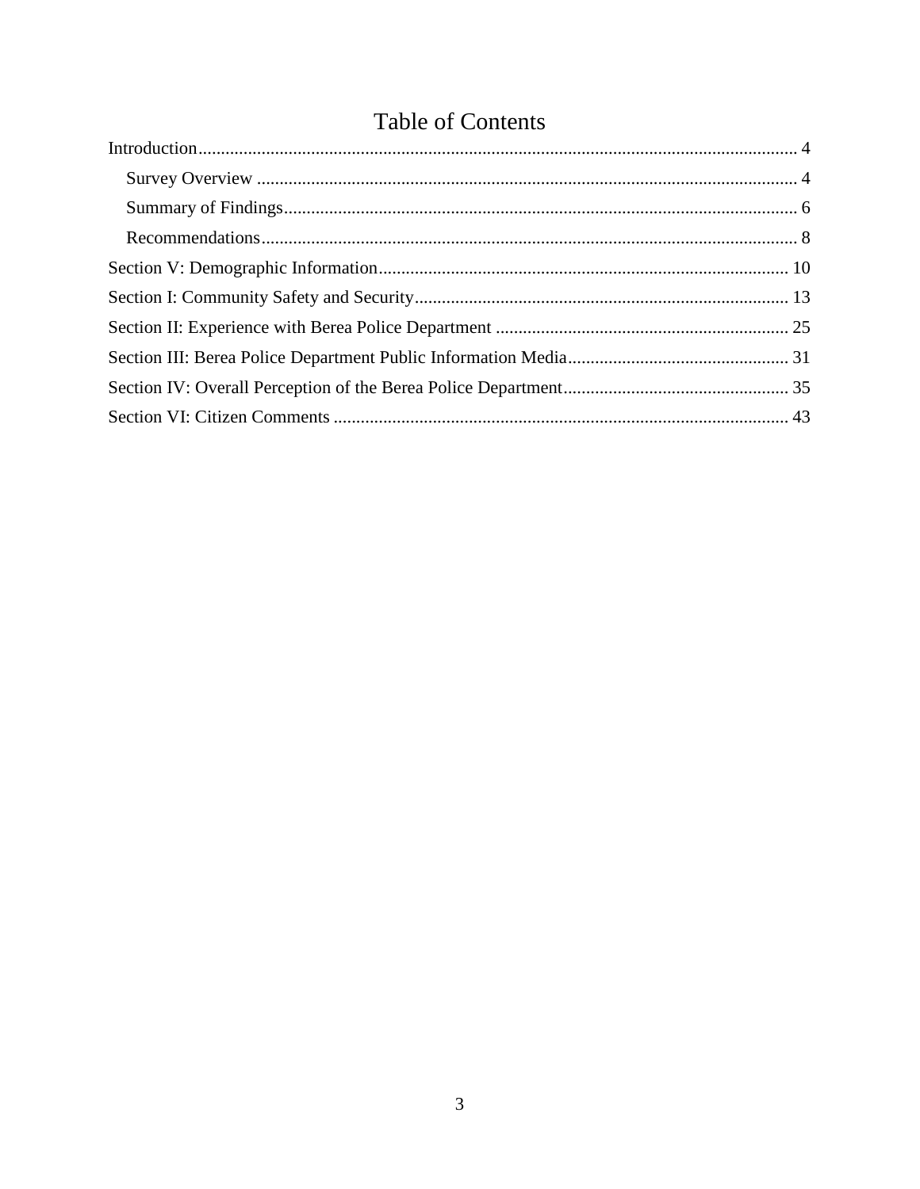# Table of Contents

Introduction ..... 4

- Survey Overview ..... 4
- Summary of Findings ..... 6
- Recommendations ..... 8

Section V: Demographic Information ..... 10

Section I: Community Safety and Security ..... 13

Section II: Experience with Berea Police Department ..... 25

Section III: Berea Police Department Public Information Media ..... 31

Section IV: Overall Perception of the Berea Police Department ..... 35

Section VI: Citizen Comments ..... 43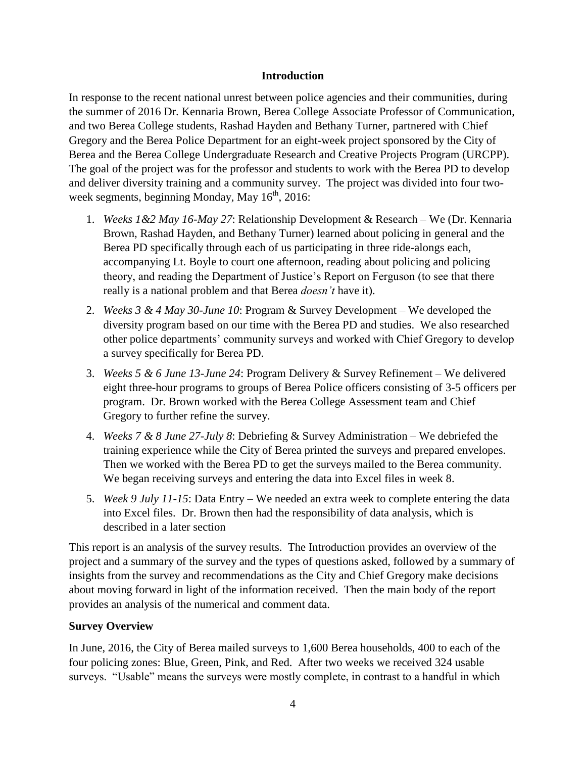## Introduction

In response to the recent national unrest between police agencies and their communities, during the summer of 2016 Dr. Kennaria Brown, Berea College Associate Professor of Communication, and two Berea College students, Rashad Hayden and Bethany Turner, partnered with Chief Gregory and the Berea Police Department for an eight-week project sponsored by the City of Berea and the Berea College Undergraduate Research and Creative Projects Program (URCPP). The goal of the project was for the professor and students to work with the Berea PD to develop and deliver diversity training and a community survey. The project was divided into four two-week segments, beginning Monday, May 16th, 2016:

1. *Weeks 1&2 May 16-May 27*: Relationship Development & Research – We (Dr. Kennaria Brown, Rashad Hayden, and Bethany Turner) learned about policing in general and the Berea PD specifically through each of us participating in three ride-alongs each, accompanying Lt. Boyle to court one afternoon, reading about policing and policing theory, and reading the Department of Justice's Report on Ferguson (to see that there really is a national problem and that Berea *doesn't* have it).
2. *Weeks 3 & 4 May 30-June 10*: Program & Survey Development – We developed the diversity program based on our time with the Berea PD and studies. We also researched other police departments' community surveys and worked with Chief Gregory to develop a survey specifically for Berea PD.
3. *Weeks 5 & 6 June 13-June 24*: Program Delivery & Survey Refinement – We delivered eight three-hour programs to groups of Berea Police officers consisting of 3-5 officers per program. Dr. Brown worked with the Berea College Assessment team and Chief Gregory to further refine the survey.
4. *Weeks 7 & 8 June 27-July 8*: Debriefing & Survey Administration – We debriefed the training experience while the City of Berea printed the surveys and prepared envelopes. Then we worked with the Berea PD to get the surveys mailed to the Berea community. We began receiving surveys and entering the data into Excel files in week 8.
5. *Week 9 July 11-15*: Data Entry – We needed an extra week to complete entering the data into Excel files. Dr. Brown then had the responsibility of data analysis, which is described in a later section

This report is an analysis of the survey results. The Introduction provides an overview of the project and a summary of the survey and the types of questions asked, followed by a summary of insights from the survey and recommendations as the City and Chief Gregory make decisions about moving forward in light of the information received. Then the main body of the report provides an analysis of the numerical and comment data.

### Survey Overview

In June, 2016, the City of Berea mailed surveys to 1,600 Berea households, 400 to each of the four policing zones: Blue, Green, Pink, and Red. After two weeks we received 324 usable surveys. "Usable" means the surveys were mostly complete, in contrast to a handful in which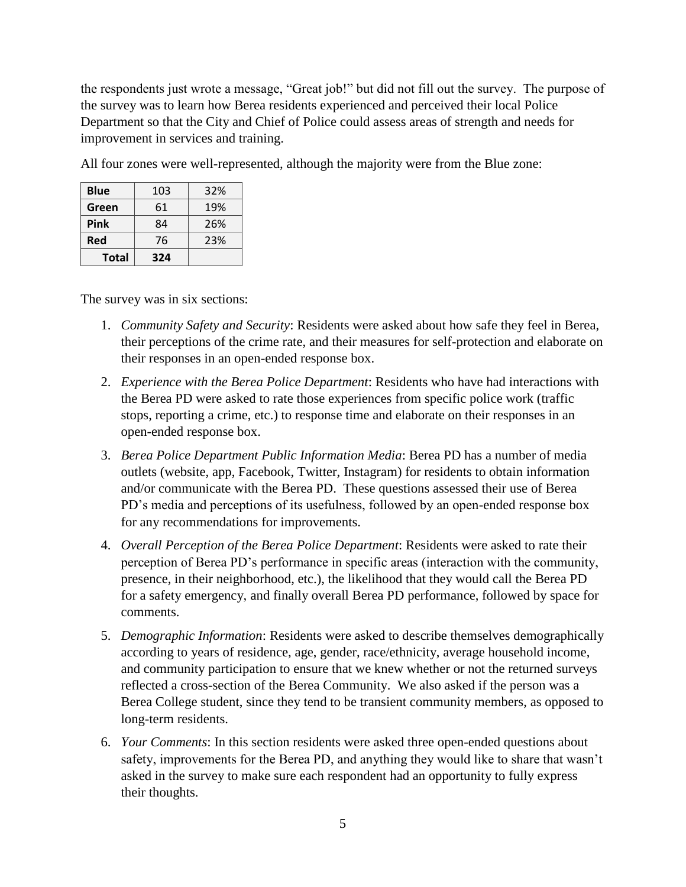the respondents just wrote a message, "Great job!" but did not fill out the survey. The purpose of the survey was to learn how Berea residents experienced and perceived their local Police Department so that the City and Chief of Police could assess areas of strength and needs for improvement in services and training.

All four zones were well-represented, although the majority were from the Blue zone:

| **Blue** | 103 | 32% |
|---|---|---|
| **Green** | 61 | 19% |
| **Pink** | 84 | 26% |
| **Red** | 76 | 23% |
| **Total** | **324** | |

The survey was in six sections:

1. *Community Safety and Security*: Residents were asked about how safe they feel in Berea, their perceptions of the crime rate, and their measures for self-protection and elaborate on their responses in an open-ended response box.
2. *Experience with the Berea Police Department*: Residents who have had interactions with the Berea PD were asked to rate those experiences from specific police work (traffic stops, reporting a crime, etc.) to response time and elaborate on their responses in an open-ended response box.
3. *Berea Police Department Public Information Media*: Berea PD has a number of media outlets (website, app, Facebook, Twitter, Instagram) for residents to obtain information and/or communicate with the Berea PD. These questions assessed their use of Berea PD's media and perceptions of its usefulness, followed by an open-ended response box for any recommendations for improvements.
4. *Overall Perception of the Berea Police Department*: Residents were asked to rate their perception of Berea PD's performance in specific areas (interaction with the community, presence, in their neighborhood, etc.), the likelihood that they would call the Berea PD for a safety emergency, and finally overall Berea PD performance, followed by space for comments.
5. *Demographic Information*: Residents were asked to describe themselves demographically according to years of residence, age, gender, race/ethnicity, average household income, and community participation to ensure that we knew whether or not the returned surveys reflected a cross-section of the Berea Community. We also asked if the person was a Berea College student, since they tend to be transient community members, as opposed to long-term residents.
6. *Your Comments*: In this section residents were asked three open-ended questions about safety, improvements for the Berea PD, and anything they would like to share that wasn't asked in the survey to make sure each respondent had an opportunity to fully express their thoughts.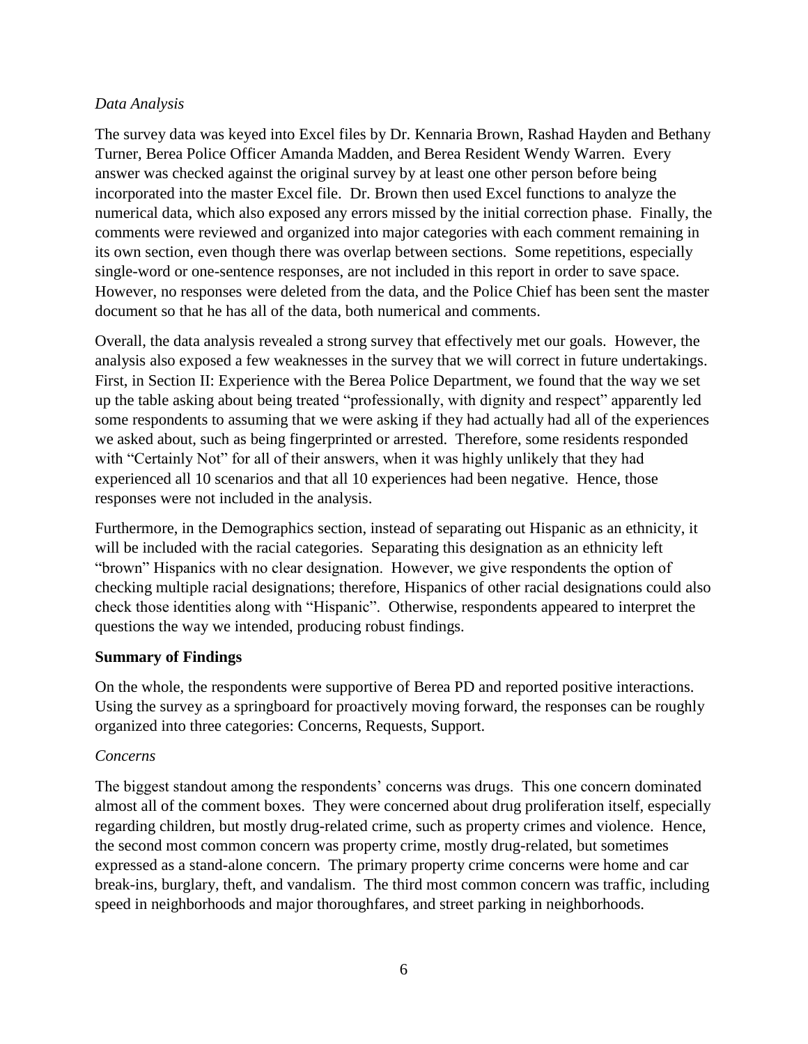*Data Analysis*

The survey data was keyed into Excel files by Dr. Kennaria Brown, Rashad Hayden and Bethany Turner, Berea Police Officer Amanda Madden, and Berea Resident Wendy Warren. Every answer was checked against the original survey by at least one other person before being incorporated into the master Excel file. Dr. Brown then used Excel functions to analyze the numerical data, which also exposed any errors missed by the initial correction phase. Finally, the comments were reviewed and organized into major categories with each comment remaining in its own section, even though there was overlap between sections. Some repetitions, especially single-word or one-sentence responses, are not included in this report in order to save space. However, no responses were deleted from the data, and the Police Chief has been sent the master document so that he has all of the data, both numerical and comments.

Overall, the data analysis revealed a strong survey that effectively met our goals. However, the analysis also exposed a few weaknesses in the survey that we will correct in future undertakings. First, in Section II: Experience with the Berea Police Department, we found that the way we set up the table asking about being treated "professionally, with dignity and respect" apparently led some respondents to assuming that we were asking if they had actually had all of the experiences we asked about, such as being fingerprinted or arrested. Therefore, some residents responded with "Certainly Not" for all of their answers, when it was highly unlikely that they had experienced all 10 scenarios and that all 10 experiences had been negative. Hence, those responses were not included in the analysis.

Furthermore, in the Demographics section, instead of separating out Hispanic as an ethnicity, it will be included with the racial categories. Separating this designation as an ethnicity left "brown" Hispanics with no clear designation. However, we give respondents the option of checking multiple racial designations; therefore, Hispanics of other racial designations could also check those identities along with "Hispanic". Otherwise, respondents appeared to interpret the questions the way we intended, producing robust findings.

**Summary of Findings**

On the whole, the respondents were supportive of Berea PD and reported positive interactions. Using the survey as a springboard for proactively moving forward, the responses can be roughly organized into three categories: Concerns, Requests, Support.

*Concerns*

The biggest standout among the respondents' concerns was drugs. This one concern dominated almost all of the comment boxes. They were concerned about drug proliferation itself, especially regarding children, but mostly drug-related crime, such as property crimes and violence. Hence, the second most common concern was property crime, mostly drug-related, but sometimes expressed as a stand-alone concern. The primary property crime concerns were home and car break-ins, burglary, theft, and vandalism. The third most common concern was traffic, including speed in neighborhoods and major thoroughfares, and street parking in neighborhoods.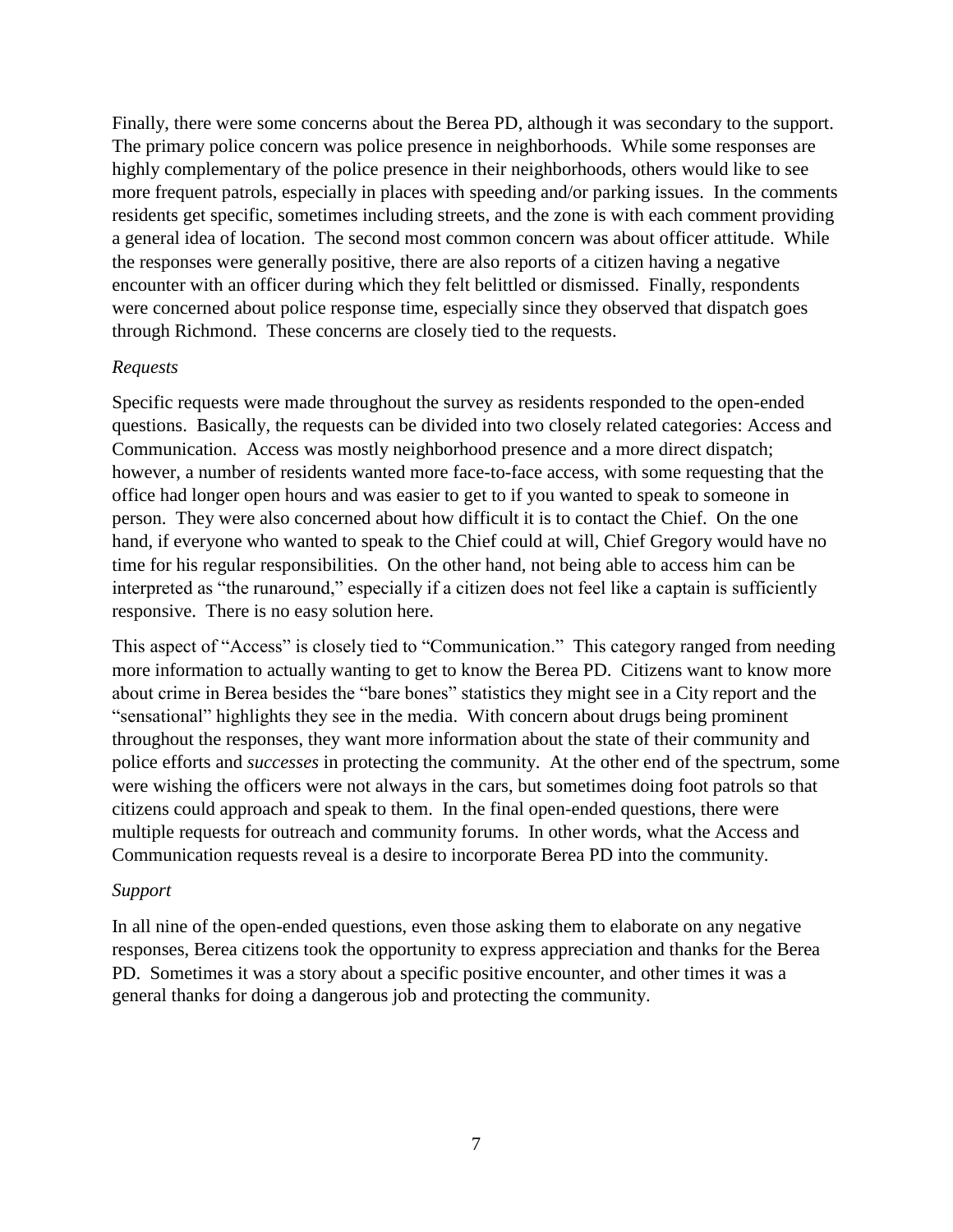Finally, there were some concerns about the Berea PD, although it was secondary to the support. The primary police concern was police presence in neighborhoods. While some responses are highly complementary of the police presence in their neighborhoods, others would like to see more frequent patrols, especially in places with speeding and/or parking issues. In the comments residents get specific, sometimes including streets, and the zone is with each comment providing a general idea of location. The second most common concern was about officer attitude. While the responses were generally positive, there are also reports of a citizen having a negative encounter with an officer during which they felt belittled or dismissed. Finally, respondents were concerned about police response time, especially since they observed that dispatch goes through Richmond. These concerns are closely tied to the requests.

*Requests*

Specific requests were made throughout the survey as residents responded to the open-ended questions. Basically, the requests can be divided into two closely related categories: Access and Communication. Access was mostly neighborhood presence and a more direct dispatch; however, a number of residents wanted more face-to-face access, with some requesting that the office had longer open hours and was easier to get to if you wanted to speak to someone in person. They were also concerned about how difficult it is to contact the Chief. On the one hand, if everyone who wanted to speak to the Chief could at will, Chief Gregory would have no time for his regular responsibilities. On the other hand, not being able to access him can be interpreted as "the runaround," especially if a citizen does not feel like a captain is sufficiently responsive. There is no easy solution here.

This aspect of "Access" is closely tied to "Communication." This category ranged from needing more information to actually wanting to get to know the Berea PD. Citizens want to know more about crime in Berea besides the "bare bones" statistics they might see in a City report and the "sensational" highlights they see in the media. With concern about drugs being prominent throughout the responses, they want more information about the state of their community and police efforts and *successes* in protecting the community. At the other end of the spectrum, some were wishing the officers were not always in the cars, but sometimes doing foot patrols so that citizens could approach and speak to them. In the final open-ended questions, there were multiple requests for outreach and community forums. In other words, what the Access and Communication requests reveal is a desire to incorporate Berea PD into the community.

*Support*

In all nine of the open-ended questions, even those asking them to elaborate on any negative responses, Berea citizens took the opportunity to express appreciation and thanks for the Berea PD. Sometimes it was a story about a specific positive encounter, and other times it was a general thanks for doing a dangerous job and protecting the community.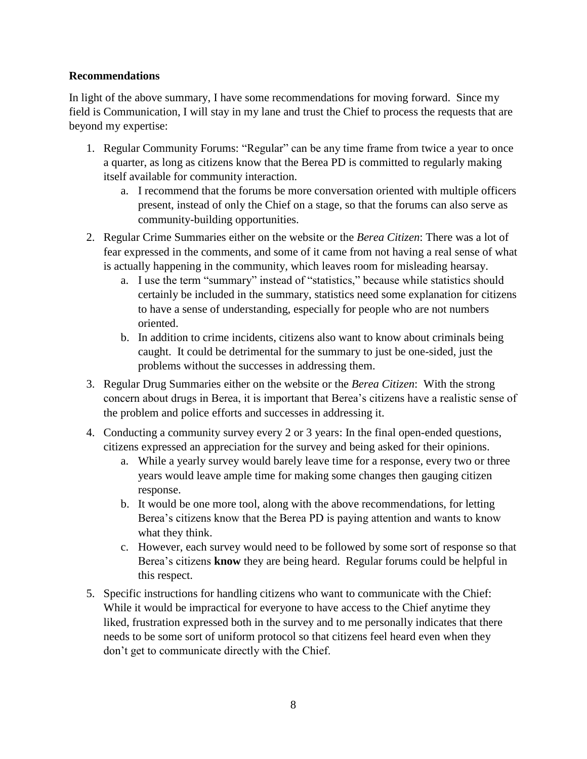**Recommendations**

In light of the above summary, I have some recommendations for moving forward. Since my field is Communication, I will stay in my lane and trust the Chief to process the requests that are beyond my expertise:

1. Regular Community Forums: "Regular" can be any time frame from twice a year to once a quarter, as long as citizens know that the Berea PD is committed to regularly making itself available for community interaction.
   a. I recommend that the forums be more conversation oriented with multiple officers present, instead of only the Chief on a stage, so that the forums can also serve as community-building opportunities.
2. Regular Crime Summaries either on the website or the *Berea Citizen*: There was a lot of fear expressed in the comments, and some of it came from not having a real sense of what is actually happening in the community, which leaves room for misleading hearsay.
   a. I use the term "summary" instead of "statistics," because while statistics should certainly be included in the summary, statistics need some explanation for citizens to have a sense of understanding, especially for people who are not numbers oriented.
   b. In addition to crime incidents, citizens also want to know about criminals being caught. It could be detrimental for the summary to just be one-sided, just the problems without the successes in addressing them.
3. Regular Drug Summaries either on the website or the *Berea Citizen*: With the strong concern about drugs in Berea, it is important that Berea's citizens have a realistic sense of the problem and police efforts and successes in addressing it.
4. Conducting a community survey every 2 or 3 years: In the final open-ended questions, citizens expressed an appreciation for the survey and being asked for their opinions.
   a. While a yearly survey would barely leave time for a response, every two or three years would leave ample time for making some changes then gauging citizen response.
   b. It would be one more tool, along with the above recommendations, for letting Berea's citizens know that the Berea PD is paying attention and wants to know what they think.
   c. However, each survey would need to be followed by some sort of response so that Berea's citizens **know** they are being heard. Regular forums could be helpful in this respect.
5. Specific instructions for handling citizens who want to communicate with the Chief: While it would be impractical for everyone to have access to the Chief anytime they liked, frustration expressed both in the survey and to me personally indicates that there needs to be some sort of uniform protocol so that citizens feel heard even when they don't get to communicate directly with the Chief.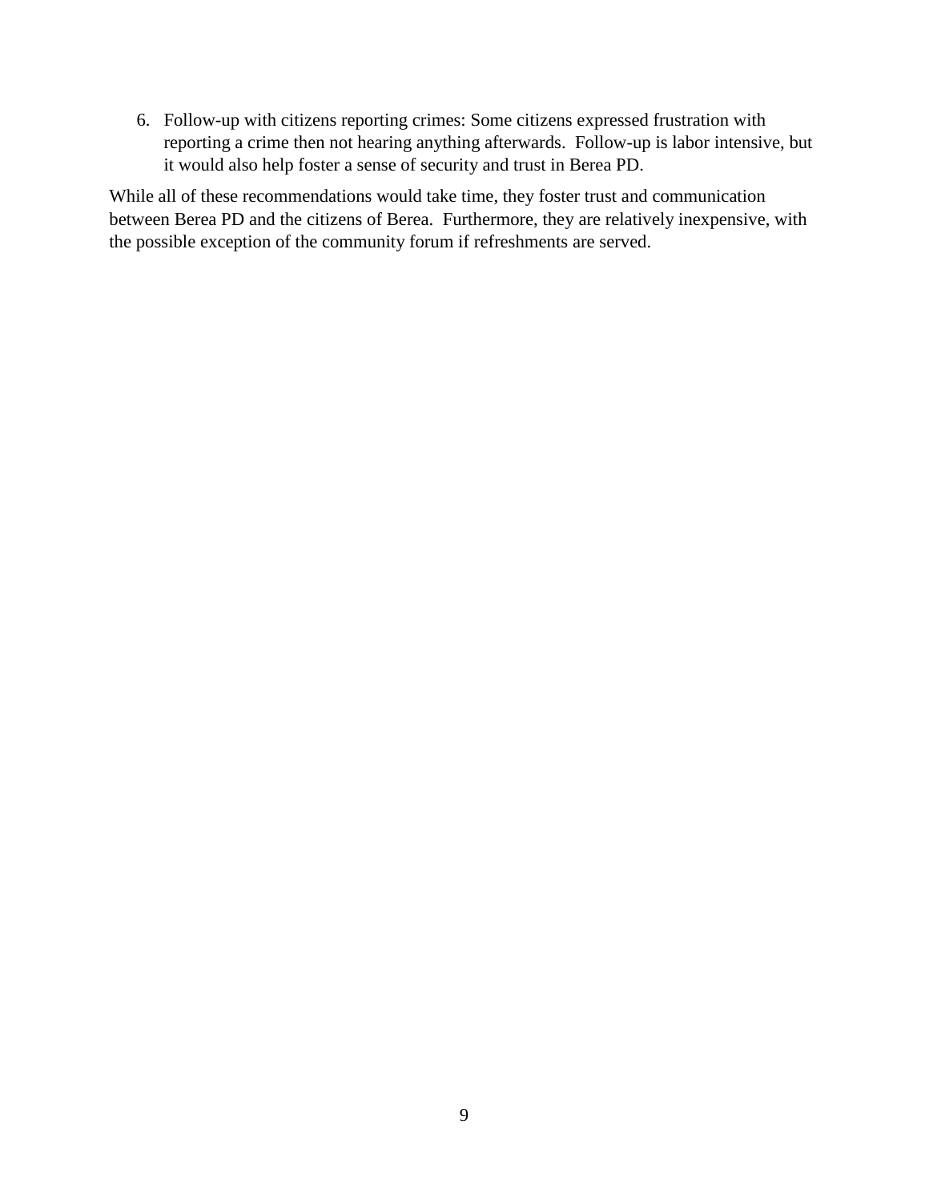6. Follow-up with citizens reporting crimes: Some citizens expressed frustration with reporting a crime then not hearing anything afterwards. Follow-up is labor intensive, but it would also help foster a sense of security and trust in Berea PD.

While all of these recommendations would take time, they foster trust and communication between Berea PD and the citizens of Berea. Furthermore, they are relatively inexpensive, with the possible exception of the community forum if refreshments are served.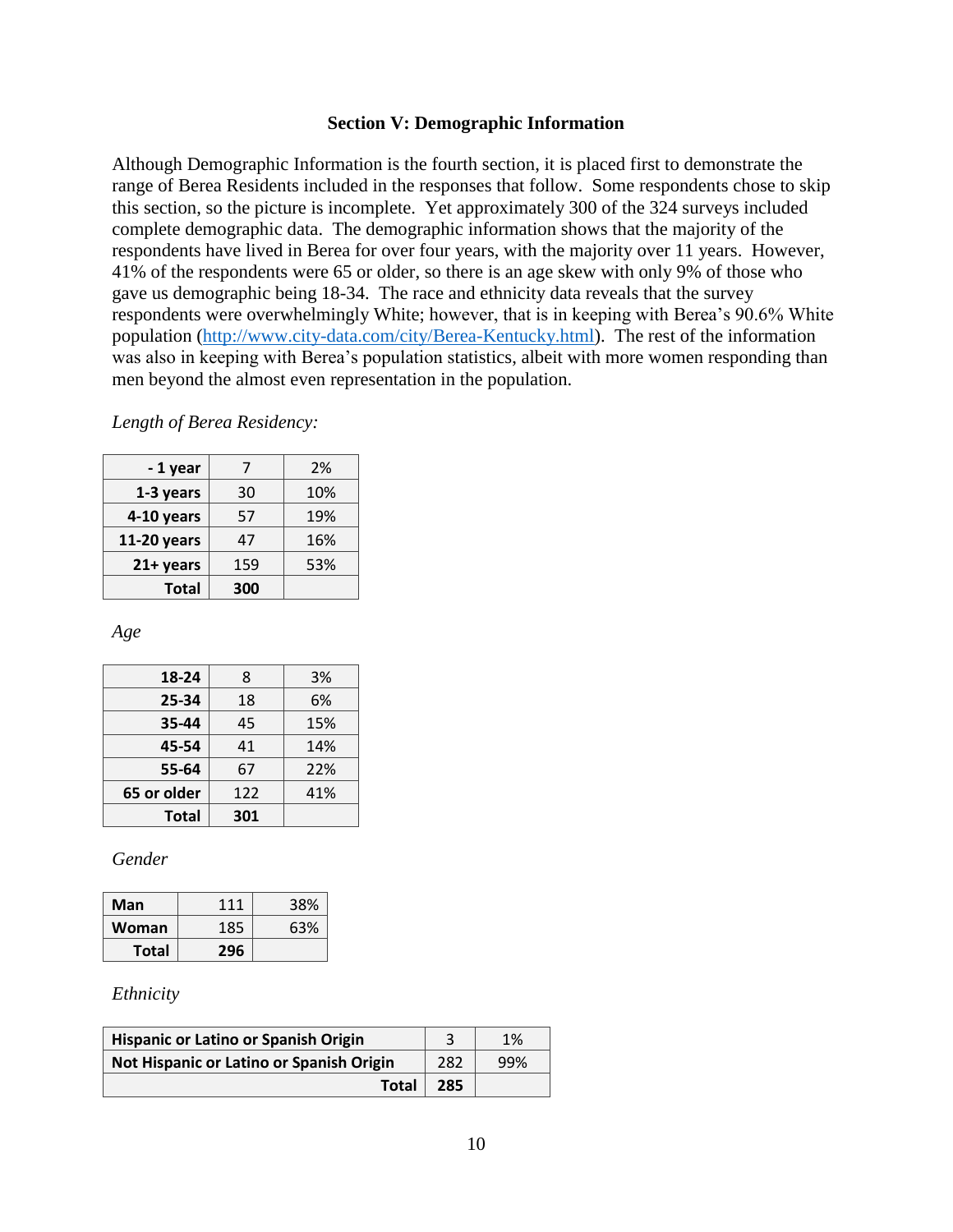## Section V: Demographic Information

Although Demographic Information is the fourth section, it is placed first to demonstrate the range of Berea Residents included in the responses that follow. Some respondents chose to skip this section, so the picture is incomplete. Yet approximately 300 of the 324 surveys included complete demographic data. The demographic information shows that the majority of the respondents have lived in Berea for over four years, with the majority over 11 years. However, 41% of the respondents were 65 or older, so there is an age skew with only 9% of those who gave us demographic being 18-34. The race and ethnicity data reveals that the survey respondents were overwhelmingly White; however, that is in keeping with Berea's 90.6% White population (http://www.city-data.com/city/Berea-Kentucky.html). The rest of the information was also in keeping with Berea's population statistics, albeit with more women responding than men beyond the almost even representation in the population.

*Length of Berea Residency:*

| | | |
|---|---|---|
| **- 1 year** | 7 | 2% |
| **1-3 years** | 30 | 10% |
| **4-10 years** | 57 | 19% |
| **11-20 years** | 47 | 16% |
| **21+ years** | 159 | 53% |
| **Total** | **300** | |

*Age*

| | | |
|---|---|---|
| **18-24** | 8 | 3% |
| **25-34** | 18 | 6% |
| **35-44** | 45 | 15% |
| **45-54** | 41 | 14% |
| **55-64** | 67 | 22% |
| **65 or older** | 122 | 41% |
| **Total** | **301** | |

*Gender*

| | | |
|---|---|---|
| **Man** | 111 | 38% |
| **Woman** | 185 | 63% |
| **Total** | **296** | |

*Ethnicity*

| | | |
|---|---|---|
| **Hispanic or Latino or Spanish Origin** | 3 | 1% |
| **Not Hispanic or Latino or Spanish Origin** | 282 | 99% |
| **Total** | **285** | |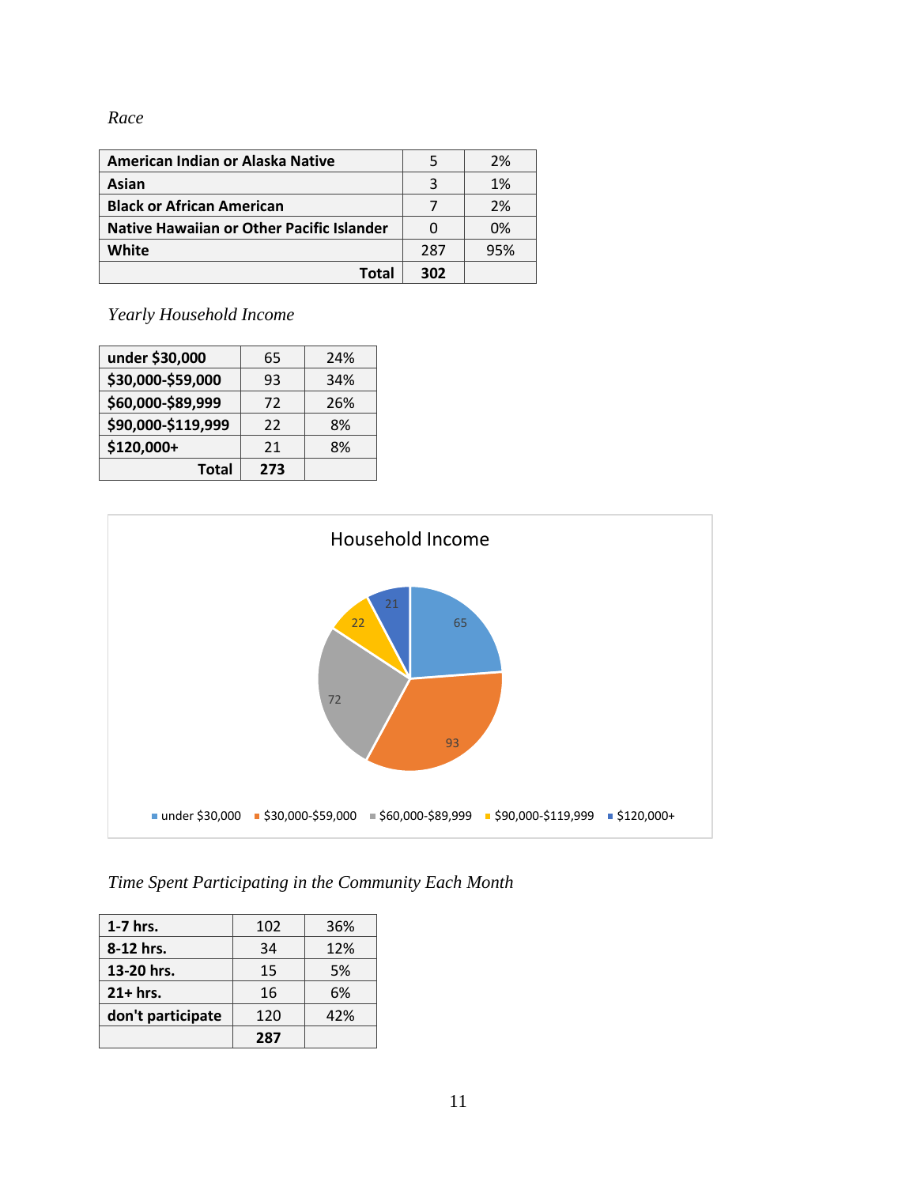*Race*

| American Indian or Alaska Native | 5 | 2% |
|---|---|---|
| Asian | 3 | 1% |
| Black or African American | 7 | 2% |
| Native Hawaiian or Other Pacific Islander | 0 | 0% |
| White | 287 | 95% |
| Total | 302 | |

*Yearly Household Income*

| under $30,000 | 65 | 24% |
|---|---|---|
| $30,000-$59,000 | 93 | 34% |
| $60,000-$89,999 | 72 | 26% |
| $90,000-$119,999 | 22 | 8% |
| $120,000+ | 21 | 8% |
| Total | 273 | |

Household Income

| Category | Value |
|---|---|
| under $30,000 | 65 |
| $30,000-$59,000 | 93 |
| $60,000-$89,999 | 72 |
| $90,000-$119,999 | 22 |
| $120,000+ | 21 |

*Time Spent Participating in the Community Each Month*

| 1-7 hrs. | 102 | 36% |
|---|---|---|
| 8-12 hrs. | 34 | 12% |
| 13-20 hrs. | 15 | 5% |
| 21+ hrs. | 16 | 6% |
| don't participate | 120 | 42% |
| | 287 | |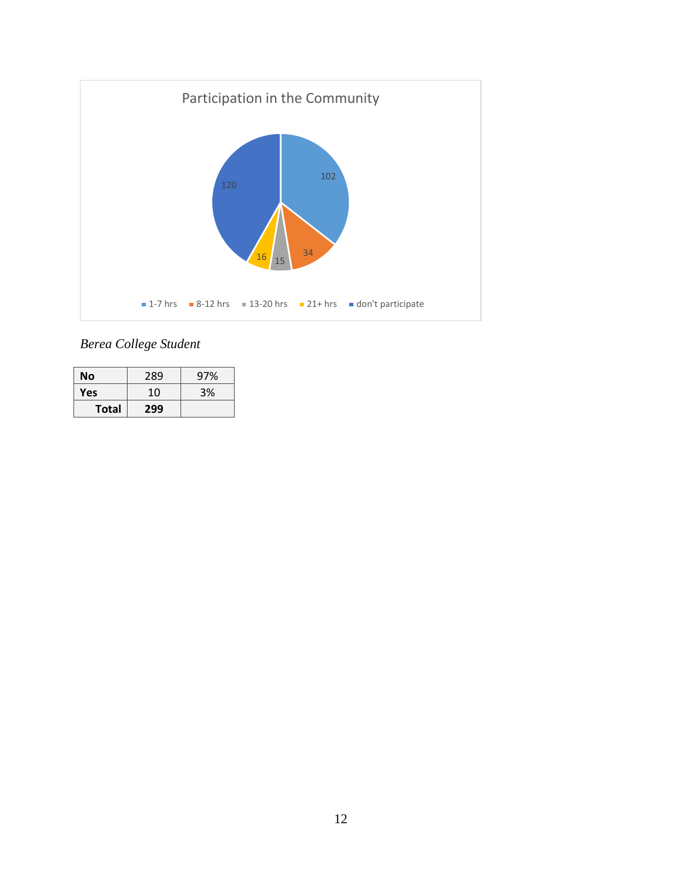Participation in the Community

| Category | Count |
| --- | --- |
| 1-7 hrs | 102 |
| 8-12 hrs | 34 |
| 13-20 hrs | 15 |
| 21+ hrs | 16 |
| don't participate | 120 |

*Berea College Student*

| | | |
| --- | --- | --- |
| **No** | 289 | 97% |
| **Yes** | 10 | 3% |
| **Total** | **299** | |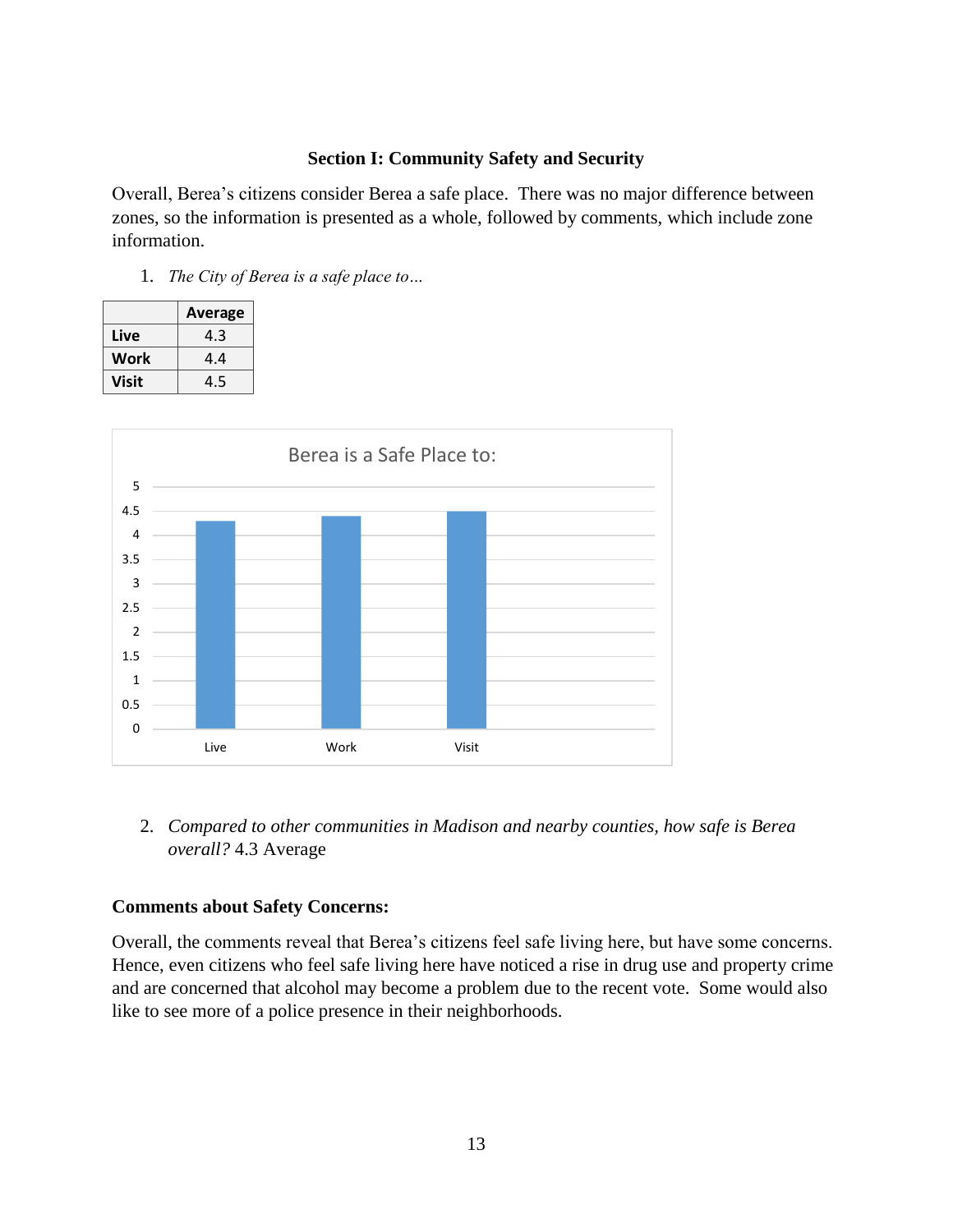### Section I: Community Safety and Security

Overall, Berea's citizens consider Berea a safe place. There was no major difference between zones, so the information is presented as a whole, followed by comments, which include zone information.

1. *The City of Berea is a safe place to…*

| | Average |
|---|---|
| **Live** | 4.3 |
| **Work** | 4.4 |
| **Visit** | 4.5 |

2. *Compared to other communities in Madison and nearby counties, how safe is Berea overall?* 4.3 Average

**Comments about Safety Concerns:**

Overall, the comments reveal that Berea's citizens feel safe living here, but have some concerns. Hence, even citizens who feel safe living here have noticed a rise in drug use and property crime and are concerned that alcohol may become a problem due to the recent vote. Some would also like to see more of a police presence in their neighborhoods.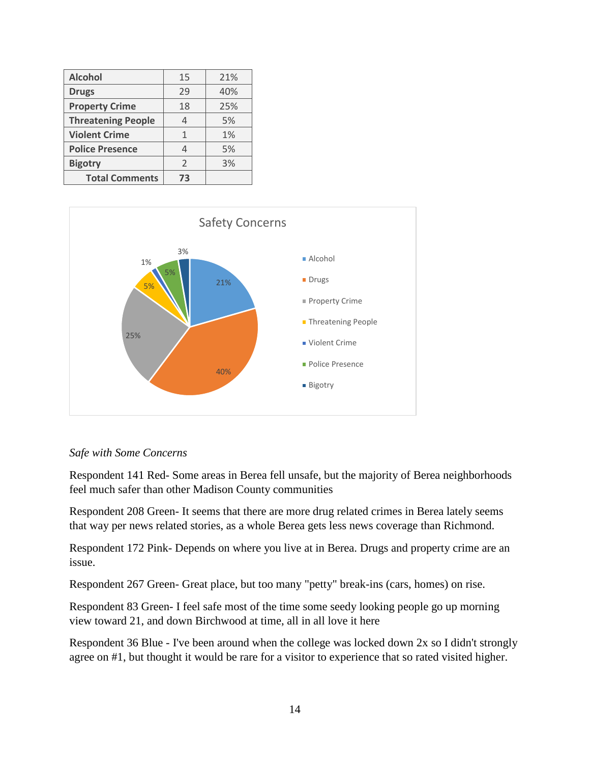| Alcohol | 15 | 21% |
|---|---|---|
| Drugs | 29 | 40% |
| Property Crime | 18 | 25% |
| Threatening People | 4 | 5% |
| Violent Crime | 1 | 1% |
| Police Presence | 4 | 5% |
| Bigotry | 2 | 3% |
| **Total Comments** | **73** | |

*Safe with Some Concerns*

Respondent 141 Red- Some areas in Berea fell unsafe, but the majority of Berea neighborhoods feel much safer than other Madison County communities

Respondent 208 Green- It seems that there are more drug related crimes in Berea lately seems that way per news related stories, as a whole Berea gets less news coverage than Richmond.

Respondent 172 Pink- Depends on where you live at in Berea. Drugs and property crime are an issue.

Respondent 267 Green- Great place, but too many "petty" break-ins (cars, homes) on rise.

Respondent 83 Green- I feel safe most of the time some seedy looking people go up morning view toward 21, and down Birchwood at time, all in all love it here

Respondent 36 Blue - I've been around when the college was locked down 2x so I didn't strongly agree on #1, but thought it would be rare for a visitor to experience that so rated visited higher.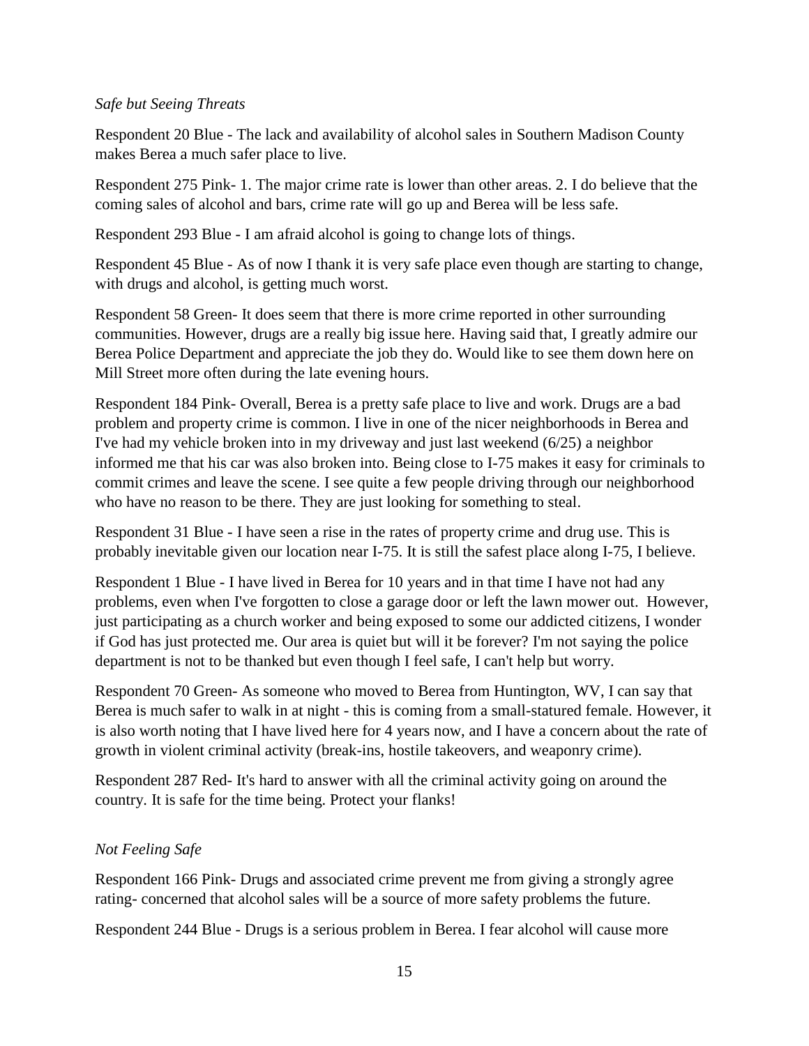*Safe but Seeing Threats*

Respondent 20 Blue - The lack and availability of alcohol sales in Southern Madison County makes Berea a much safer place to live.

Respondent 275 Pink- 1. The major crime rate is lower than other areas. 2. I do believe that the coming sales of alcohol and bars, crime rate will go up and Berea will be less safe.

Respondent 293 Blue - I am afraid alcohol is going to change lots of things.

Respondent 45 Blue - As of now I thank it is very safe place even though are starting to change, with drugs and alcohol, is getting much worst.

Respondent 58 Green- It does seem that there is more crime reported in other surrounding communities. However, drugs are a really big issue here. Having said that, I greatly admire our Berea Police Department and appreciate the job they do. Would like to see them down here on Mill Street more often during the late evening hours.

Respondent 184 Pink- Overall, Berea is a pretty safe place to live and work. Drugs are a bad problem and property crime is common. I live in one of the nicer neighborhoods in Berea and I've had my vehicle broken into in my driveway and just last weekend (6/25) a neighbor informed me that his car was also broken into. Being close to I-75 makes it easy for criminals to commit crimes and leave the scene. I see quite a few people driving through our neighborhood who have no reason to be there. They are just looking for something to steal.

Respondent 31 Blue - I have seen a rise in the rates of property crime and drug use. This is probably inevitable given our location near I-75. It is still the safest place along I-75, I believe.

Respondent 1 Blue - I have lived in Berea for 10 years and in that time I have not had any problems, even when I've forgotten to close a garage door or left the lawn mower out. However, just participating as a church worker and being exposed to some our addicted citizens, I wonder if God has just protected me. Our area is quiet but will it be forever? I'm not saying the police department is not to be thanked but even though I feel safe, I can't help but worry.

Respondent 70 Green- As someone who moved to Berea from Huntington, WV, I can say that Berea is much safer to walk in at night - this is coming from a small-statured female. However, it is also worth noting that I have lived here for 4 years now, and I have a concern about the rate of growth in violent criminal activity (break-ins, hostile takeovers, and weaponry crime).

Respondent 287 Red- It's hard to answer with all the criminal activity going on around the country. It is safe for the time being. Protect your flanks!

*Not Feeling Safe*

Respondent 166 Pink- Drugs and associated crime prevent me from giving a strongly agree rating- concerned that alcohol sales will be a source of more safety problems the future.

Respondent 244 Blue - Drugs is a serious problem in Berea. I fear alcohol will cause more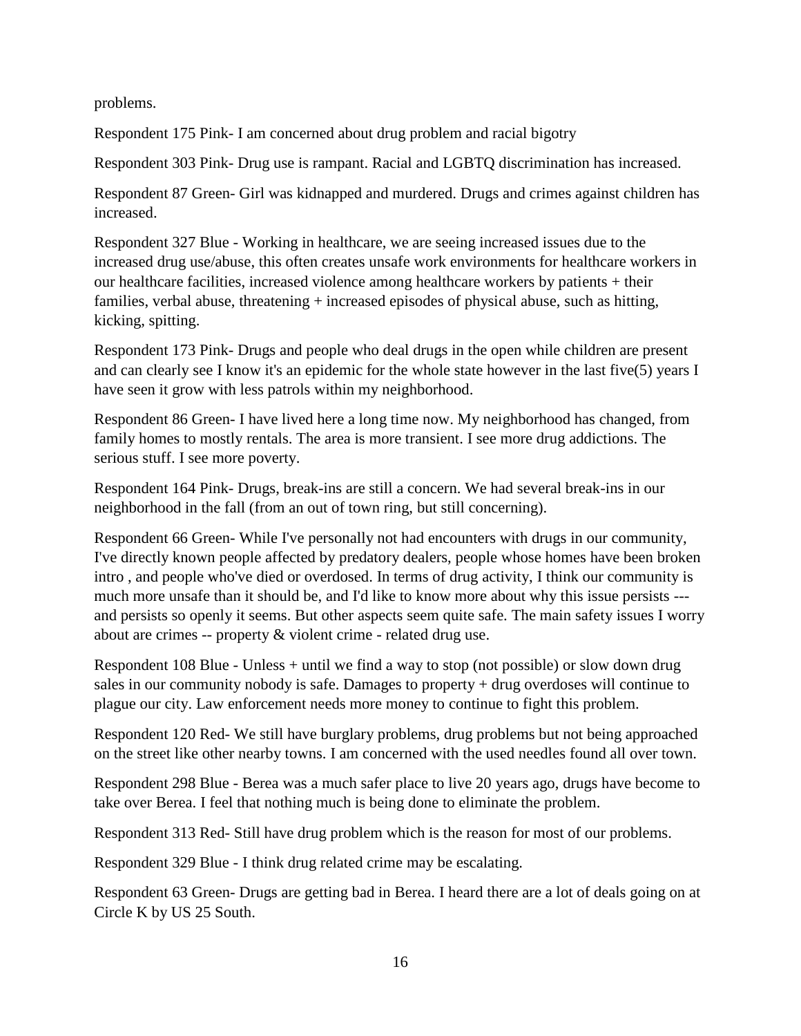problems.

Respondent 175 Pink- I am concerned about drug problem and racial bigotry

Respondent 303 Pink- Drug use is rampant. Racial and LGBTQ discrimination has increased.

Respondent 87 Green- Girl was kidnapped and murdered. Drugs and crimes against children has increased.

Respondent 327 Blue - Working in healthcare, we are seeing increased issues due to the increased drug use/abuse, this often creates unsafe work environments for healthcare workers in our healthcare facilities, increased violence among healthcare workers by patients + their families, verbal abuse, threatening + increased episodes of physical abuse, such as hitting, kicking, spitting.

Respondent 173 Pink- Drugs and people who deal drugs in the open while children are present and can clearly see I know it's an epidemic for the whole state however in the last five(5) years I have seen it grow with less patrols within my neighborhood.

Respondent 86 Green- I have lived here a long time now. My neighborhood has changed, from family homes to mostly rentals. The area is more transient. I see more drug addictions. The serious stuff. I see more poverty.

Respondent 164 Pink- Drugs, break-ins are still a concern. We had several break-ins in our neighborhood in the fall (from an out of town ring, but still concerning).

Respondent 66 Green- While I've personally not had encounters with drugs in our community, I've directly known people affected by predatory dealers, people whose homes have been broken intro , and people who've died or overdosed. In terms of drug activity, I think our community is much more unsafe than it should be, and I'd like to know more about why this issue persists --- and persists so openly it seems. But other aspects seem quite safe. The main safety issues I worry about are crimes -- property & violent crime - related drug use.

Respondent 108 Blue - Unless + until we find a way to stop (not possible) or slow down drug sales in our community nobody is safe. Damages to property + drug overdoses will continue to plague our city. Law enforcement needs more money to continue to fight this problem.

Respondent 120 Red- We still have burglary problems, drug problems but not being approached on the street like other nearby towns. I am concerned with the used needles found all over town.

Respondent 298 Blue - Berea was a much safer place to live 20 years ago, drugs have become to take over Berea. I feel that nothing much is being done to eliminate the problem.

Respondent 313 Red- Still have drug problem which is the reason for most of our problems.

Respondent 329 Blue - I think drug related crime may be escalating.

Respondent 63 Green- Drugs are getting bad in Berea. I heard there are a lot of deals going on at Circle K by US 25 South.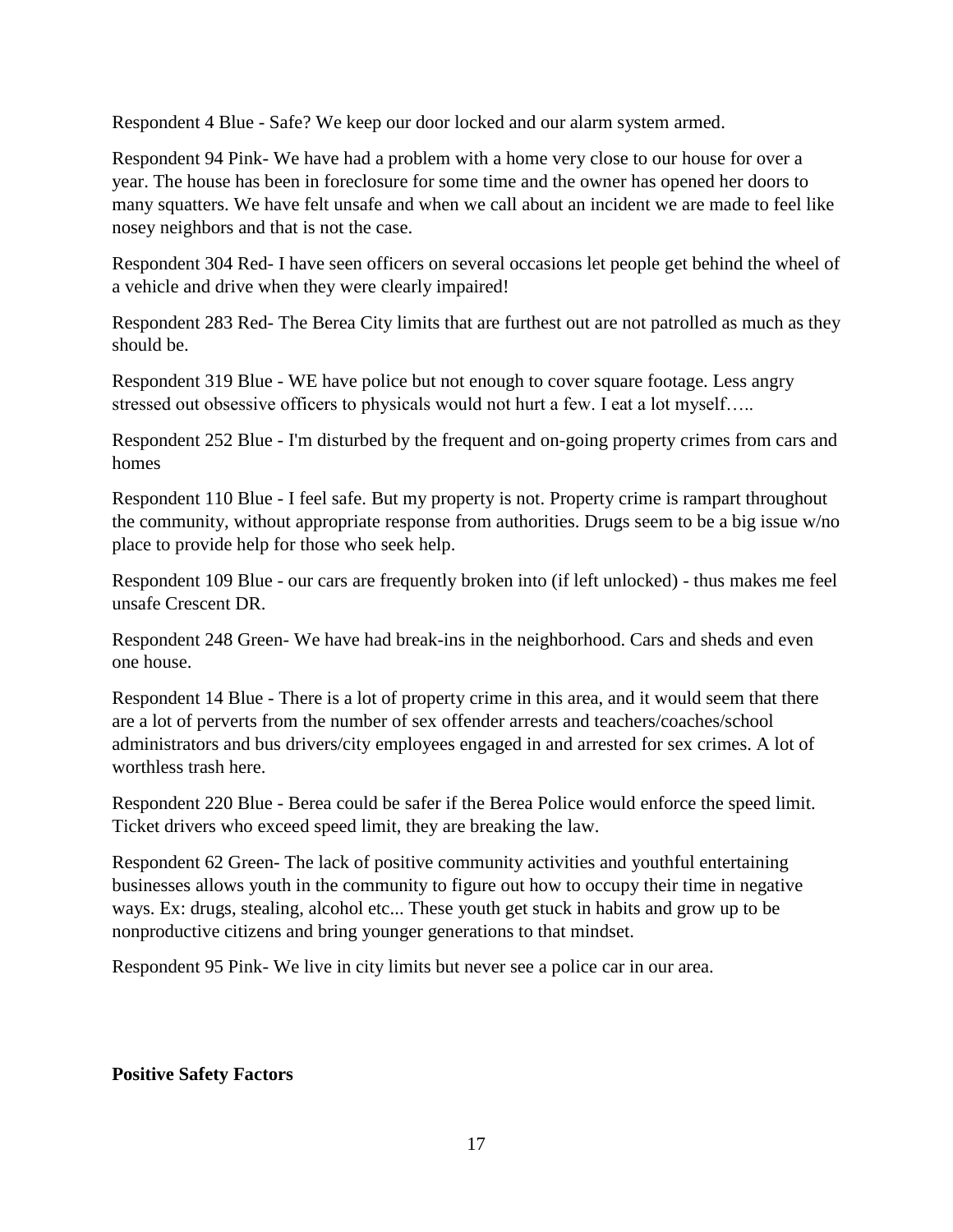Respondent 4 Blue - Safe? We keep our door locked and our alarm system armed.

Respondent 94 Pink- We have had a problem with a home very close to our house for over a year. The house has been in foreclosure for some time and the owner has opened her doors to many squatters. We have felt unsafe and when we call about an incident we are made to feel like nosey neighbors and that is not the case.

Respondent 304 Red- I have seen officers on several occasions let people get behind the wheel of a vehicle and drive when they were clearly impaired!

Respondent 283 Red- The Berea City limits that are furthest out are not patrolled as much as they should be.

Respondent 319 Blue - WE have police but not enough to cover square footage. Less angry stressed out obsessive officers to physicals would not hurt a few. I eat a lot myself…..

Respondent 252 Blue - I'm disturbed by the frequent and on-going property crimes from cars and homes

Respondent 110 Blue - I feel safe. But my property is not. Property crime is rampart throughout the community, without appropriate response from authorities. Drugs seem to be a big issue w/no place to provide help for those who seek help.

Respondent 109 Blue - our cars are frequently broken into (if left unlocked) - thus makes me feel unsafe Crescent DR.

Respondent 248 Green- We have had break-ins in the neighborhood. Cars and sheds and even one house.

Respondent 14 Blue - There is a lot of property crime in this area, and it would seem that there are a lot of perverts from the number of sex offender arrests and teachers/coaches/school administrators and bus drivers/city employees engaged in and arrested for sex crimes. A lot of worthless trash here.

Respondent 220 Blue - Berea could be safer if the Berea Police would enforce the speed limit. Ticket drivers who exceed speed limit, they are breaking the law.

Respondent 62 Green- The lack of positive community activities and youthful entertaining businesses allows youth in the community to figure out how to occupy their time in negative ways. Ex: drugs, stealing, alcohol etc... These youth get stuck in habits and grow up to be nonproductive citizens and bring younger generations to that mindset.

Respondent 95 Pink- We live in city limits but never see a police car in our area.

**Positive Safety Factors**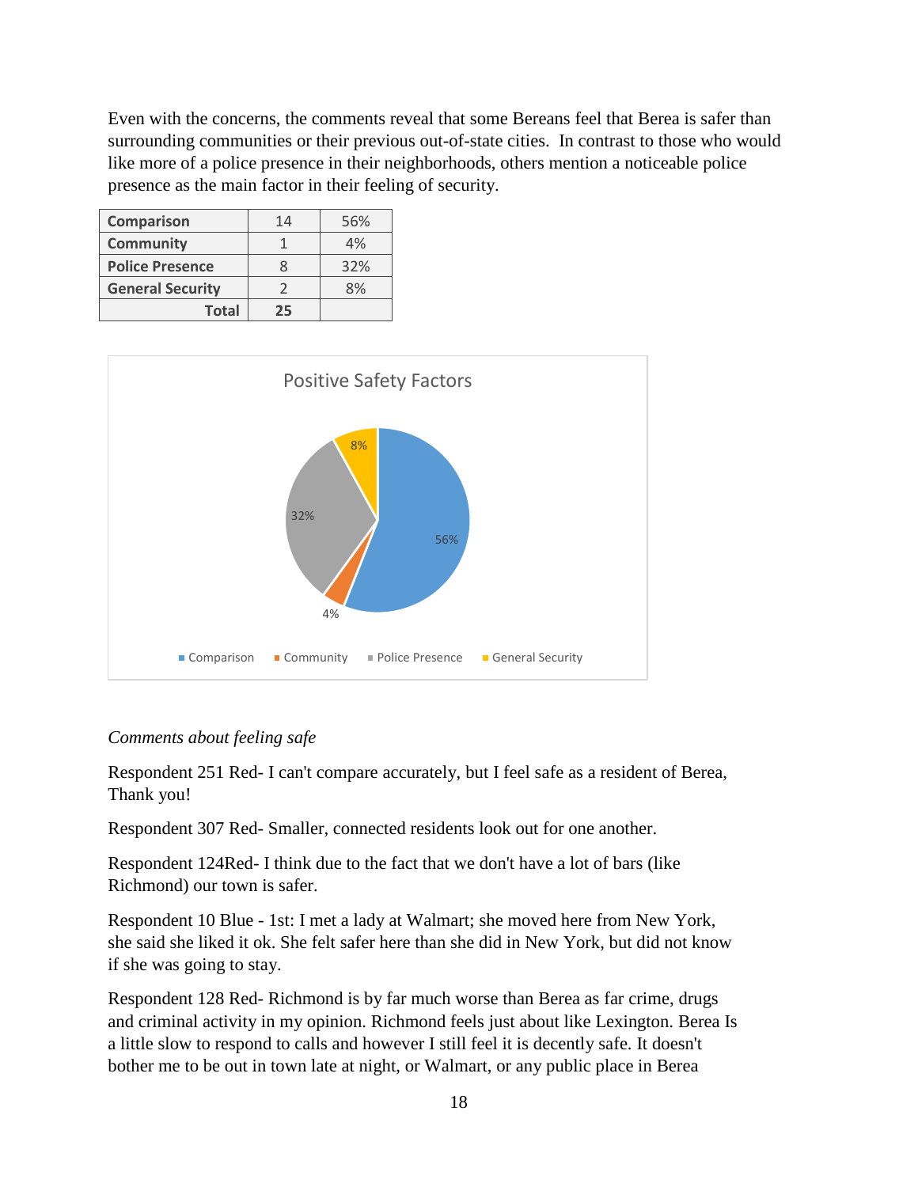Even with the concerns, the comments reveal that some Bereans feel that Berea is safer than surrounding communities or their previous out-of-state cities. In contrast to those who would like more of a police presence in their neighborhoods, others mention a noticeable police presence as the main factor in their feeling of security.

| | | |
|---|---|---|
| **Comparison** | 14 | 56% |
| **Community** | 1 | 4% |
| **Police Presence** | 8 | 32% |
| **General Security** | 2 | 8% |
| **Total** | **25** | |

Positive Safety Factors

| Category | Percent |
|---|---|
| Comparison | 56% |
| Community | 4% |
| Police Presence | 32% |
| General Security | 8% |

*Comments about feeling safe*

Respondent 251 Red- I can't compare accurately, but I feel safe as a resident of Berea, Thank you!

Respondent 307 Red- Smaller, connected residents look out for one another.

Respondent 124Red- I think due to the fact that we don't have a lot of bars (like Richmond) our town is safer.

Respondent 10 Blue - 1st: I met a lady at Walmart; she moved here from New York, she said she liked it ok. She felt safer here than she did in New York, but did not know if she was going to stay.

Respondent 128 Red- Richmond is by far much worse than Berea as far crime, drugs and criminal activity in my opinion. Richmond feels just about like Lexington. Berea Is a little slow to respond to calls and however I still feel it is decently safe. It doesn't bother me to be out in town late at night, or Walmart, or any public place in Berea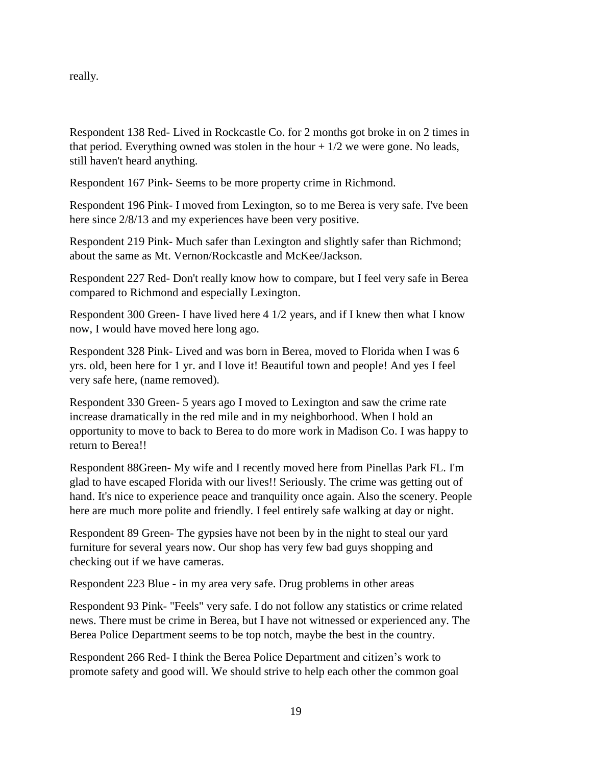really.

Respondent 138 Red- Lived in Rockcastle Co. for 2 months got broke in on 2 times in that period. Everything owned was stolen in the hour + 1/2 we were gone. No leads, still haven't heard anything.

Respondent 167 Pink- Seems to be more property crime in Richmond.

Respondent 196 Pink- I moved from Lexington, so to me Berea is very safe. I've been here since 2/8/13 and my experiences have been very positive.

Respondent 219 Pink- Much safer than Lexington and slightly safer than Richmond; about the same as Mt. Vernon/Rockcastle and McKee/Jackson.

Respondent 227 Red- Don't really know how to compare, but I feel very safe in Berea compared to Richmond and especially Lexington.

Respondent 300 Green- I have lived here 4 1/2 years, and if I knew then what I know now, I would have moved here long ago.

Respondent 328 Pink- Lived and was born in Berea, moved to Florida when I was 6 yrs. old, been here for 1 yr. and I love it! Beautiful town and people! And yes I feel very safe here, (name removed).

Respondent 330 Green- 5 years ago I moved to Lexington and saw the crime rate increase dramatically in the red mile and in my neighborhood. When I hold an opportunity to move to back to Berea to do more work in Madison Co. I was happy to return to Berea!!

Respondent 88Green- My wife and I recently moved here from Pinellas Park FL. I'm glad to have escaped Florida with our lives!! Seriously. The crime was getting out of hand. It's nice to experience peace and tranquility once again. Also the scenery. People here are much more polite and friendly. I feel entirely safe walking at day or night.

Respondent 89 Green- The gypsies have not been by in the night to steal our yard furniture for several years now. Our shop has very few bad guys shopping and checking out if we have cameras.

Respondent 223 Blue - in my area very safe. Drug problems in other areas

Respondent 93 Pink- "Feels" very safe. I do not follow any statistics or crime related news. There must be crime in Berea, but I have not witnessed or experienced any. The Berea Police Department seems to be top notch, maybe the best in the country.

Respondent 266 Red- I think the Berea Police Department and citizen's work to promote safety and good will. We should strive to help each other the common goal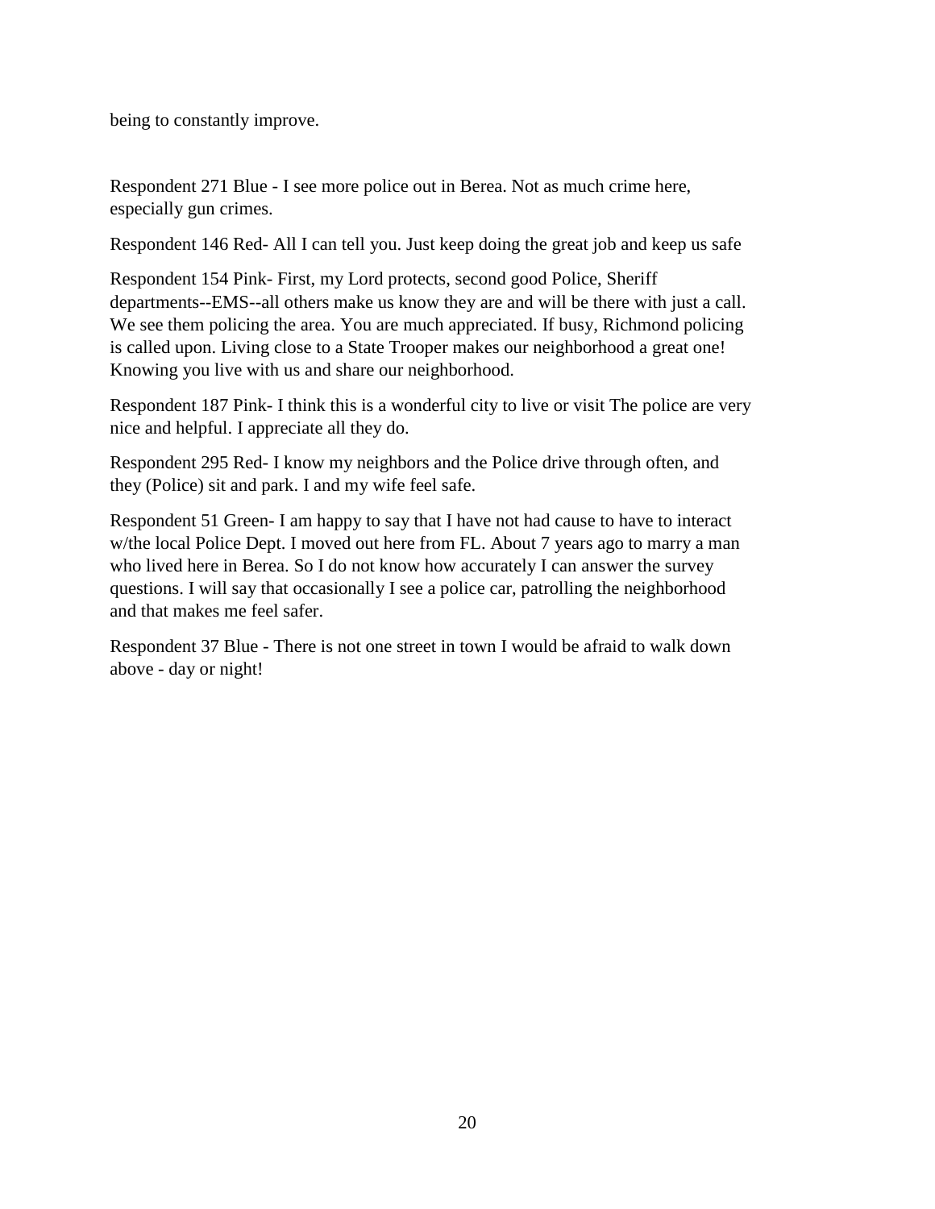being to constantly improve.

Respondent 271 Blue - I see more police out in Berea. Not as much crime here, especially gun crimes.

Respondent 146 Red- All I can tell you. Just keep doing the great job and keep us safe

Respondent 154 Pink- First, my Lord protects, second good Police, Sheriff departments--EMS--all others make us know they are and will be there with just a call. We see them policing the area. You are much appreciated. If busy, Richmond policing is called upon. Living close to a State Trooper makes our neighborhood a great one! Knowing you live with us and share our neighborhood.

Respondent 187 Pink- I think this is a wonderful city to live or visit The police are very nice and helpful. I appreciate all they do.

Respondent 295 Red- I know my neighbors and the Police drive through often, and they (Police) sit and park. I and my wife feel safe.

Respondent 51 Green- I am happy to say that I have not had cause to have to interact w/the local Police Dept. I moved out here from FL. About 7 years ago to marry a man who lived here in Berea. So I do not know how accurately I can answer the survey questions. I will say that occasionally I see a police car, patrolling the neighborhood and that makes me feel safer.

Respondent 37 Blue - There is not one street in town I would be afraid to walk down above - day or night!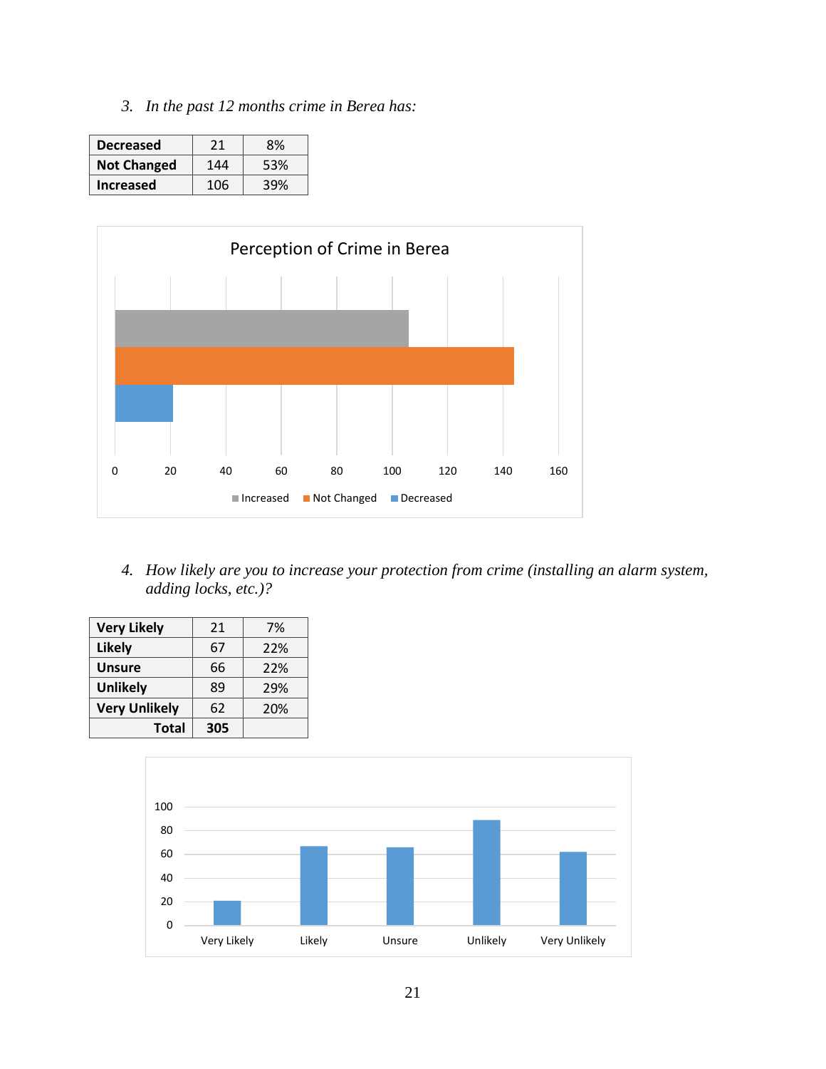3. *In the past 12 months crime in Berea has:*

| | | |
|---|---|---|
| **Decreased** | 21 | 8% |
| **Not Changed** | 144 | 53% |
| **Increased** | 106 | 39% |

Perception of Crime in Berea

4. *How likely are you to increase your protection from crime (installing an alarm system, adding locks, etc.)?*

| | | |
|---|---|---|
| **Very Likely** | 21 | 7% |
| **Likely** | 67 | 22% |
| **Unsure** | 66 | 22% |
| **Unlikely** | 89 | 29% |
| **Very Unlikely** | 62 | 20% |
| **Total** | **305** | |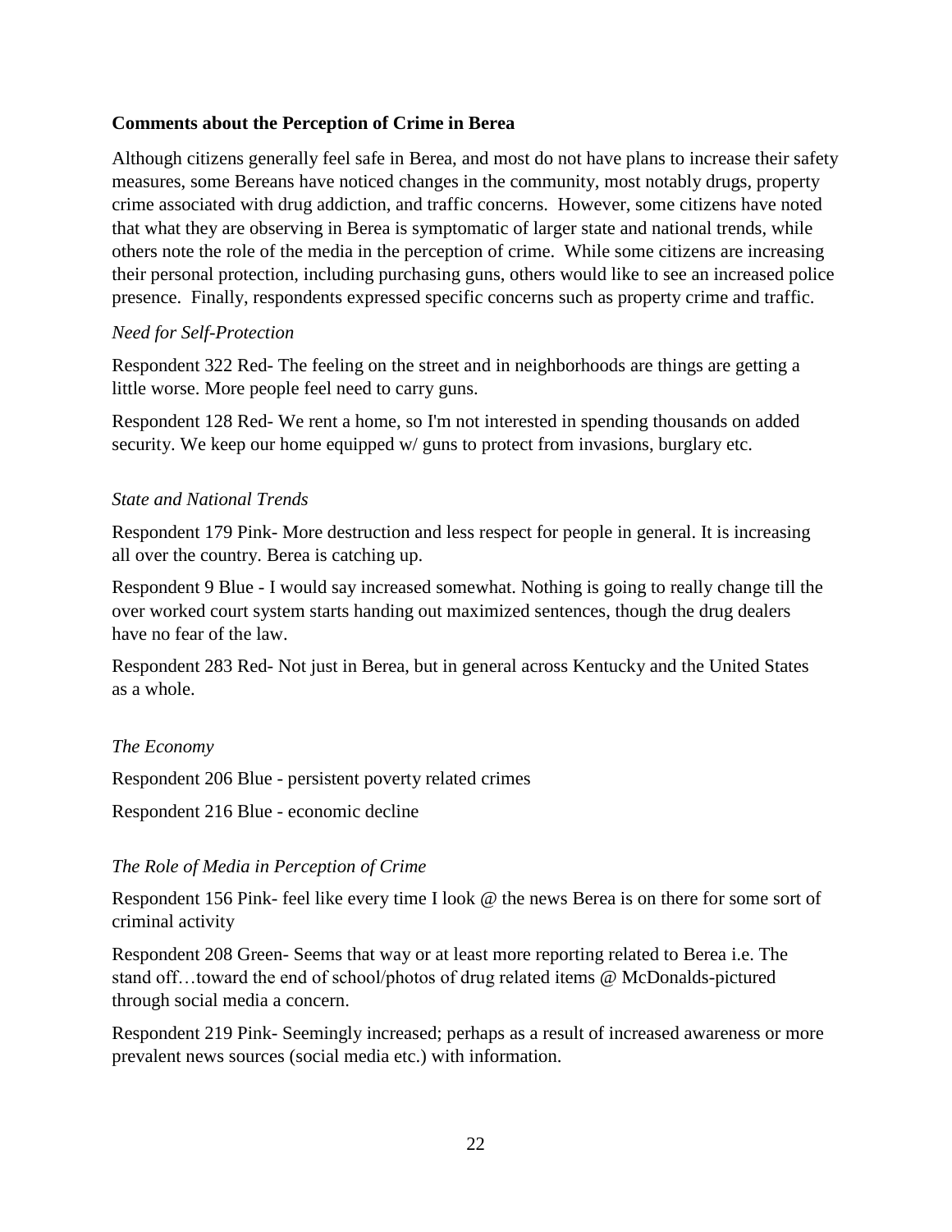**Comments about the Perception of Crime in Berea**

Although citizens generally feel safe in Berea, and most do not have plans to increase their safety measures, some Bereans have noticed changes in the community, most notably drugs, property crime associated with drug addiction, and traffic concerns. However, some citizens have noted that what they are observing in Berea is symptomatic of larger state and national trends, while others note the role of the media in the perception of crime. While some citizens are increasing their personal protection, including purchasing guns, others would like to see an increased police presence. Finally, respondents expressed specific concerns such as property crime and traffic.

*Need for Self-Protection*

Respondent 322 Red- The feeling on the street and in neighborhoods are things are getting a little worse. More people feel need to carry guns.

Respondent 128 Red- We rent a home, so I'm not interested in spending thousands on added security. We keep our home equipped w/ guns to protect from invasions, burglary etc.

*State and National Trends*

Respondent 179 Pink- More destruction and less respect for people in general. It is increasing all over the country. Berea is catching up.

Respondent 9 Blue - I would say increased somewhat. Nothing is going to really change till the over worked court system starts handing out maximized sentences, though the drug dealers have no fear of the law.

Respondent 283 Red- Not just in Berea, but in general across Kentucky and the United States as a whole.

*The Economy*

Respondent 206 Blue - persistent poverty related crimes

Respondent 216 Blue - economic decline

*The Role of Media in Perception of Crime*

Respondent 156 Pink- feel like every time I look @ the news Berea is on there for some sort of criminal activity

Respondent 208 Green- Seems that way or at least more reporting related to Berea i.e. The stand off…toward the end of school/photos of drug related items @ McDonalds-pictured through social media a concern.

Respondent 219 Pink- Seemingly increased; perhaps as a result of increased awareness or more prevalent news sources (social media etc.) with information.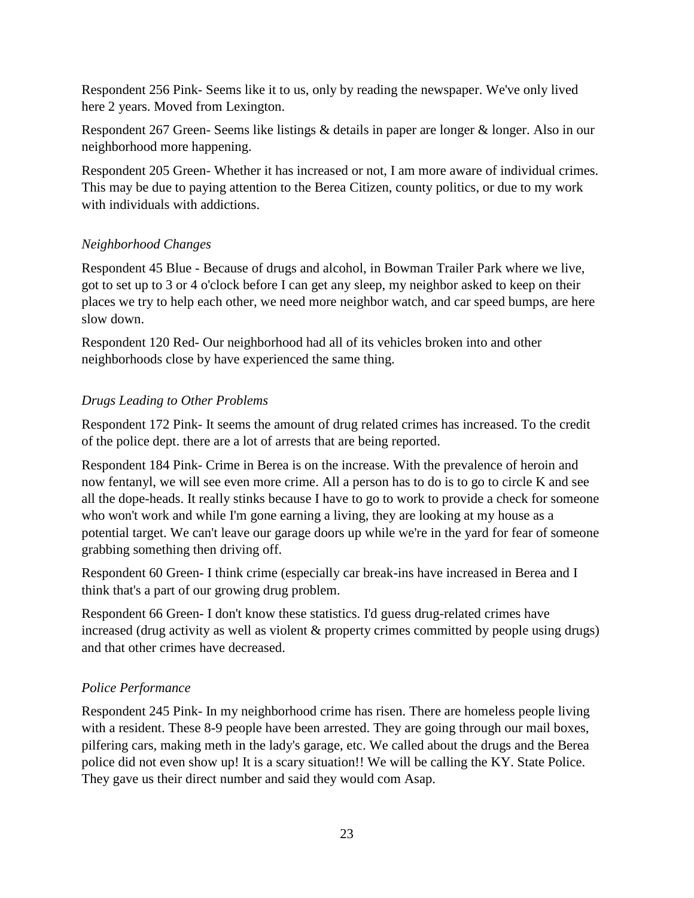Respondent 256 Pink- Seems like it to us, only by reading the newspaper. We've only lived here 2 years. Moved from Lexington.

Respondent 267 Green- Seems like listings & details in paper are longer & longer. Also in our neighborhood more happening.

Respondent 205 Green- Whether it has increased or not, I am more aware of individual crimes. This may be due to paying attention to the Berea Citizen, county politics, or due to my work with individuals with addictions.

*Neighborhood Changes*

Respondent 45 Blue - Because of drugs and alcohol, in Bowman Trailer Park where we live, got to set up to 3 or 4 o'clock before I can get any sleep, my neighbor asked to keep on their places we try to help each other, we need more neighbor watch, and car speed bumps, are here slow down.

Respondent 120 Red- Our neighborhood had all of its vehicles broken into and other neighborhoods close by have experienced the same thing.

*Drugs Leading to Other Problems*

Respondent 172 Pink- It seems the amount of drug related crimes has increased. To the credit of the police dept. there are a lot of arrests that are being reported.

Respondent 184 Pink- Crime in Berea is on the increase. With the prevalence of heroin and now fentanyl, we will see even more crime. All a person has to do is to go to circle K and see all the dope-heads. It really stinks because I have to go to work to provide a check for someone who won't work and while I'm gone earning a living, they are looking at my house as a potential target. We can't leave our garage doors up while we're in the yard for fear of someone grabbing something then driving off.

Respondent 60 Green- I think crime (especially car break-ins have increased in Berea and I think that's a part of our growing drug problem.

Respondent 66 Green- I don't know these statistics. I'd guess drug-related crimes have increased (drug activity as well as violent & property crimes committed by people using drugs) and that other crimes have decreased.

*Police Performance*

Respondent 245 Pink- In my neighborhood crime has risen. There are homeless people living with a resident. These 8-9 people have been arrested. They are going through our mail boxes, pilfering cars, making meth in the lady's garage, etc. We called about the drugs and the Berea police did not even show up! It is a scary situation!! We will be calling the KY. State Police. They gave us their direct number and said they would com Asap.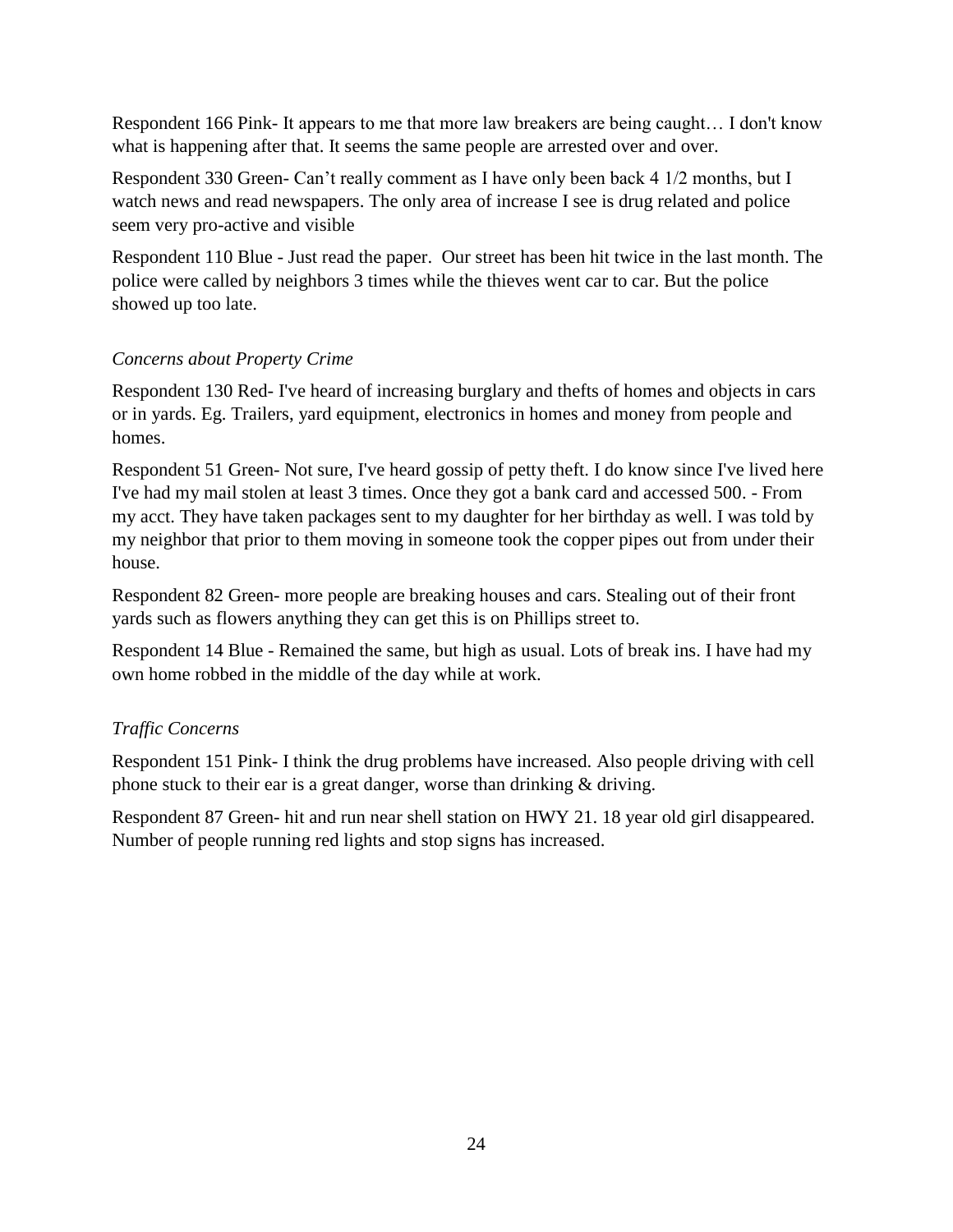Respondent 166 Pink- It appears to me that more law breakers are being caught… I don't know what is happening after that. It seems the same people are arrested over and over.

Respondent 330 Green- Can't really comment as I have only been back 4 1/2 months, but I watch news and read newspapers. The only area of increase I see is drug related and police seem very pro-active and visible

Respondent 110 Blue - Just read the paper.  Our street has been hit twice in the last month. The police were called by neighbors 3 times while the thieves went car to car. But the police showed up too late.

*Concerns about Property Crime*

Respondent 130 Red- I've heard of increasing burglary and thefts of homes and objects in cars or in yards. Eg. Trailers, yard equipment, electronics in homes and money from people and homes.

Respondent 51 Green- Not sure, I've heard gossip of petty theft. I do know since I've lived here I've had my mail stolen at least 3 times. Once they got a bank card and accessed 500. - From my acct. They have taken packages sent to my daughter for her birthday as well. I was told by my neighbor that prior to them moving in someone took the copper pipes out from under their house.

Respondent 82 Green- more people are breaking houses and cars. Stealing out of their front yards such as flowers anything they can get this is on Phillips street to.

Respondent 14 Blue - Remained the same, but high as usual. Lots of break ins. I have had my own home robbed in the middle of the day while at work.

*Traffic Concerns*

Respondent 151 Pink- I think the drug problems have increased. Also people driving with cell phone stuck to their ear is a great danger, worse than drinking & driving.

Respondent 87 Green- hit and run near shell station on HWY 21. 18 year old girl disappeared. Number of people running red lights and stop signs has increased.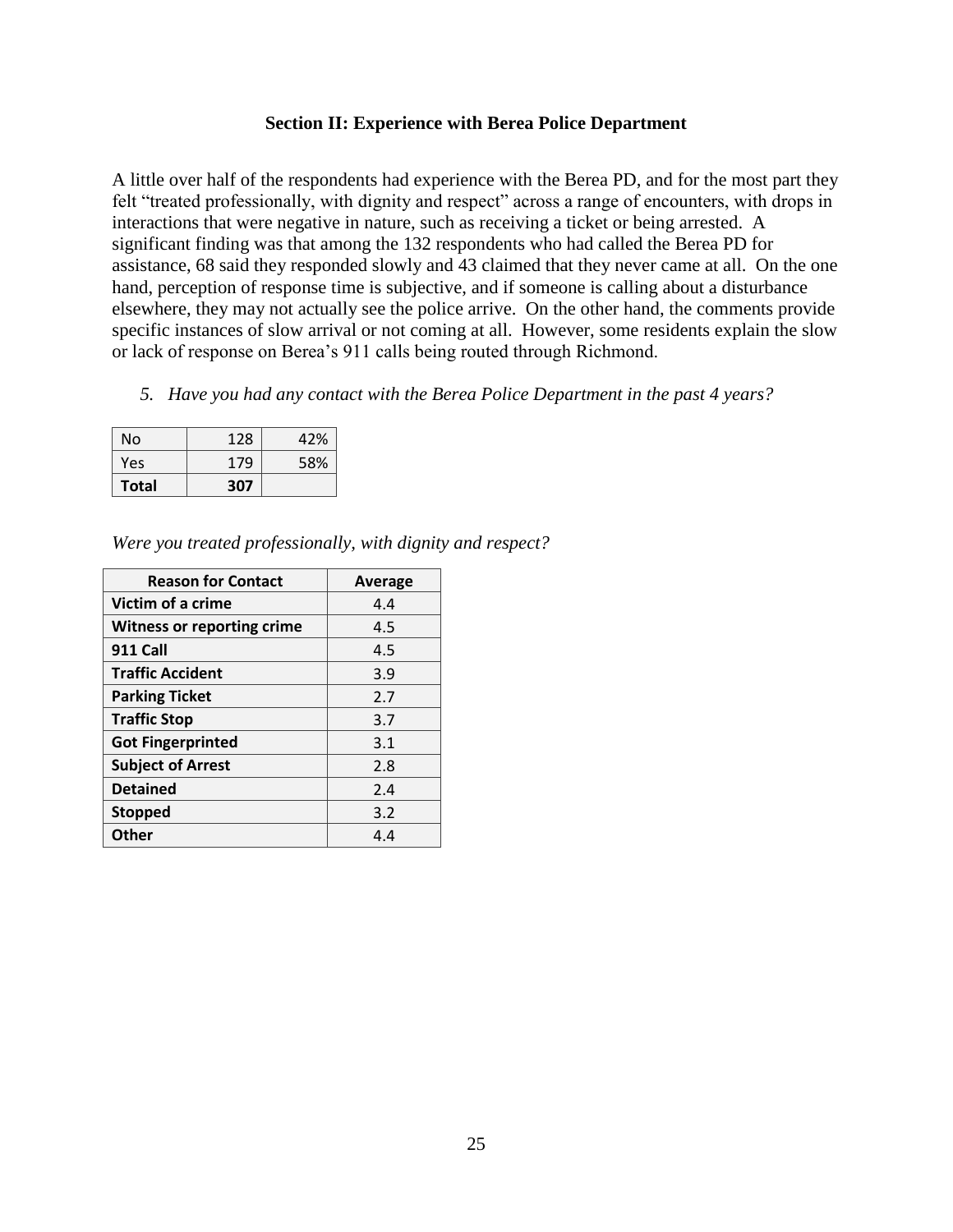## Section II: Experience with Berea Police Department

A little over half of the respondents had experience with the Berea PD, and for the most part they felt "treated professionally, with dignity and respect" across a range of encounters, with drops in interactions that were negative in nature, such as receiving a ticket or being arrested. A significant finding was that among the 132 respondents who had called the Berea PD for assistance, 68 said they responded slowly and 43 claimed that they never came at all. On the one hand, perception of response time is subjective, and if someone is calling about a disturbance elsewhere, they may not actually see the police arrive. On the other hand, the comments provide specific instances of slow arrival or not coming at all. However, some residents explain the slow or lack of response on Berea's 911 calls being routed through Richmond.

*5. Have you had any contact with the Berea Police Department in the past 4 years?*

| | | |
|---|---|---|
| No | 128 | 42% |
| Yes | 179 | 58% |
| **Total** | **307** | |

*Were you treated professionally, with dignity and respect?*

| Reason for Contact | Average |
|---|---|
| **Victim of a crime** | 4.4 |
| **Witness or reporting crime** | 4.5 |
| **911 Call** | 4.5 |
| **Traffic Accident** | 3.9 |
| **Parking Ticket** | 2.7 |
| **Traffic Stop** | 3.7 |
| **Got Fingerprinted** | 3.1 |
| **Subject of Arrest** | 2.8 |
| **Detained** | 2.4 |
| **Stopped** | 3.2 |
| **Other** | 4.4 |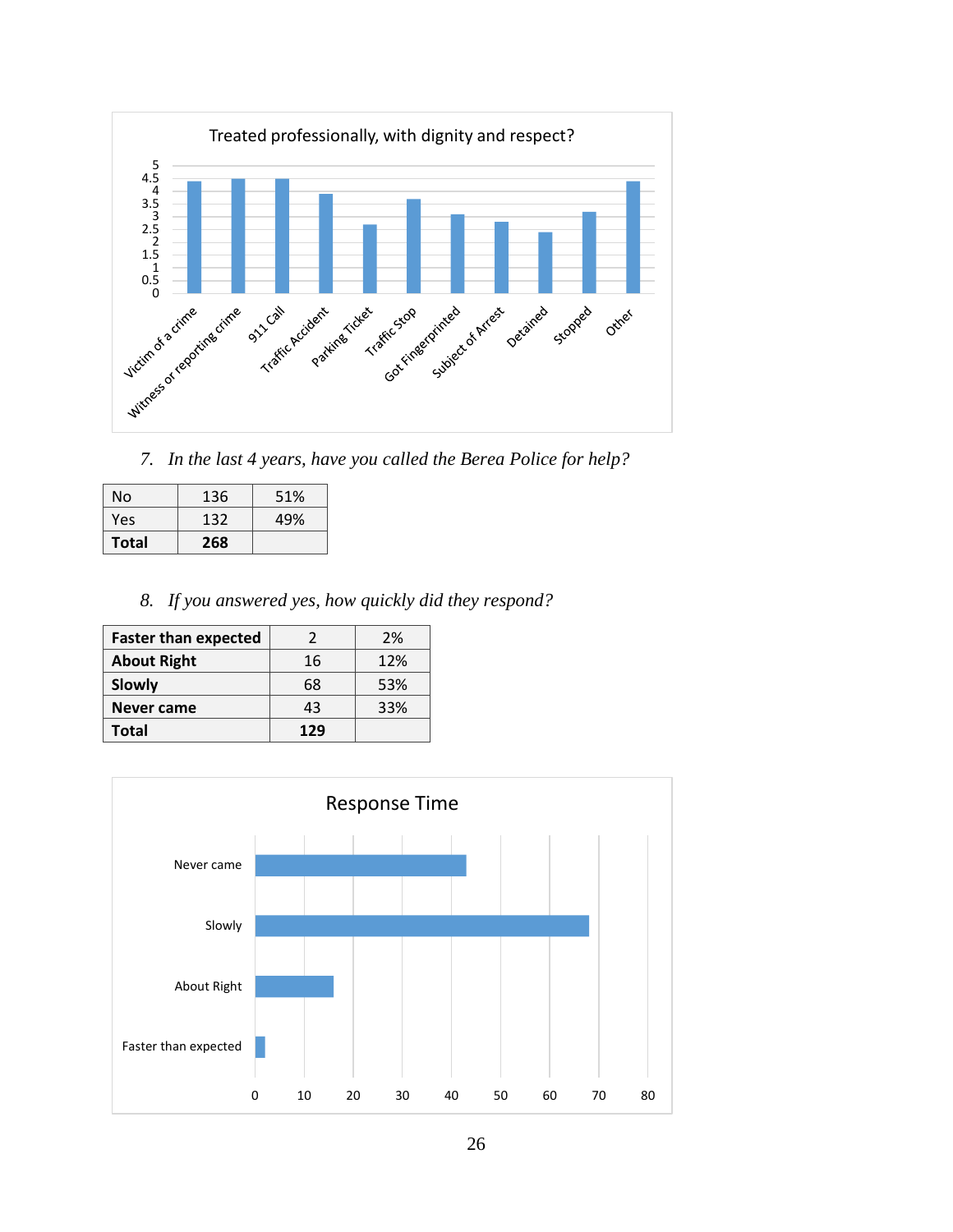Treated professionally, with dignity and respect?

7. *In the last 4 years, have you called the Berea Police for help?*

| No | 136 | 51% |
|---|---|---|
| Yes | 132 | 49% |
| **Total** | **268** | |

8. *If you answered yes, how quickly did they respond?*

| **Faster than expected** | 2 | 2% |
|---|---|---|
| **About Right** | 16 | 12% |
| **Slowly** | 68 | 53% |
| **Never came** | 43 | 33% |
| **Total** | **129** | |

Response Time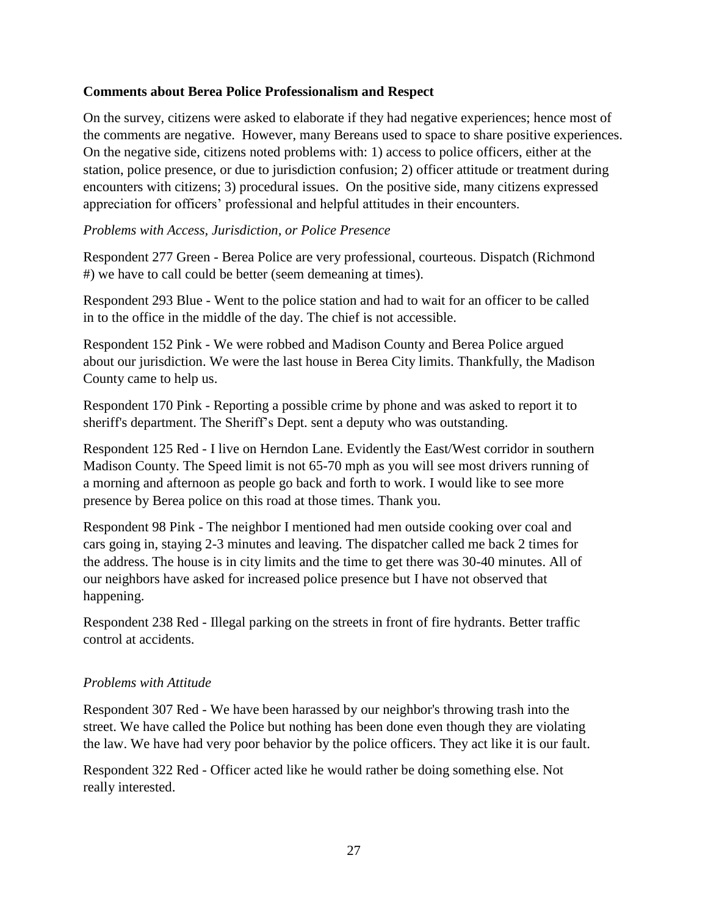**Comments about Berea Police Professionalism and Respect**

On the survey, citizens were asked to elaborate if they had negative experiences; hence most of the comments are negative. However, many Bereans used to space to share positive experiences. On the negative side, citizens noted problems with: 1) access to police officers, either at the station, police presence, or due to jurisdiction confusion; 2) officer attitude or treatment during encounters with citizens; 3) procedural issues. On the positive side, many citizens expressed appreciation for officers' professional and helpful attitudes in their encounters.

*Problems with Access, Jurisdiction, or Police Presence*

Respondent 277 Green - Berea Police are very professional, courteous. Dispatch (Richmond #) we have to call could be better (seem demeaning at times).

Respondent 293 Blue - Went to the police station and had to wait for an officer to be called in to the office in the middle of the day. The chief is not accessible.

Respondent 152 Pink - We were robbed and Madison County and Berea Police argued about our jurisdiction. We were the last house in Berea City limits. Thankfully, the Madison County came to help us.

Respondent 170 Pink - Reporting a possible crime by phone and was asked to report it to sheriff's department. The Sheriff's Dept. sent a deputy who was outstanding.

Respondent 125 Red - I live on Herndon Lane. Evidently the East/West corridor in southern Madison County. The Speed limit is not 65-70 mph as you will see most drivers running of a morning and afternoon as people go back and forth to work. I would like to see more presence by Berea police on this road at those times. Thank you.

Respondent 98 Pink - The neighbor I mentioned had men outside cooking over coal and cars going in, staying 2-3 minutes and leaving. The dispatcher called me back 2 times for the address. The house is in city limits and the time to get there was 30-40 minutes. All of our neighbors have asked for increased police presence but I have not observed that happening.

Respondent 238 Red - Illegal parking on the streets in front of fire hydrants. Better traffic control at accidents.

*Problems with Attitude*

Respondent 307 Red - We have been harassed by our neighbor's throwing trash into the street. We have called the Police but nothing has been done even though they are violating the law. We have had very poor behavior by the police officers. They act like it is our fault.

Respondent 322 Red - Officer acted like he would rather be doing something else. Not really interested.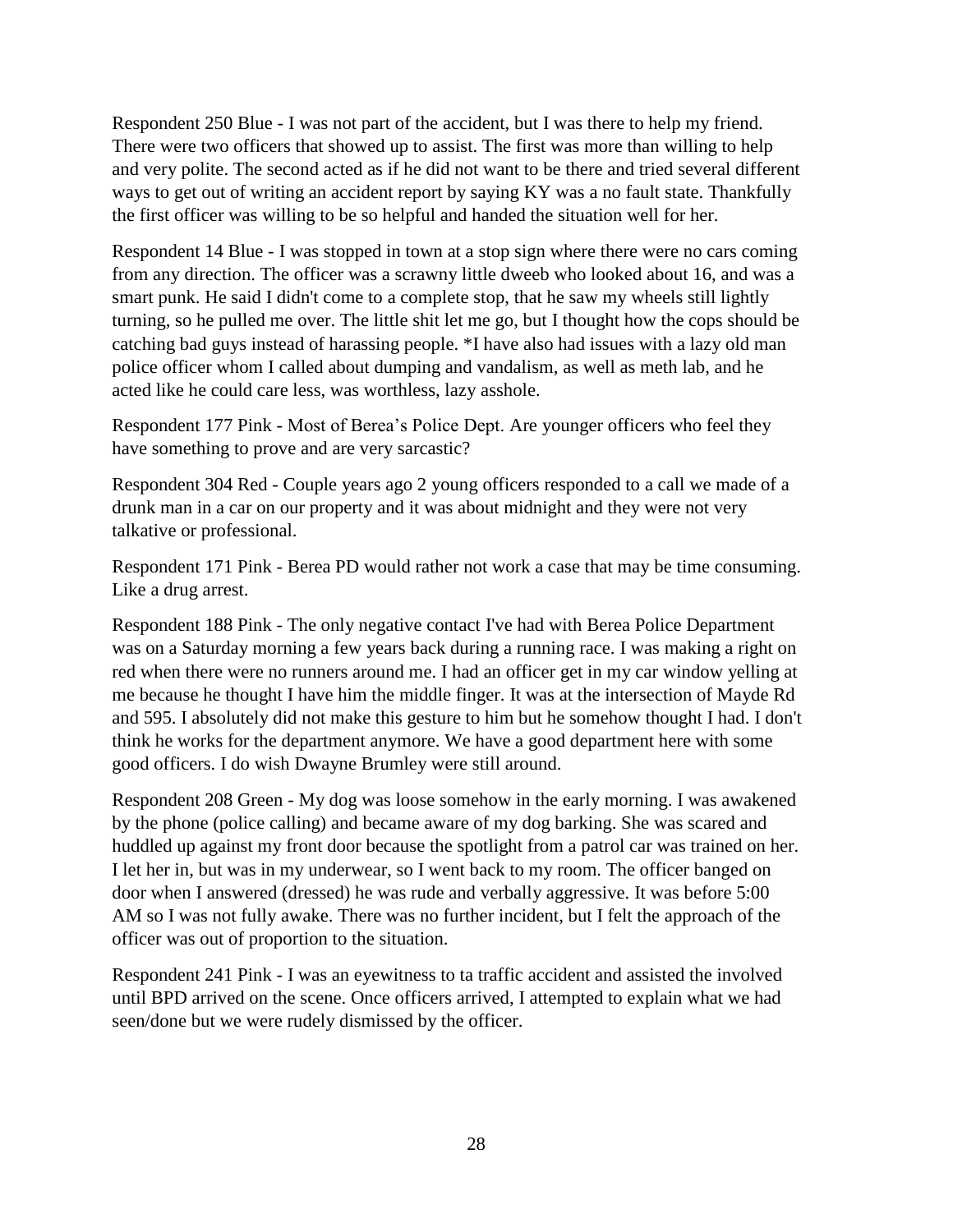Respondent 250 Blue - I was not part of the accident, but I was there to help my friend. There were two officers that showed up to assist. The first was more than willing to help and very polite. The second acted as if he did not want to be there and tried several different ways to get out of writing an accident report by saying KY was a no fault state. Thankfully the first officer was willing to be so helpful and handed the situation well for her.

Respondent 14 Blue - I was stopped in town at a stop sign where there were no cars coming from any direction. The officer was a scrawny little dweeb who looked about 16, and was a smart punk. He said I didn't come to a complete stop, that he saw my wheels still lightly turning, so he pulled me over. The little shit let me go, but I thought how the cops should be catching bad guys instead of harassing people. *I have also had issues with a lazy old man police officer whom I called about dumping and vandalism, as well as meth lab, and he acted like he could care less, was worthless, lazy asshole.

Respondent 177 Pink - Most of Berea's Police Dept. Are younger officers who feel they have something to prove and are very sarcastic?

Respondent 304 Red - Couple years ago 2 young officers responded to a call we made of a drunk man in a car on our property and it was about midnight and they were not very talkative or professional.

Respondent 171 Pink - Berea PD would rather not work a case that may be time consuming. Like a drug arrest.

Respondent 188 Pink - The only negative contact I've had with Berea Police Department was on a Saturday morning a few years back during a running race. I was making a right on red when there were no runners around me. I had an officer get in my car window yelling at me because he thought I have him the middle finger. It was at the intersection of Mayde Rd and 595. I absolutely did not make this gesture to him but he somehow thought I had. I don't think he works for the department anymore. We have a good department here with some good officers. I do wish Dwayne Brumley were still around.

Respondent 208 Green - My dog was loose somehow in the early morning. I was awakened by the phone (police calling) and became aware of my dog barking. She was scared and huddled up against my front door because the spotlight from a patrol car was trained on her. I let her in, but was in my underwear, so I went back to my room. The officer banged on door when I answered (dressed) he was rude and verbally aggressive. It was before 5:00 AM so I was not fully awake. There was no further incident, but I felt the approach of the officer was out of proportion to the situation.

Respondent 241 Pink - I was an eyewitness to ta traffic accident and assisted the involved until BPD arrived on the scene. Once officers arrived, I attempted to explain what we had seen/done but we were rudely dismissed by the officer.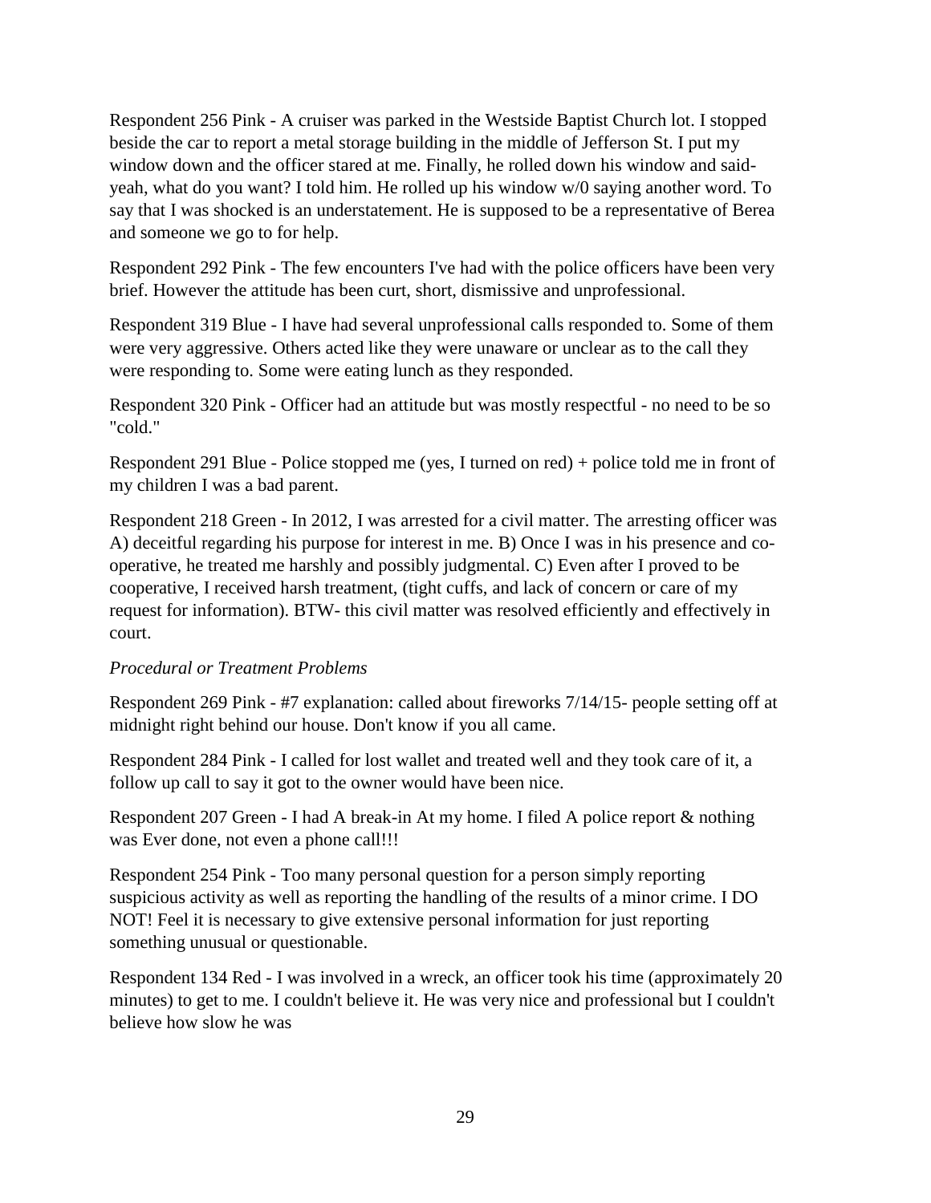Respondent 256 Pink - A cruiser was parked in the Westside Baptist Church lot. I stopped beside the car to report a metal storage building in the middle of Jefferson St. I put my window down and the officer stared at me. Finally, he rolled down his window and said-yeah, what do you want? I told him. He rolled up his window w/0 saying another word. To say that I was shocked is an understatement. He is supposed to be a representative of Berea and someone we go to for help.

Respondent 292 Pink - The few encounters I've had with the police officers have been very brief. However the attitude has been curt, short, dismissive and unprofessional.

Respondent 319 Blue - I have had several unprofessional calls responded to. Some of them were very aggressive. Others acted like they were unaware or unclear as to the call they were responding to. Some were eating lunch as they responded.

Respondent 320 Pink - Officer had an attitude but was mostly respectful - no need to be so "cold."

Respondent 291 Blue - Police stopped me (yes, I turned on red) + police told me in front of my children I was a bad parent.

Respondent 218 Green - In 2012, I was arrested for a civil matter. The arresting officer was A) deceitful regarding his purpose for interest in me. B) Once I was in his presence and co-operative, he treated me harshly and possibly judgmental. C) Even after I proved to be cooperative, I received harsh treatment, (tight cuffs, and lack of concern or care of my request for information). BTW- this civil matter was resolved efficiently and effectively in court.

*Procedural or Treatment Problems*

Respondent 269 Pink - #7 explanation: called about fireworks 7/14/15- people setting off at midnight right behind our house. Don't know if you all came.

Respondent 284 Pink - I called for lost wallet and treated well and they took care of it, a follow up call to say it got to the owner would have been nice.

Respondent 207 Green - I had A break-in At my home. I filed A police report & nothing was Ever done, not even a phone call!!!

Respondent 254 Pink - Too many personal question for a person simply reporting suspicious activity as well as reporting the handling of the results of a minor crime. I DO NOT! Feel it is necessary to give extensive personal information for just reporting something unusual or questionable.

Respondent 134 Red - I was involved in a wreck, an officer took his time (approximately 20 minutes) to get to me. I couldn't believe it. He was very nice and professional but I couldn't believe how slow he was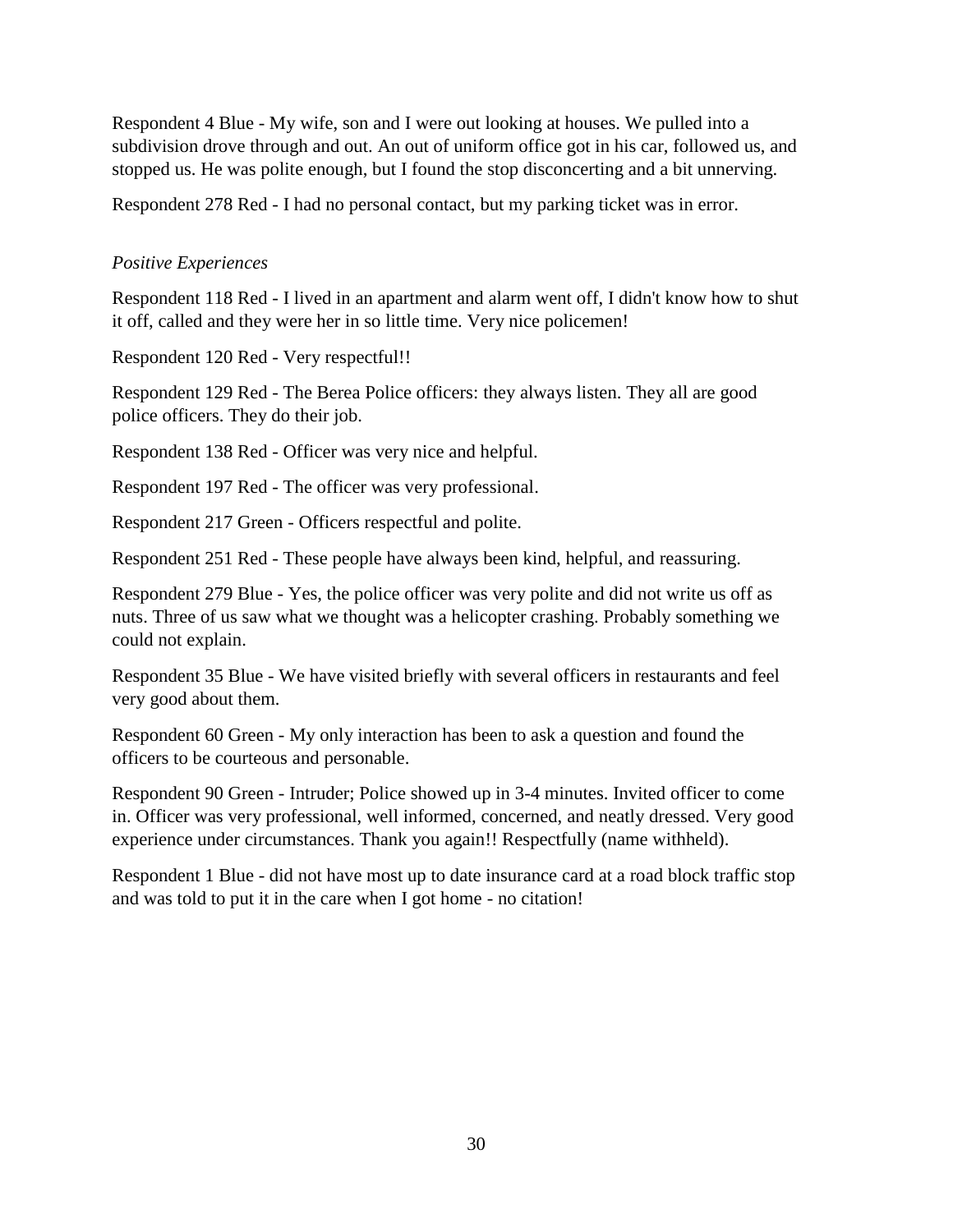Respondent 4 Blue - My wife, son and I were out looking at houses. We pulled into a subdivision drove through and out. An out of uniform office got in his car, followed us, and stopped us. He was polite enough, but I found the stop disconcerting and a bit unnerving.

Respondent 278 Red - I had no personal contact, but my parking ticket was in error.

*Positive Experiences*

Respondent 118 Red - I lived in an apartment and alarm went off, I didn't know how to shut it off, called and they were her in so little time. Very nice policemen!

Respondent 120 Red - Very respectful!!

Respondent 129 Red - The Berea Police officers: they always listen. They all are good police officers. They do their job.

Respondent 138 Red - Officer was very nice and helpful.

Respondent 197 Red - The officer was very professional.

Respondent 217 Green - Officers respectful and polite.

Respondent 251 Red - These people have always been kind, helpful, and reassuring.

Respondent 279 Blue - Yes, the police officer was very polite and did not write us off as nuts. Three of us saw what we thought was a helicopter crashing. Probably something we could not explain.

Respondent 35 Blue - We have visited briefly with several officers in restaurants and feel very good about them.

Respondent 60 Green - My only interaction has been to ask a question and found the officers to be courteous and personable.

Respondent 90 Green - Intruder; Police showed up in 3-4 minutes. Invited officer to come in. Officer was very professional, well informed, concerned, and neatly dressed. Very good experience under circumstances. Thank you again!! Respectfully (name withheld).

Respondent 1 Blue - did not have most up to date insurance card at a road block traffic stop and was told to put it in the care when I got home - no citation!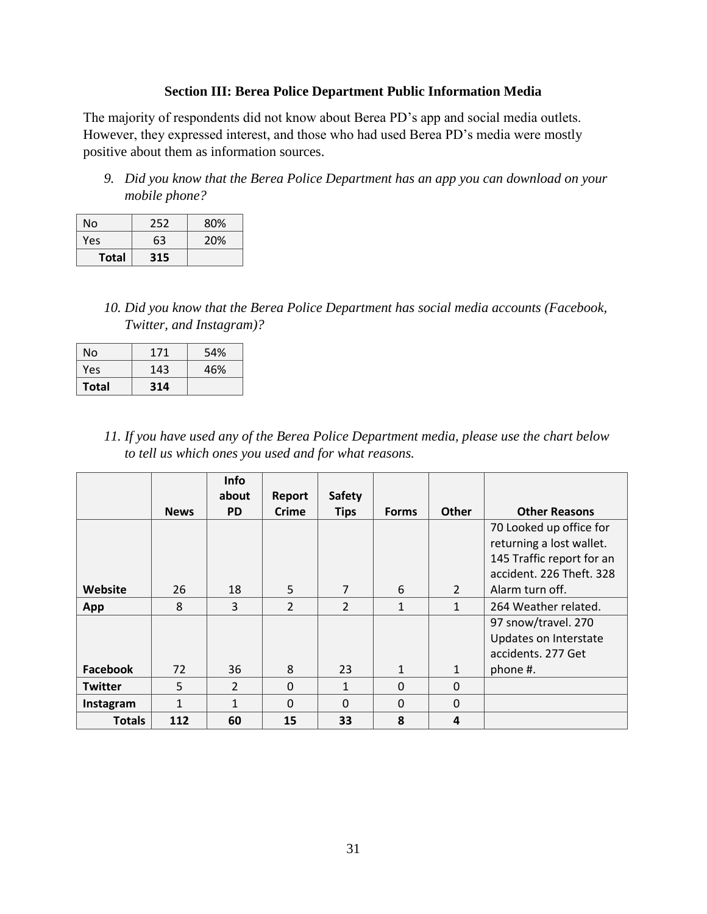### Section III: Berea Police Department Public Information Media

The majority of respondents did not know about Berea PD's app and social media outlets. However, they expressed interest, and those who had used Berea PD's media were mostly positive about them as information sources.

9. *Did you know that the Berea Police Department has an app you can download on your mobile phone?*

| No | 252 | 80% |
|---|---|---|
| Yes | 63 | 20% |
| **Total** | **315** | |

10. *Did you know that the Berea Police Department has social media accounts (Facebook, Twitter, and Instagram)?*

| No | 171 | 54% |
|---|---|---|
| Yes | 143 | 46% |
| **Total** | **314** | |

11. *If you have used any of the Berea Police Department media, please use the chart below to tell us which ones you used and for what reasons.*

| | **News** | **Info about PD** | **Report Crime** | **Safety Tips** | **Forms** | **Other** | **Other Reasons** |
|---|---|---|---|---|---|---|---|
| **Website** | 26 | 18 | 5 | 7 | 6 | 2 | 70 Looked up office for returning a lost wallet. 145 Traffic report for an accident. 226 Theft. 328 Alarm turn off. |
| **App** | 8 | 3 | 2 | 2 | 1 | 1 | 264 Weather related. |
| **Facebook** | 72 | 36 | 8 | 23 | 1 | 1 | 97 snow/travel. 270 Updates on Interstate accidents. 277 Get phone #. |
| **Twitter** | 5 | 2 | 0 | 1 | 0 | 0 | |
| **Instagram** | 1 | 1 | 0 | 0 | 0 | 0 | |
| **Totals** | **112** | **60** | **15** | **33** | **8** | **4** | |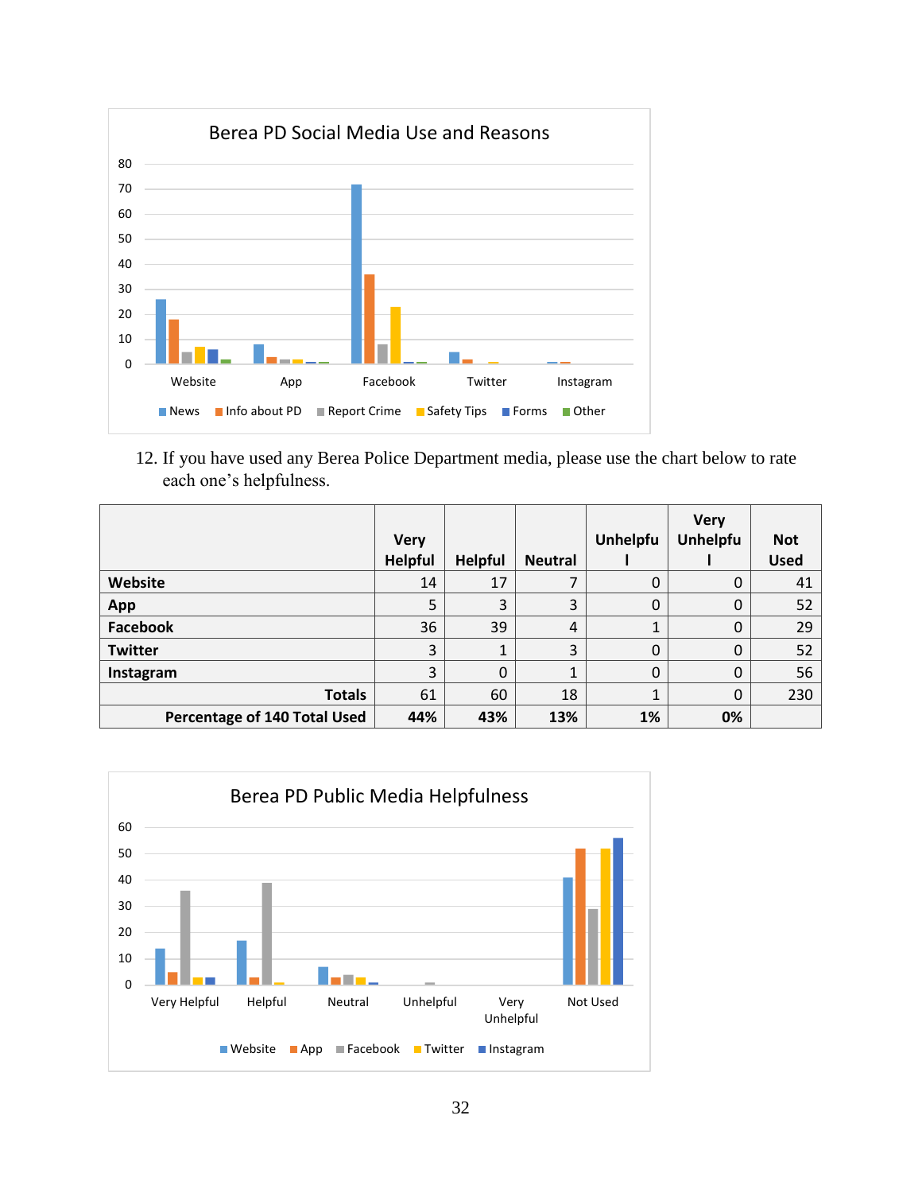Berea PD Social Media Use and Reasons

12. If you have used any Berea Police Department media, please use the chart below to rate each one's helpfulness.

| | Very Helpful | Helpful | Neutral | Unhelpful | Very Unhelpful | Not Used |
|---|---|---|---|---|---|---|
| **Website** | 14 | 17 | 7 | 0 | 0 | 41 |
| **App** | 5 | 3 | 3 | 0 | 0 | 52 |
| **Facebook** | 36 | 39 | 4 | 1 | 0 | 29 |
| **Twitter** | 3 | 1 | 3 | 0 | 0 | 52 |
| **Instagram** | 3 | 0 | 1 | 0 | 0 | 56 |
| **Totals** | 61 | 60 | 18 | 1 | 0 | 230 |
| **Percentage of 140 Total Used** | **44%** | **43%** | **13%** | **1%** | **0%** | |

Berea PD Public Media Helpfulness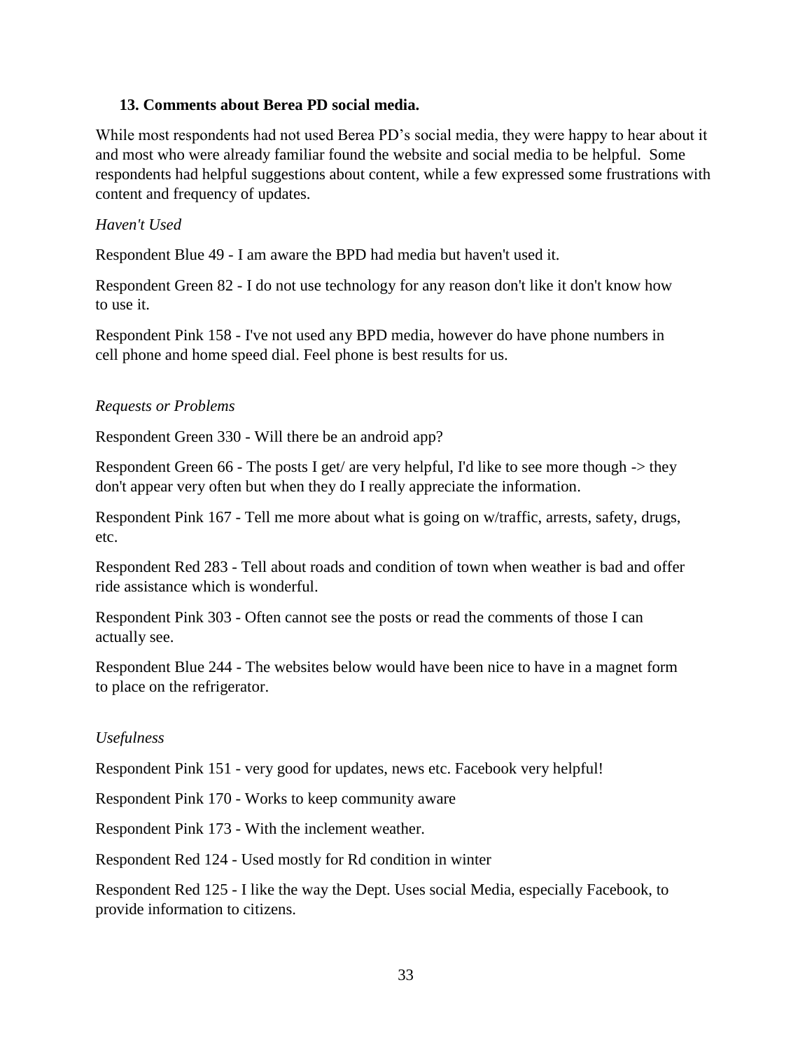### 13. Comments about Berea PD social media.

While most respondents had not used Berea PD's social media, they were happy to hear about it and most who were already familiar found the website and social media to be helpful. Some respondents had helpful suggestions about content, while a few expressed some frustrations with content and frequency of updates.

*Haven't Used*

Respondent Blue 49 - I am aware the BPD had media but haven't used it.

Respondent Green 82 - I do not use technology for any reason don't like it don't know how to use it.

Respondent Pink 158 - I've not used any BPD media, however do have phone numbers in cell phone and home speed dial. Feel phone is best results for us.

*Requests or Problems*

Respondent Green 330 - Will there be an android app?

Respondent Green 66 - The posts I get/ are very helpful, I'd like to see more though -> they don't appear very often but when they do I really appreciate the information.

Respondent Pink 167 - Tell me more about what is going on w/traffic, arrests, safety, drugs, etc.

Respondent Red 283 - Tell about roads and condition of town when weather is bad and offer ride assistance which is wonderful.

Respondent Pink 303 - Often cannot see the posts or read the comments of those I can actually see.

Respondent Blue 244 - The websites below would have been nice to have in a magnet form to place on the refrigerator.

*Usefulness*

Respondent Pink 151 - very good for updates, news etc. Facebook very helpful!

Respondent Pink 170 - Works to keep community aware

Respondent Pink 173 - With the inclement weather.

Respondent Red 124 - Used mostly for Rd condition in winter

Respondent Red 125 - I like the way the Dept. Uses social Media, especially Facebook, to provide information to citizens.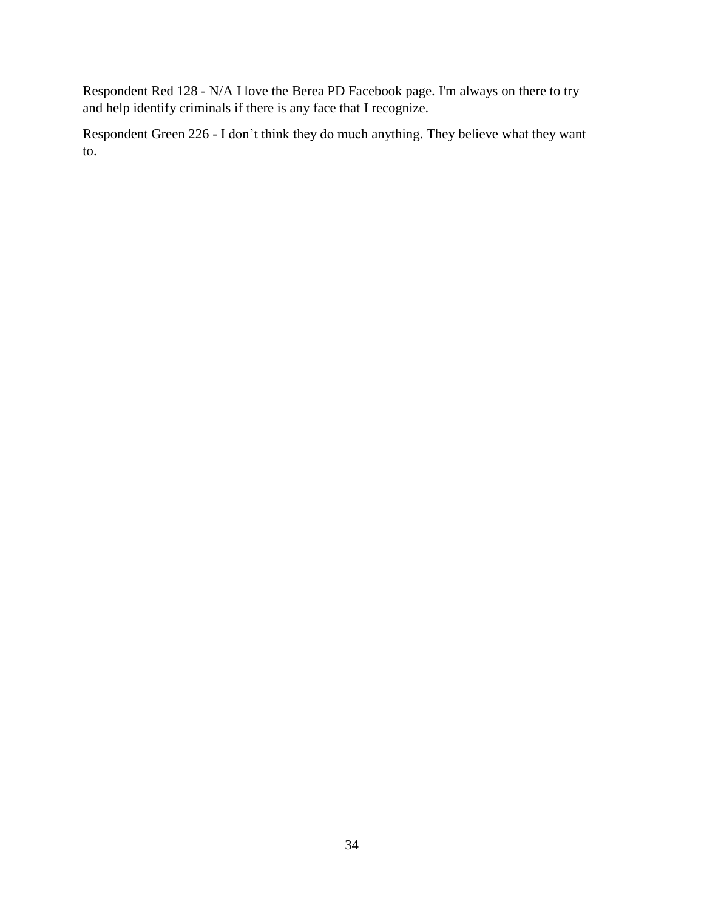Respondent Red 128 - N/A I love the Berea PD Facebook page. I'm always on there to try and help identify criminals if there is any face that I recognize.

Respondent Green 226 - I don’t think they do much anything. They believe what they want to.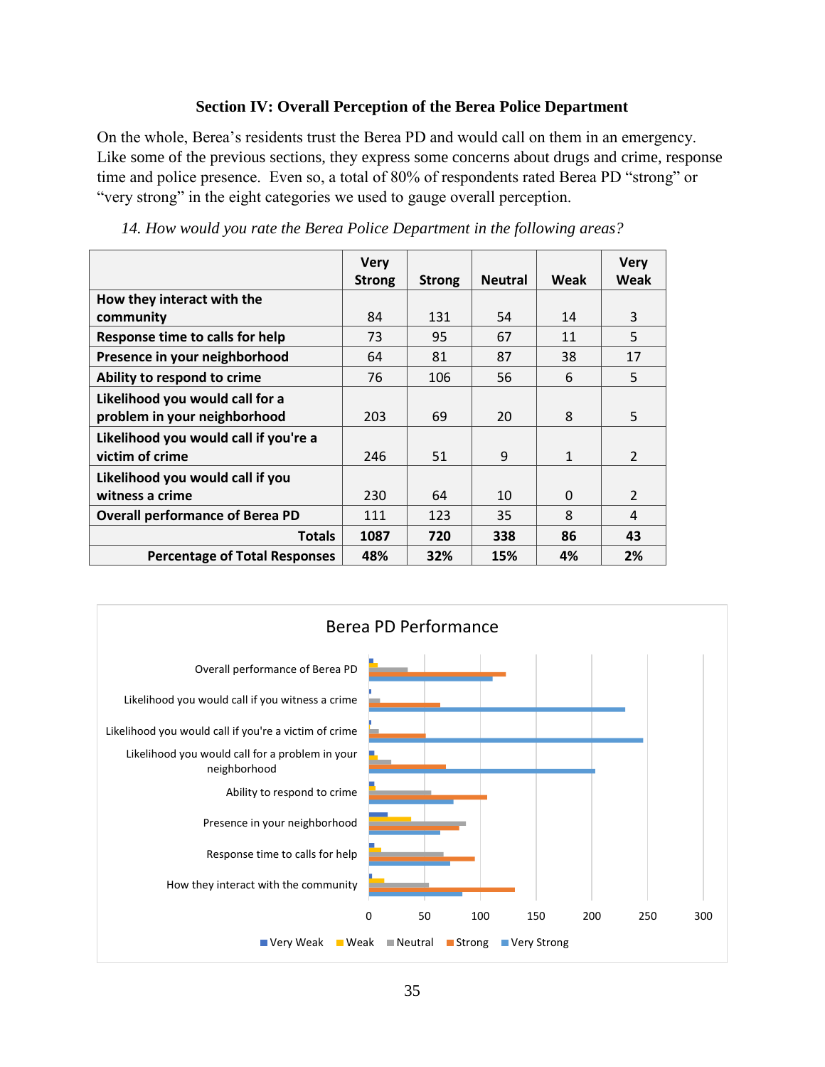### Section IV: Overall Perception of the Berea Police Department

On the whole, Berea's residents trust the Berea PD and would call on them in an emergency. Like some of the previous sections, they express some concerns about drugs and crime, response time and police presence. Even so, a total of 80% of respondents rated Berea PD "strong" or "very strong" in the eight categories we used to gauge overall perception.

*14. How would you rate the Berea Police Department in the following areas?*

| | Very Strong | Strong | Neutral | Weak | Very Weak |
|---|---|---|---|---|---|
| **How they interact with the community** | 84 | 131 | 54 | 14 | 3 |
| **Response time to calls for help** | 73 | 95 | 67 | 11 | 5 |
| **Presence in your neighborhood** | 64 | 81 | 87 | 38 | 17 |
| **Ability to respond to crime** | 76 | 106 | 56 | 6 | 5 |
| **Likelihood you would call for a problem in your neighborhood** | 203 | 69 | 20 | 8 | 5 |
| **Likelihood you would call if you're a victim of crime** | 246 | 51 | 9 | 1 | 2 |
| **Likelihood you would call if you witness a crime** | 230 | 64 | 10 | 0 | 2 |
| **Overall performance of Berea PD** | 111 | 123 | 35 | 8 | 4 |
| **Totals** | **1087** | **720** | **338** | **86** | **43** |
| **Percentage of Total Responses** | **48%** | **32%** | **15%** | **4%** | **2%** |

Berea PD Performance

| | Very Weak | Weak | Neutral | Strong | Very Strong |
|---|---|---|---|---|---|
| Overall performance of Berea PD | 4 | 8 | 35 | 123 | 111 |
| Likelihood you would call if you witness a crime | 2 | 0 | 10 | 64 | 230 |
| Likelihood you would call if you're a victim of crime | 2 | 1 | 9 | 51 | 246 |
| Likelihood you would call for a problem in your neighborhood | 5 | 8 | 20 | 69 | 203 |
| Ability to respond to crime | 5 | 6 | 56 | 106 | 76 |
| Presence in your neighborhood | 17 | 38 | 87 | 81 | 64 |
| Response time to calls for help | 5 | 11 | 67 | 95 | 73 |
| How they interact with the community | 3 | 14 | 54 | 131 | 84 |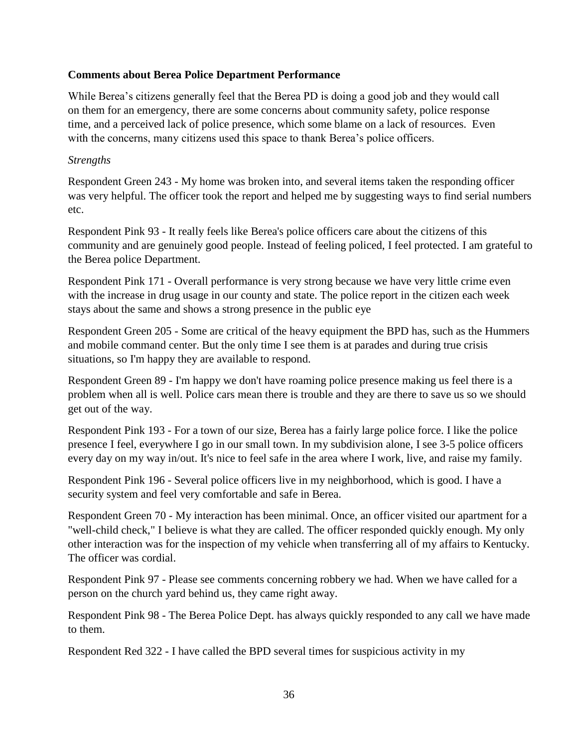**Comments about Berea Police Department Performance**

While Berea's citizens generally feel that the Berea PD is doing a good job and they would call on them for an emergency, there are some concerns about community safety, police response time, and a perceived lack of police presence, which some blame on a lack of resources. Even with the concerns, many citizens used this space to thank Berea's police officers.

*Strengths*

Respondent Green 243 - My home was broken into, and several items taken the responding officer was very helpful. The officer took the report and helped me by suggesting ways to find serial numbers etc.

Respondent Pink 93 - It really feels like Berea's police officers care about the citizens of this community and are genuinely good people. Instead of feeling policed, I feel protected. I am grateful to the Berea police Department.

Respondent Pink 171 - Overall performance is very strong because we have very little crime even with the increase in drug usage in our county and state. The police report in the citizen each week stays about the same and shows a strong presence in the public eye

Respondent Green 205 - Some are critical of the heavy equipment the BPD has, such as the Hummers and mobile command center. But the only time I see them is at parades and during true crisis situations, so I'm happy they are available to respond.

Respondent Green 89 - I'm happy we don't have roaming police presence making us feel there is a problem when all is well. Police cars mean there is trouble and they are there to save us so we should get out of the way.

Respondent Pink 193 - For a town of our size, Berea has a fairly large police force. I like the police presence I feel, everywhere I go in our small town. In my subdivision alone, I see 3-5 police officers every day on my way in/out. It's nice to feel safe in the area where I work, live, and raise my family.

Respondent Pink 196 - Several police officers live in my neighborhood, which is good. I have a security system and feel very comfortable and safe in Berea.

Respondent Green 70 - My interaction has been minimal. Once, an officer visited our apartment for a "well-child check," I believe is what they are called. The officer responded quickly enough. My only other interaction was for the inspection of my vehicle when transferring all of my affairs to Kentucky. The officer was cordial.

Respondent Pink 97 - Please see comments concerning robbery we had. When we have called for a person on the church yard behind us, they came right away.

Respondent Pink 98 - The Berea Police Dept. has always quickly responded to any call we have made to them.

Respondent Red 322 - I have called the BPD several times for suspicious activity in my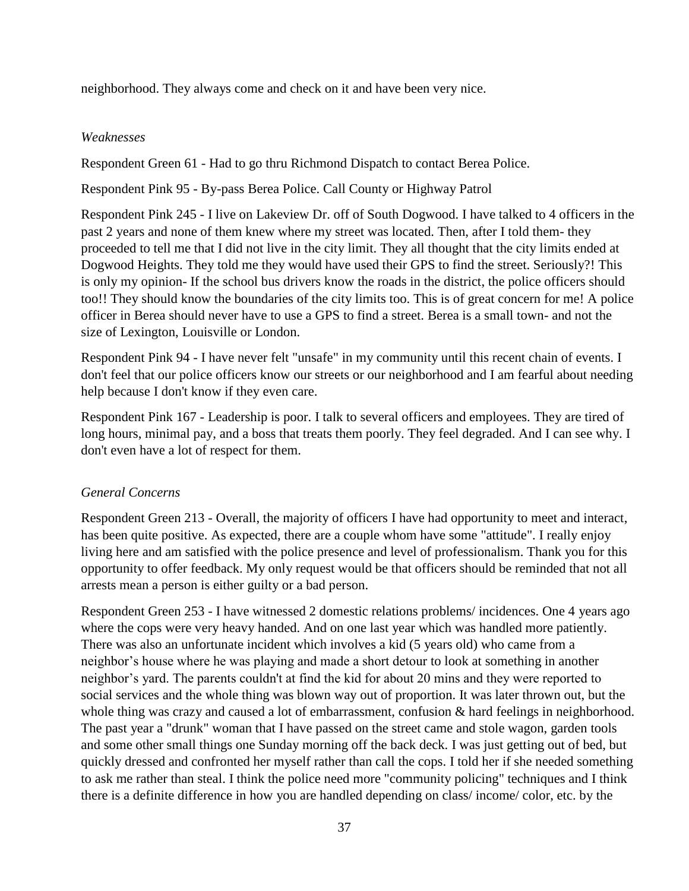neighborhood. They always come and check on it and have been very nice.

*Weaknesses*

Respondent Green 61 - Had to go thru Richmond Dispatch to contact Berea Police.

Respondent Pink 95 - By-pass Berea Police. Call County or Highway Patrol

Respondent Pink 245 - I live on Lakeview Dr. off of South Dogwood. I have talked to 4 officers in the past 2 years and none of them knew where my street was located. Then, after I told them- they proceeded to tell me that I did not live in the city limit. They all thought that the city limits ended at Dogwood Heights. They told me they would have used their GPS to find the street. Seriously?! This is only my opinion- If the school bus drivers know the roads in the district, the police officers should too!! They should know the boundaries of the city limits too. This is of great concern for me! A police officer in Berea should never have to use a GPS to find a street. Berea is a small town- and not the size of Lexington, Louisville or London.

Respondent Pink 94 - I have never felt "unsafe" in my community until this recent chain of events. I don't feel that our police officers know our streets or our neighborhood and I am fearful about needing help because I don't know if they even care.

Respondent Pink 167 - Leadership is poor. I talk to several officers and employees. They are tired of long hours, minimal pay, and a boss that treats them poorly. They feel degraded. And I can see why. I don't even have a lot of respect for them.

*General Concerns*

Respondent Green 213 - Overall, the majority of officers I have had opportunity to meet and interact, has been quite positive. As expected, there are a couple whom have some "attitude". I really enjoy living here and am satisfied with the police presence and level of professionalism. Thank you for this opportunity to offer feedback. My only request would be that officers should be reminded that not all arrests mean a person is either guilty or a bad person.

Respondent Green 253 - I have witnessed 2 domestic relations problems/ incidences. One 4 years ago where the cops were very heavy handed. And on one last year which was handled more patiently. There was also an unfortunate incident which involves a kid (5 years old) who came from a neighbor’s house where he was playing and made a short detour to look at something in another neighbor’s yard. The parents couldn't at find the kid for about 20 mins and they were reported to social services and the whole thing was blown way out of proportion. It was later thrown out, but the whole thing was crazy and caused a lot of embarrassment, confusion & hard feelings in neighborhood. The past year a "drunk" woman that I have passed on the street came and stole wagon, garden tools and some other small things one Sunday morning off the back deck. I was just getting out of bed, but quickly dressed and confronted her myself rather than call the cops. I told her if she needed something to ask me rather than steal. I think the police need more "community policing" techniques and I think there is a definite difference in how you are handled depending on class/ income/ color, etc. by the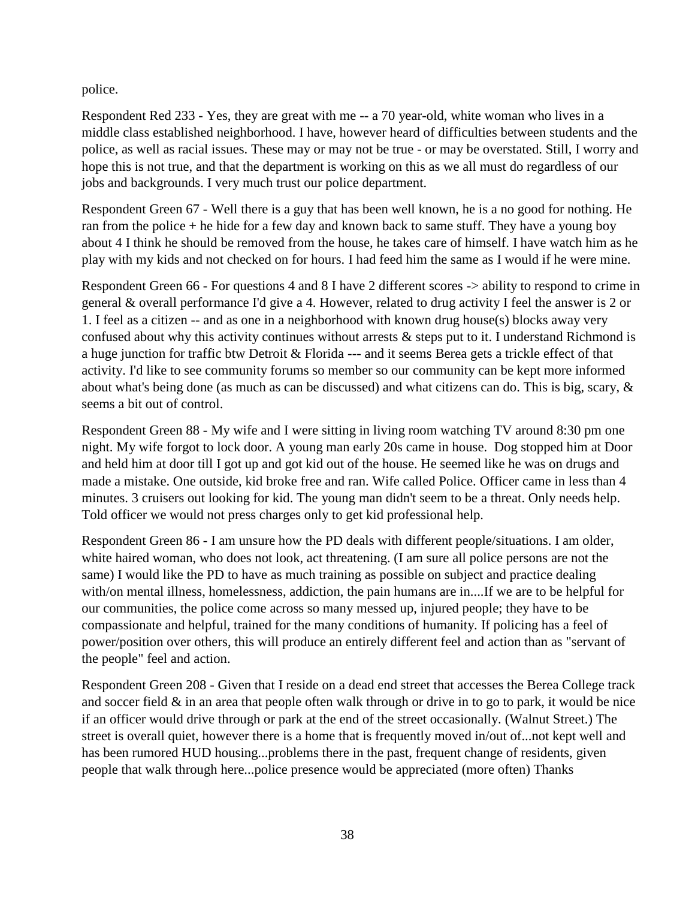police.

Respondent Red 233 - Yes, they are great with me -- a 70 year-old, white woman who lives in a middle class established neighborhood. I have, however heard of difficulties between students and the police, as well as racial issues. These may or may not be true - or may be overstated. Still, I worry and hope this is not true, and that the department is working on this as we all must do regardless of our jobs and backgrounds. I very much trust our police department.

Respondent Green 67 - Well there is a guy that has been well known, he is a no good for nothing. He ran from the police + he hide for a few day and known back to same stuff. They have a young boy about 4 I think he should be removed from the house, he takes care of himself. I have watch him as he play with my kids and not checked on for hours. I had feed him the same as I would if he were mine.

Respondent Green 66 - For questions 4 and 8 I have 2 different scores -> ability to respond to crime in general & overall performance I'd give a 4. However, related to drug activity I feel the answer is 2 or 1. I feel as a citizen -- and as one in a neighborhood with known drug house(s) blocks away very confused about why this activity continues without arrests & steps put to it. I understand Richmond is a huge junction for traffic btw Detroit & Florida --- and it seems Berea gets a trickle effect of that activity. I'd like to see community forums so member so our community can be kept more informed about what's being done (as much as can be discussed) and what citizens can do. This is big, scary, & seems a bit out of control.

Respondent Green 88 - My wife and I were sitting in living room watching TV around 8:30 pm one night. My wife forgot to lock door. A young man early 20s came in house. Dog stopped him at Door and held him at door till I got up and got kid out of the house. He seemed like he was on drugs and made a mistake. One outside, kid broke free and ran. Wife called Police. Officer came in less than 4 minutes. 3 cruisers out looking for kid. The young man didn't seem to be a threat. Only needs help. Told officer we would not press charges only to get kid professional help.

Respondent Green 86 - I am unsure how the PD deals with different people/situations. I am older, white haired woman, who does not look, act threatening. (I am sure all police persons are not the same) I would like the PD to have as much training as possible on subject and practice dealing with/on mental illness, homelessness, addiction, the pain humans are in....If we are to be helpful for our communities, the police come across so many messed up, injured people; they have to be compassionate and helpful, trained for the many conditions of humanity. If policing has a feel of power/position over others, this will produce an entirely different feel and action than as "servant of the people" feel and action.

Respondent Green 208 - Given that I reside on a dead end street that accesses the Berea College track and soccer field & in an area that people often walk through or drive in to go to park, it would be nice if an officer would drive through or park at the end of the street occasionally. (Walnut Street.) The street is overall quiet, however there is a home that is frequently moved in/out of...not kept well and has been rumored HUD housing...problems there in the past, frequent change of residents, given people that walk through here...police presence would be appreciated (more often) Thanks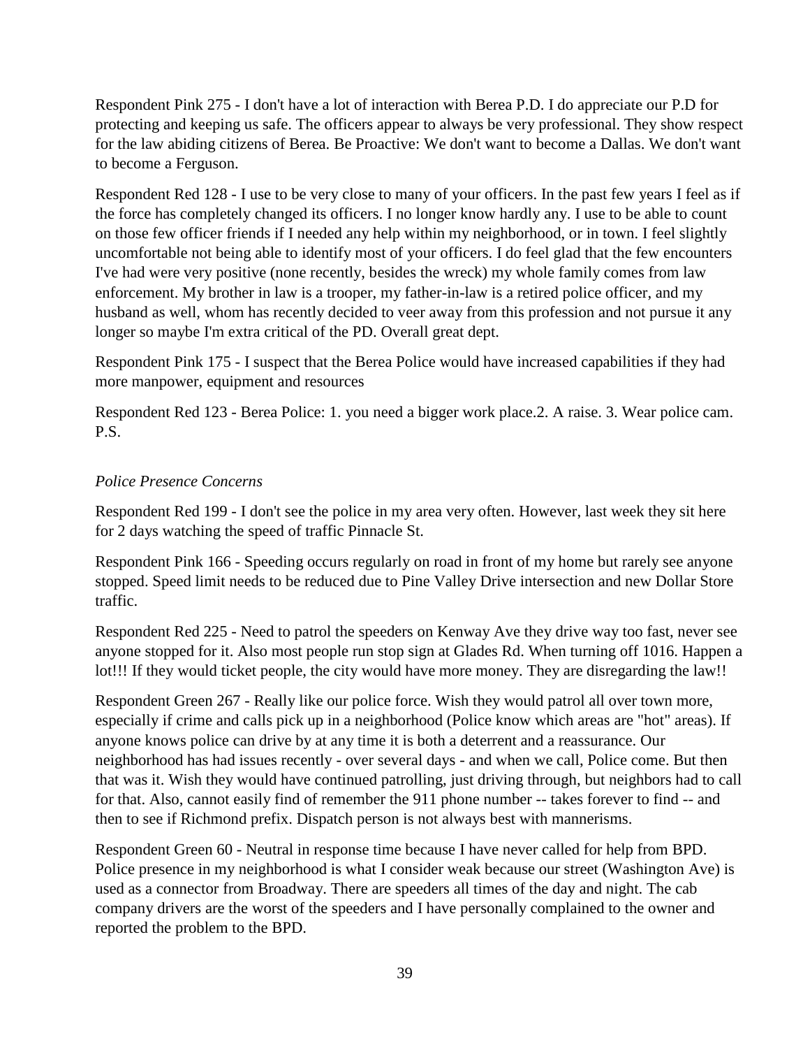Respondent Pink 275 - I don't have a lot of interaction with Berea P.D. I do appreciate our P.D for protecting and keeping us safe. The officers appear to always be very professional. They show respect for the law abiding citizens of Berea. Be Proactive: We don't want to become a Dallas. We don't want to become a Ferguson.

Respondent Red 128 - I use to be very close to many of your officers. In the past few years I feel as if the force has completely changed its officers. I no longer know hardly any. I use to be able to count on those few officer friends if I needed any help within my neighborhood, or in town. I feel slightly uncomfortable not being able to identify most of your officers. I do feel glad that the few encounters I've had were very positive (none recently, besides the wreck) my whole family comes from law enforcement. My brother in law is a trooper, my father-in-law is a retired police officer, and my husband as well, whom has recently decided to veer away from this profession and not pursue it any longer so maybe I'm extra critical of the PD. Overall great dept.

Respondent Pink 175 - I suspect that the Berea Police would have increased capabilities if they had more manpower, equipment and resources

Respondent Red 123 - Berea Police: 1. you need a bigger work place.2. A raise. 3. Wear police cam. P.S.

*Police Presence Concerns*

Respondent Red 199 - I don't see the police in my area very often. However, last week they sit here for 2 days watching the speed of traffic Pinnacle St.

Respondent Pink 166 - Speeding occurs regularly on road in front of my home but rarely see anyone stopped. Speed limit needs to be reduced due to Pine Valley Drive intersection and new Dollar Store traffic.

Respondent Red 225 - Need to patrol the speeders on Kenway Ave they drive way too fast, never see anyone stopped for it. Also most people run stop sign at Glades Rd. When turning off 1016. Happen a lot!!! If they would ticket people, the city would have more money. They are disregarding the law!!

Respondent Green 267 - Really like our police force. Wish they would patrol all over town more, especially if crime and calls pick up in a neighborhood (Police know which areas are "hot" areas). If anyone knows police can drive by at any time it is both a deterrent and a reassurance. Our neighborhood has had issues recently - over several days - and when we call, Police come. But then that was it. Wish they would have continued patrolling, just driving through, but neighbors had to call for that. Also, cannot easily find of remember the 911 phone number -- takes forever to find -- and then to see if Richmond prefix. Dispatch person is not always best with mannerisms.

Respondent Green 60 - Neutral in response time because I have never called for help from BPD. Police presence in my neighborhood is what I consider weak because our street (Washington Ave) is used as a connector from Broadway. There are speeders all times of the day and night. The cab company drivers are the worst of the speeders and I have personally complained to the owner and reported the problem to the BPD.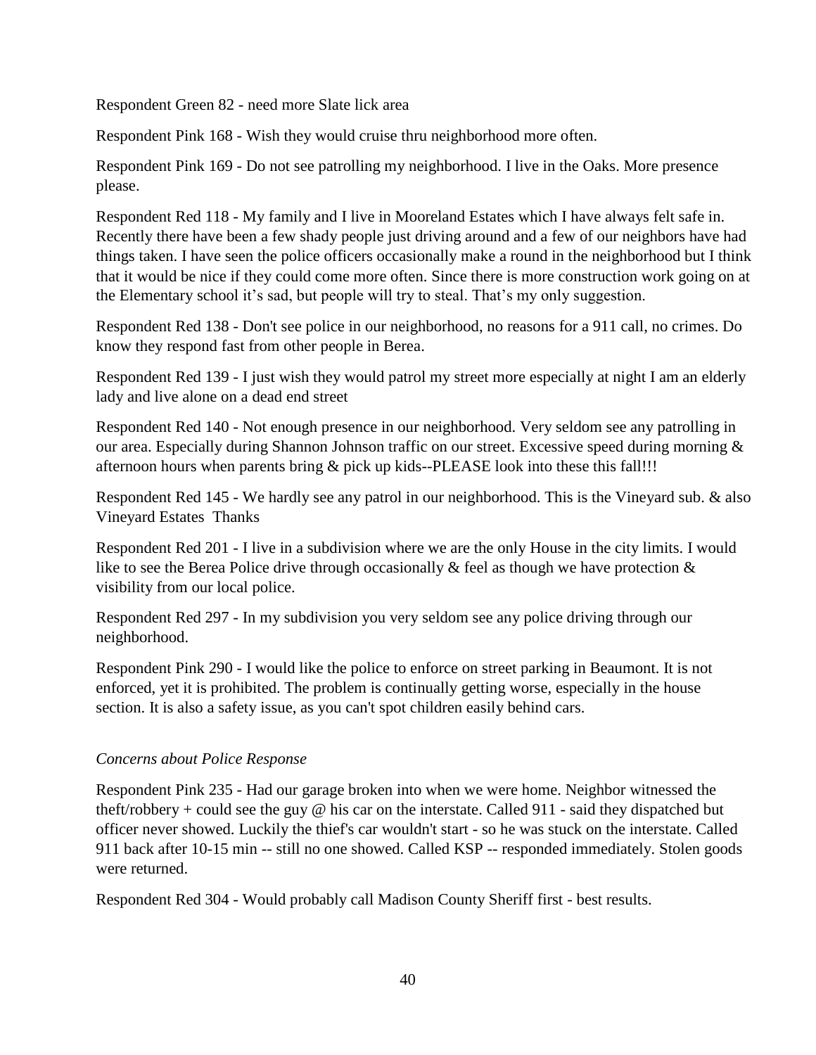Respondent Green 82 - need more Slate lick area

Respondent Pink 168 - Wish they would cruise thru neighborhood more often.

Respondent Pink 169 - Do not see patrolling my neighborhood. I live in the Oaks. More presence please.

Respondent Red 118 - My family and I live in Mooreland Estates which I have always felt safe in. Recently there have been a few shady people just driving around and a few of our neighbors have had things taken. I have seen the police officers occasionally make a round in the neighborhood but I think that it would be nice if they could come more often. Since there is more construction work going on at the Elementary school it's sad, but people will try to steal. That's my only suggestion.

Respondent Red 138 - Don't see police in our neighborhood, no reasons for a 911 call, no crimes. Do know they respond fast from other people in Berea.

Respondent Red 139 - I just wish they would patrol my street more especially at night I am an elderly lady and live alone on a dead end street

Respondent Red 140 - Not enough presence in our neighborhood. Very seldom see any patrolling in our area. Especially during Shannon Johnson traffic on our street. Excessive speed during morning & afternoon hours when parents bring & pick up kids--PLEASE look into these this fall!!!

Respondent Red 145 - We hardly see any patrol in our neighborhood. This is the Vineyard sub. & also Vineyard Estates Thanks

Respondent Red 201 - I live in a subdivision where we are the only House in the city limits. I would like to see the Berea Police drive through occasionally & feel as though we have protection & visibility from our local police.

Respondent Red 297 - In my subdivision you very seldom see any police driving through our neighborhood.

Respondent Pink 290 - I would like the police to enforce on street parking in Beaumont. It is not enforced, yet it is prohibited. The problem is continually getting worse, especially in the house section. It is also a safety issue, as you can't spot children easily behind cars.

*Concerns about Police Response*

Respondent Pink 235 - Had our garage broken into when we were home. Neighbor witnessed the theft/robbery + could see the guy @ his car on the interstate. Called 911 - said they dispatched but officer never showed. Luckily the thief's car wouldn't start - so he was stuck on the interstate. Called 911 back after 10-15 min -- still no one showed. Called KSP -- responded immediately. Stolen goods were returned.

Respondent Red 304 - Would probably call Madison County Sheriff first - best results.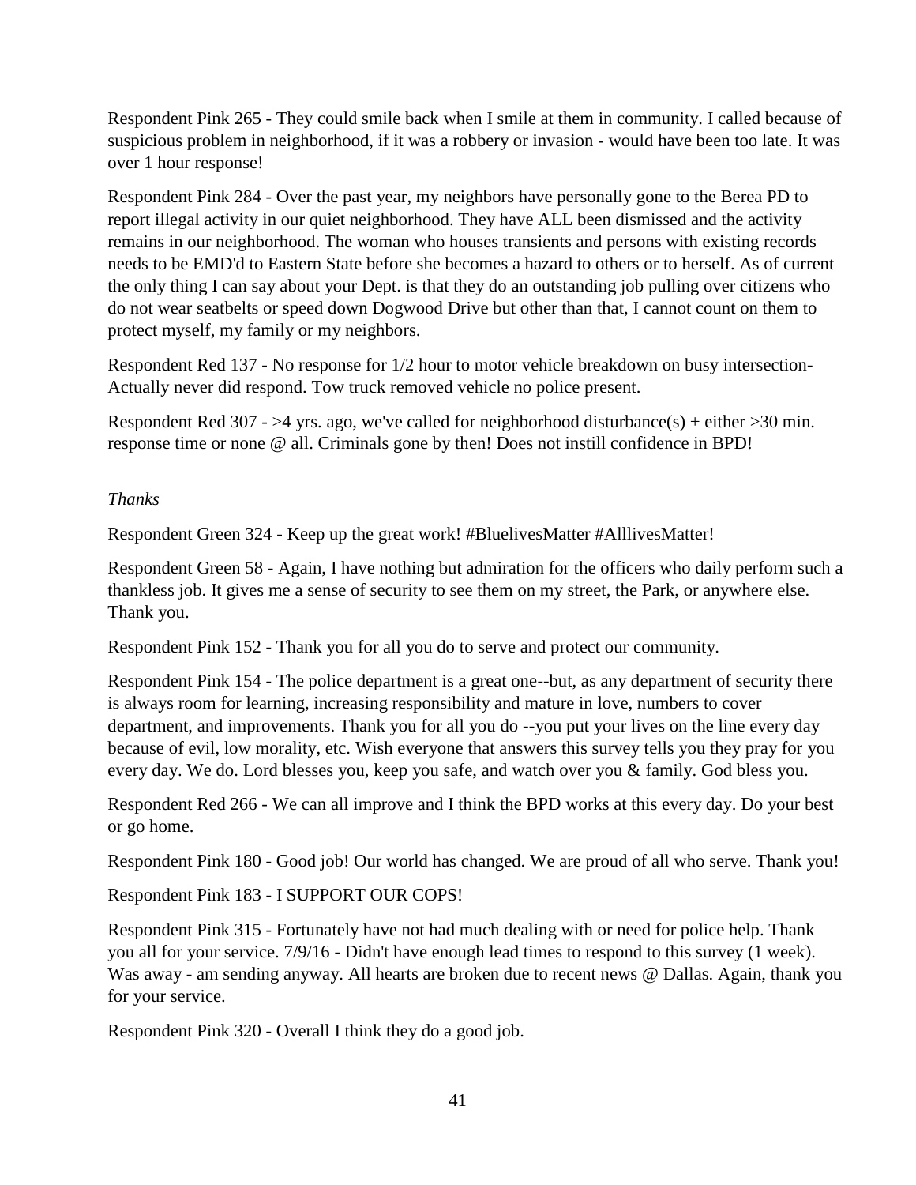Respondent Pink 265 - They could smile back when I smile at them in community. I called because of suspicious problem in neighborhood, if it was a robbery or invasion - would have been too late. It was over 1 hour response!

Respondent Pink 284 - Over the past year, my neighbors have personally gone to the Berea PD to report illegal activity in our quiet neighborhood. They have ALL been dismissed and the activity remains in our neighborhood. The woman who houses transients and persons with existing records needs to be EMD'd to Eastern State before she becomes a hazard to others or to herself. As of current the only thing I can say about your Dept. is that they do an outstanding job pulling over citizens who do not wear seatbelts or speed down Dogwood Drive but other than that, I cannot count on them to protect myself, my family or my neighbors.

Respondent Red 137 - No response for 1/2 hour to motor vehicle breakdown on busy intersection- Actually never did respond. Tow truck removed vehicle no police present.

Respondent Red 307 - >4 yrs. ago, we've called for neighborhood disturbance(s) + either >30 min. response time or none @ all. Criminals gone by then! Does not instill confidence in BPD!

*Thanks*

Respondent Green 324 - Keep up the great work! #BluelivesMatter #AlllivesMatter!

Respondent Green 58 - Again, I have nothing but admiration for the officers who daily perform such a thankless job. It gives me a sense of security to see them on my street, the Park, or anywhere else. Thank you.

Respondent Pink 152 - Thank you for all you do to serve and protect our community.

Respondent Pink 154 - The police department is a great one--but, as any department of security there is always room for learning, increasing responsibility and mature in love, numbers to cover department, and improvements. Thank you for all you do --you put your lives on the line every day because of evil, low morality, etc. Wish everyone that answers this survey tells you they pray for you every day. We do. Lord blesses you, keep you safe, and watch over you & family. God bless you.

Respondent Red 266 - We can all improve and I think the BPD works at this every day. Do your best or go home.

Respondent Pink 180 - Good job! Our world has changed. We are proud of all who serve. Thank you!

Respondent Pink 183 - I SUPPORT OUR COPS!

Respondent Pink 315 - Fortunately have not had much dealing with or need for police help. Thank you all for your service. 7/9/16 - Didn't have enough lead times to respond to this survey (1 week). Was away - am sending anyway. All hearts are broken due to recent news @ Dallas. Again, thank you for your service.

Respondent Pink 320 - Overall I think they do a good job.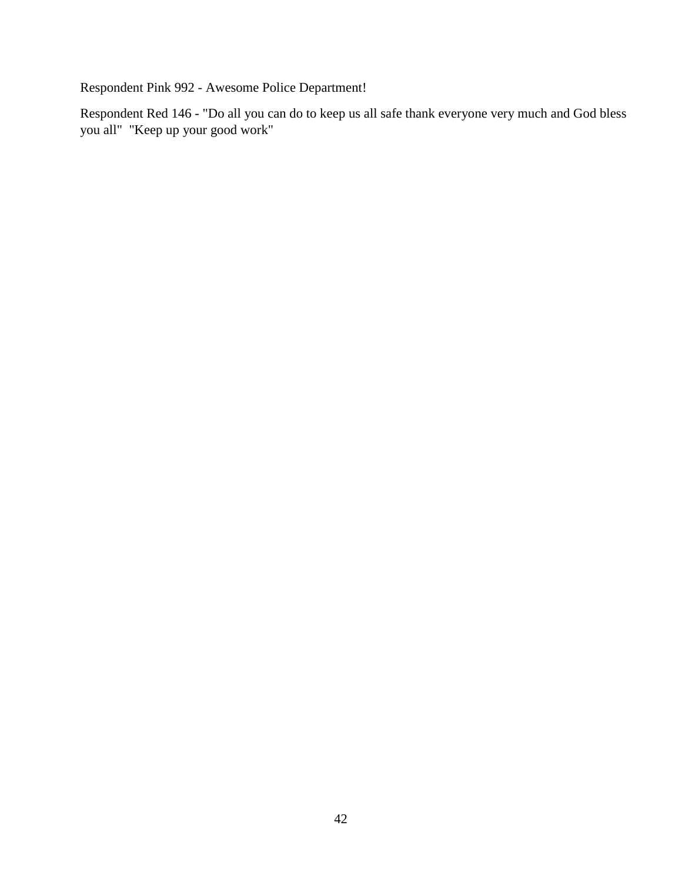Respondent Pink 992 - Awesome Police Department!

Respondent Red 146 - "Do all you can do to keep us all safe thank everyone very much and God bless you all"  "Keep up your good work"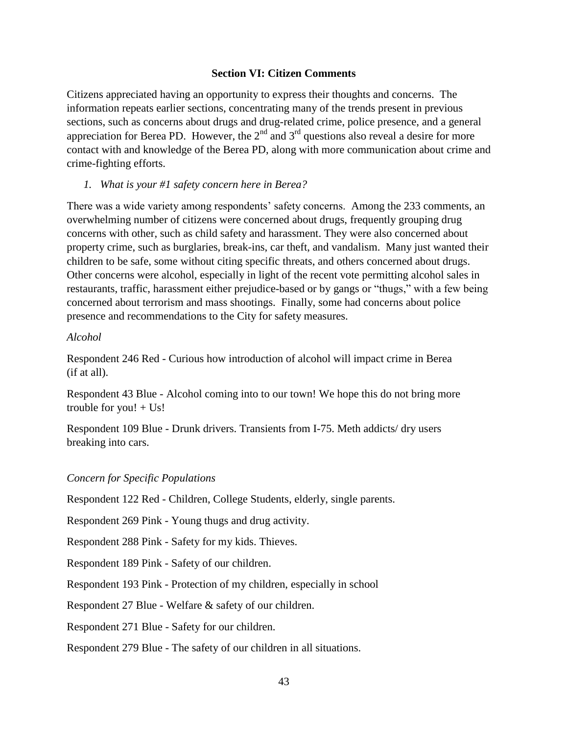## Section VI: Citizen Comments

Citizens appreciated having an opportunity to express their thoughts and concerns. The information repeats earlier sections, concentrating many of the trends present in previous sections, such as concerns about drugs and drug-related crime, police presence, and a general appreciation for Berea PD. However, the 2nd and 3rd questions also reveal a desire for more contact with and knowledge of the Berea PD, along with more communication about crime and crime-fighting efforts.

1. *What is your #1 safety concern here in Berea?*

There was a wide variety among respondents' safety concerns. Among the 233 comments, an overwhelming number of citizens were concerned about drugs, frequently grouping drug concerns with other, such as child safety and harassment. They were also concerned about property crime, such as burglaries, break-ins, car theft, and vandalism. Many just wanted their children to be safe, some without citing specific threats, and others concerned about drugs. Other concerns were alcohol, especially in light of the recent vote permitting alcohol sales in restaurants, traffic, harassment either prejudice-based or by gangs or "thugs," with a few being concerned about terrorism and mass shootings. Finally, some had concerns about police presence and recommendations to the City for safety measures.

*Alcohol*

Respondent 246 Red - Curious how introduction of alcohol will impact crime in Berea (if at all).

Respondent 43 Blue - Alcohol coming into to our town! We hope this do not bring more trouble for you! + Us!

Respondent 109 Blue - Drunk drivers. Transients from I-75. Meth addicts/ dry users breaking into cars.

*Concern for Specific Populations*

Respondent 122 Red - Children, College Students, elderly, single parents.

Respondent 269 Pink - Young thugs and drug activity.

Respondent 288 Pink - Safety for my kids. Thieves.

Respondent 189 Pink - Safety of our children.

Respondent 193 Pink - Protection of my children, especially in school

Respondent 27 Blue - Welfare & safety of our children.

Respondent 271 Blue - Safety for our children.

Respondent 279 Blue - The safety of our children in all situations.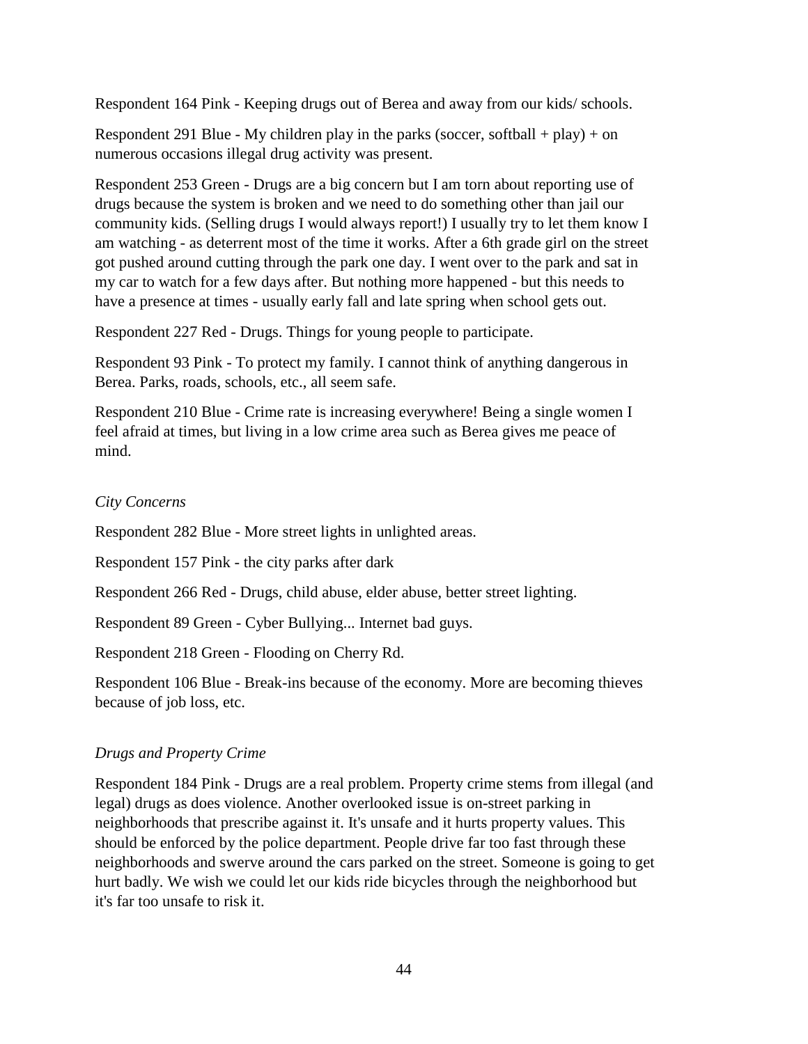Respondent 164 Pink - Keeping drugs out of Berea and away from our kids/ schools.

Respondent 291 Blue - My children play in the parks (soccer, softball + play) + on numerous occasions illegal drug activity was present.

Respondent 253 Green - Drugs are a big concern but I am torn about reporting use of drugs because the system is broken and we need to do something other than jail our community kids. (Selling drugs I would always report!) I usually try to let them know I am watching - as deterrent most of the time it works. After a 6th grade girl on the street got pushed around cutting through the park one day. I went over to the park and sat in my car to watch for a few days after. But nothing more happened - but this needs to have a presence at times - usually early fall and late spring when school gets out.

Respondent 227 Red - Drugs. Things for young people to participate.

Respondent 93 Pink - To protect my family. I cannot think of anything dangerous in Berea. Parks, roads, schools, etc., all seem safe.

Respondent 210 Blue - Crime rate is increasing everywhere! Being a single women I feel afraid at times, but living in a low crime area such as Berea gives me peace of mind.

*City Concerns*

Respondent 282 Blue - More street lights in unlighted areas.

Respondent 157 Pink - the city parks after dark

Respondent 266 Red - Drugs, child abuse, elder abuse, better street lighting.

Respondent 89 Green - Cyber Bullying... Internet bad guys.

Respondent 218 Green - Flooding on Cherry Rd.

Respondent 106 Blue - Break-ins because of the economy. More are becoming thieves because of job loss, etc.

*Drugs and Property Crime*

Respondent 184 Pink - Drugs are a real problem. Property crime stems from illegal (and legal) drugs as does violence. Another overlooked issue is on-street parking in neighborhoods that prescribe against it. It's unsafe and it hurts property values. This should be enforced by the police department. People drive far too fast through these neighborhoods and swerve around the cars parked on the street. Someone is going to get hurt badly. We wish we could let our kids ride bicycles through the neighborhood but it's far too unsafe to risk it.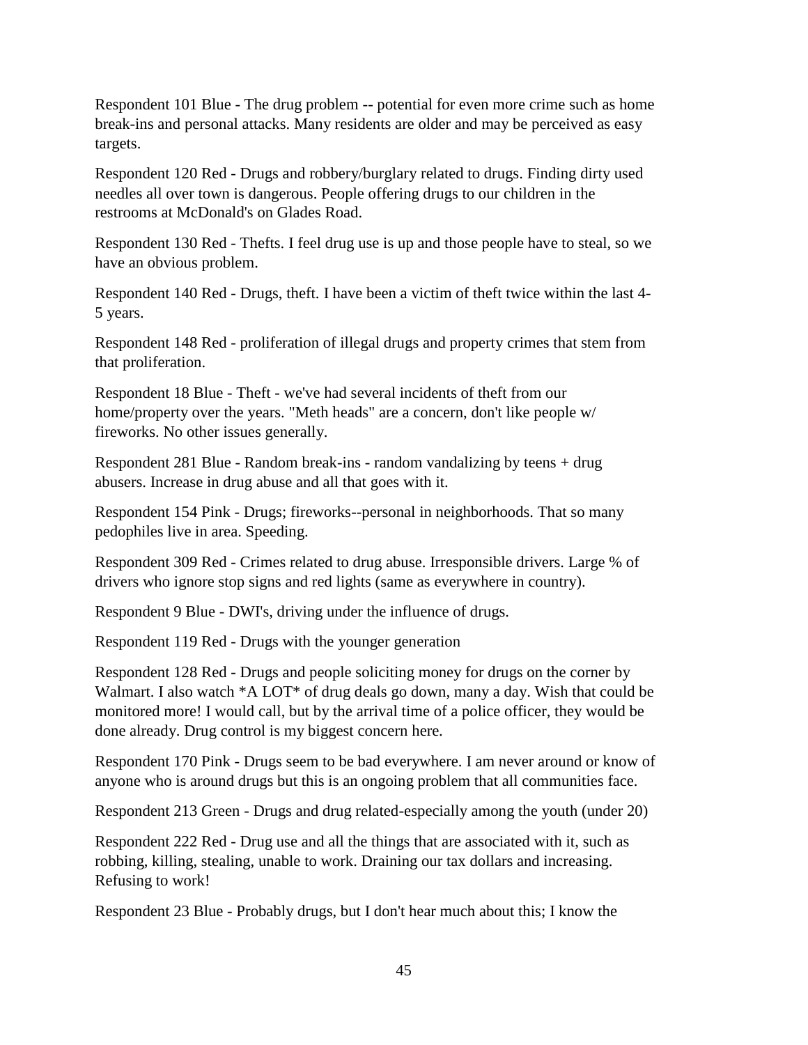Respondent 101 Blue - The drug problem -- potential for even more crime such as home break-ins and personal attacks. Many residents are older and may be perceived as easy targets.

Respondent 120 Red - Drugs and robbery/burglary related to drugs. Finding dirty used needles all over town is dangerous. People offering drugs to our children in the restrooms at McDonald's on Glades Road.

Respondent 130 Red - Thefts. I feel drug use is up and those people have to steal, so we have an obvious problem.

Respondent 140 Red - Drugs, theft. I have been a victim of theft twice within the last 4-5 years.

Respondent 148 Red - proliferation of illegal drugs and property crimes that stem from that proliferation.

Respondent 18 Blue - Theft - we've had several incidents of theft from our home/property over the years. "Meth heads" are a concern, don't like people w/ fireworks. No other issues generally.

Respondent 281 Blue - Random break-ins - random vandalizing by teens + drug abusers. Increase in drug abuse and all that goes with it.

Respondent 154 Pink - Drugs; fireworks--personal in neighborhoods. That so many pedophiles live in area. Speeding.

Respondent 309 Red - Crimes related to drug abuse. Irresponsible drivers. Large % of drivers who ignore stop signs and red lights (same as everywhere in country).

Respondent 9 Blue - DWI's, driving under the influence of drugs.

Respondent 119 Red - Drugs with the younger generation

Respondent 128 Red - Drugs and people soliciting money for drugs on the corner by Walmart. I also watch *A LOT* of drug deals go down, many a day. Wish that could be monitored more! I would call, but by the arrival time of a police officer, they would be done already. Drug control is my biggest concern here.

Respondent 170 Pink - Drugs seem to be bad everywhere. I am never around or know of anyone who is around drugs but this is an ongoing problem that all communities face.

Respondent 213 Green - Drugs and drug related-especially among the youth (under 20)

Respondent 222 Red - Drug use and all the things that are associated with it, such as robbing, killing, stealing, unable to work. Draining our tax dollars and increasing. Refusing to work!

Respondent 23 Blue - Probably drugs, but I don't hear much about this; I know the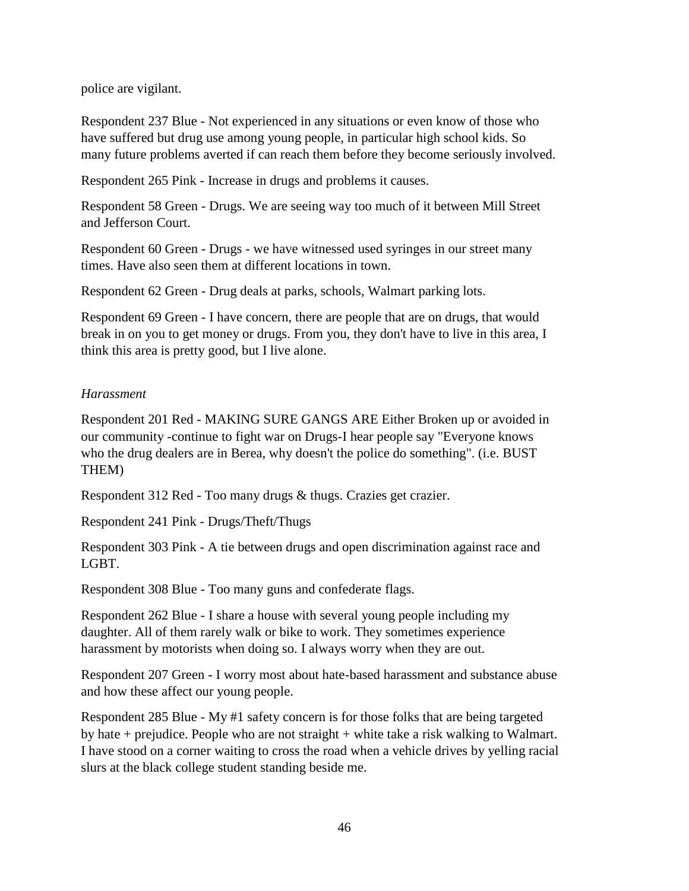police are vigilant.

Respondent 237 Blue - Not experienced in any situations or even know of those who have suffered but drug use among young people, in particular high school kids. So many future problems averted if can reach them before they become seriously involved.

Respondent 265 Pink - Increase in drugs and problems it causes.

Respondent 58 Green - Drugs. We are seeing way too much of it between Mill Street and Jefferson Court.

Respondent 60 Green - Drugs - we have witnessed used syringes in our street many times. Have also seen them at different locations in town.

Respondent 62 Green - Drug deals at parks, schools, Walmart parking lots.

Respondent 69 Green - I have concern, there are people that are on drugs, that would break in on you to get money or drugs. From you, they don't have to live in this area, I think this area is pretty good, but I live alone.

*Harassment*

Respondent 201 Red - MAKING SURE GANGS ARE Either Broken up or avoided in our community -continue to fight war on Drugs-I hear people say "Everyone knows who the drug dealers are in Berea, why doesn't the police do something". (i.e. BUST THEM)

Respondent 312 Red - Too many drugs & thugs. Crazies get crazier.

Respondent 241 Pink - Drugs/Theft/Thugs

Respondent 303 Pink - A tie between drugs and open discrimination against race and LGBT.

Respondent 308 Blue - Too many guns and confederate flags.

Respondent 262 Blue - I share a house with several young people including my daughter. All of them rarely walk or bike to work. They sometimes experience harassment by motorists when doing so. I always worry when they are out.

Respondent 207 Green - I worry most about hate-based harassment and substance abuse and how these affect our young people.

Respondent 285 Blue - My #1 safety concern is for those folks that are being targeted by hate + prejudice. People who are not straight + white take a risk walking to Walmart. I have stood on a corner waiting to cross the road when a vehicle drives by yelling racial slurs at the black college student standing beside me.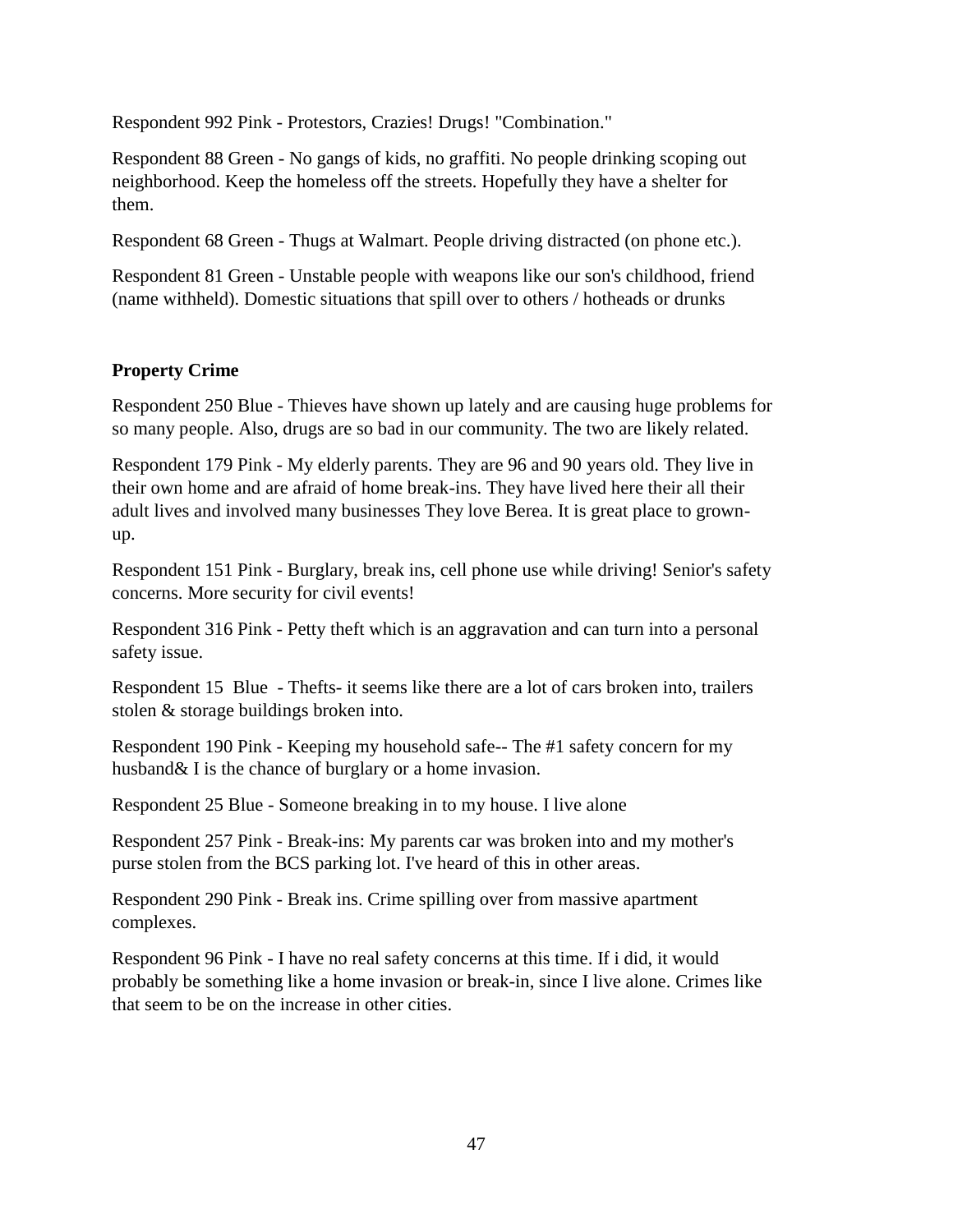Respondent 992 Pink - Protestors, Crazies! Drugs! "Combination."

Respondent 88 Green - No gangs of kids, no graffiti. No people drinking scoping out neighborhood. Keep the homeless off the streets. Hopefully they have a shelter for them.

Respondent 68 Green - Thugs at Walmart. People driving distracted (on phone etc.).

Respondent 81 Green - Unstable people with weapons like our son's childhood, friend (name withheld). Domestic situations that spill over to others / hotheads or drunks

**Property Crime**

Respondent 250 Blue - Thieves have shown up lately and are causing huge problems for so many people. Also, drugs are so bad in our community. The two are likely related.

Respondent 179 Pink - My elderly parents. They are 96 and 90 years old. They live in their own home and are afraid of home break-ins. They have lived here their all their adult lives and involved many businesses They love Berea. It is great place to grown-up.

Respondent 151 Pink - Burglary, break ins, cell phone use while driving! Senior's safety concerns. More security for civil events!

Respondent 316 Pink - Petty theft which is an aggravation and can turn into a personal safety issue.

Respondent 15 Blue - Thefts- it seems like there are a lot of cars broken into, trailers stolen & storage buildings broken into.

Respondent 190 Pink - Keeping my household safe-- The #1 safety concern for my husband& I is the chance of burglary or a home invasion.

Respondent 25 Blue - Someone breaking in to my house. I live alone

Respondent 257 Pink - Break-ins: My parents car was broken into and my mother's purse stolen from the BCS parking lot. I've heard of this in other areas.

Respondent 290 Pink - Break ins. Crime spilling over from massive apartment complexes.

Respondent 96 Pink - I have no real safety concerns at this time. If i did, it would probably be something like a home invasion or break-in, since I live alone. Crimes like that seem to be on the increase in other cities.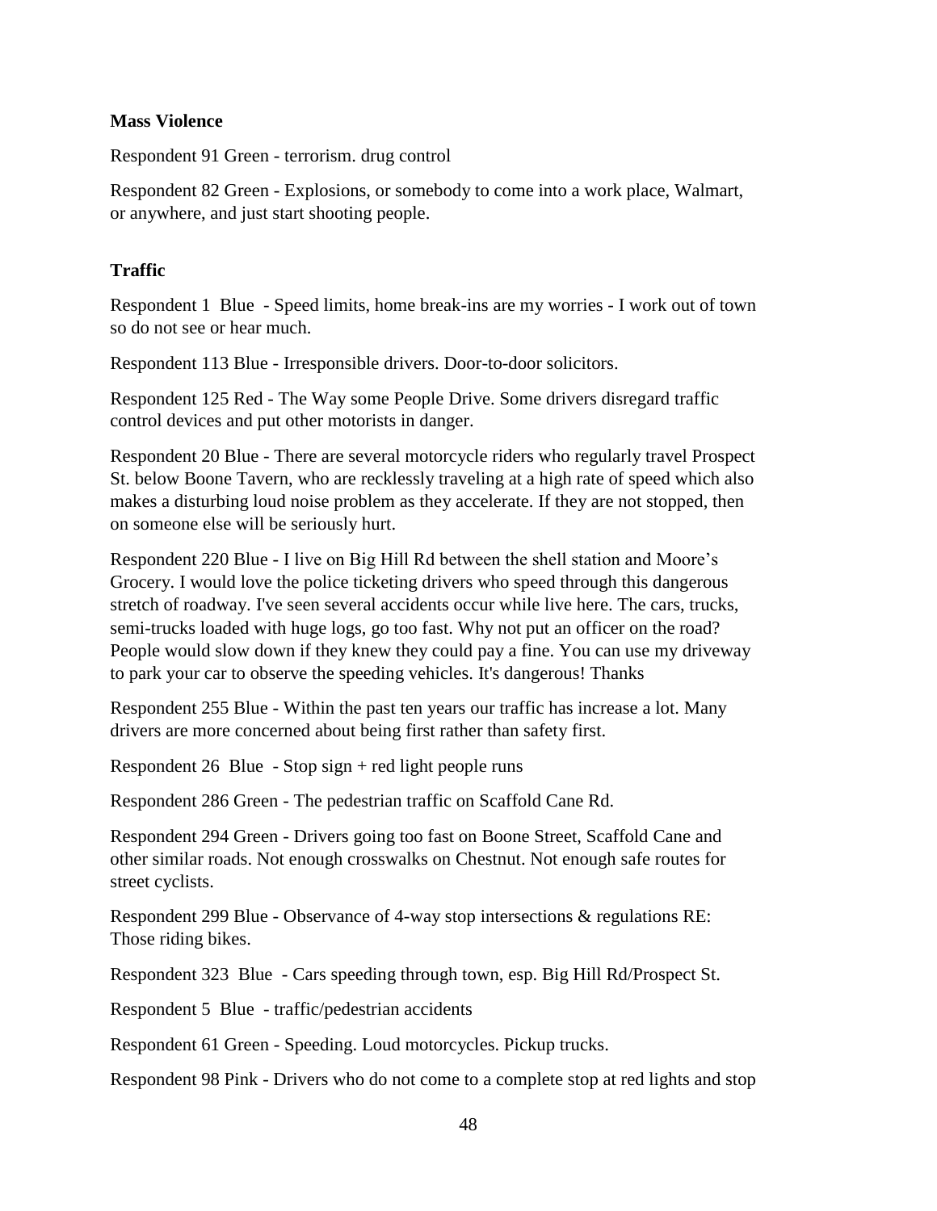### Mass Violence

Respondent 91 Green - terrorism. drug control

Respondent 82 Green - Explosions, or somebody to come into a work place, Walmart, or anywhere, and just start shooting people.

### Traffic

Respondent 1 Blue - Speed limits, home break-ins are my worries - I work out of town so do not see or hear much.

Respondent 113 Blue - Irresponsible drivers. Door-to-door solicitors.

Respondent 125 Red - The Way some People Drive. Some drivers disregard traffic control devices and put other motorists in danger.

Respondent 20 Blue - There are several motorcycle riders who regularly travel Prospect St. below Boone Tavern, who are recklessly traveling at a high rate of speed which also makes a disturbing loud noise problem as they accelerate. If they are not stopped, then on someone else will be seriously hurt.

Respondent 220 Blue - I live on Big Hill Rd between the shell station and Moore's Grocery. I would love the police ticketing drivers who speed through this dangerous stretch of roadway. I've seen several accidents occur while live here. The cars, trucks, semi-trucks loaded with huge logs, go too fast. Why not put an officer on the road? People would slow down if they knew they could pay a fine. You can use my driveway to park your car to observe the speeding vehicles. It's dangerous! Thanks

Respondent 255 Blue - Within the past ten years our traffic has increase a lot. Many drivers are more concerned about being first rather than safety first.

Respondent 26 Blue - Stop sign + red light people runs

Respondent 286 Green - The pedestrian traffic on Scaffold Cane Rd.

Respondent 294 Green - Drivers going too fast on Boone Street, Scaffold Cane and other similar roads. Not enough crosswalks on Chestnut. Not enough safe routes for street cyclists.

Respondent 299 Blue - Observance of 4-way stop intersections & regulations RE: Those riding bikes.

Respondent 323 Blue - Cars speeding through town, esp. Big Hill Rd/Prospect St.

Respondent 5 Blue - traffic/pedestrian accidents

Respondent 61 Green - Speeding. Loud motorcycles. Pickup trucks.

Respondent 98 Pink - Drivers who do not come to a complete stop at red lights and stop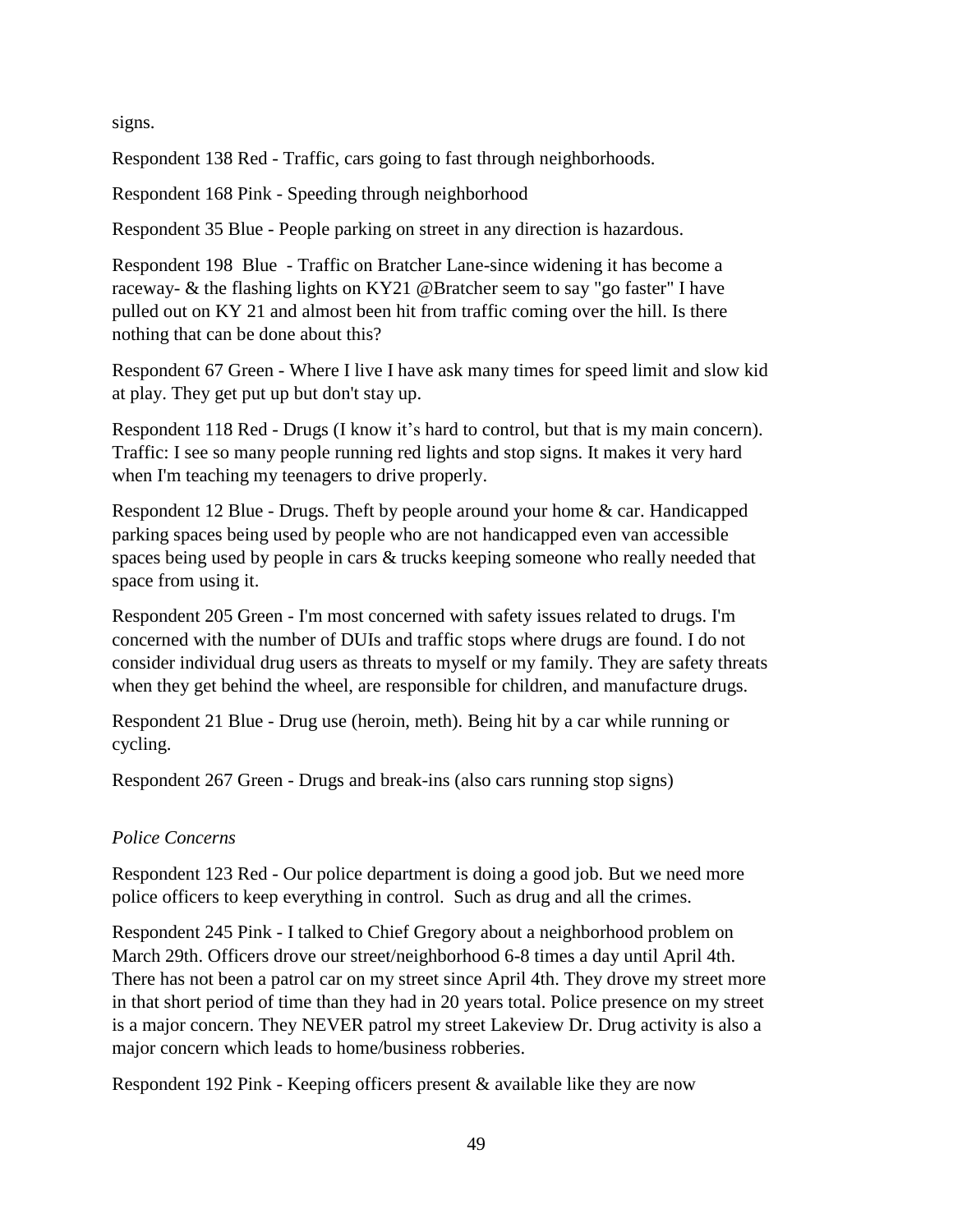signs.

Respondent 138 Red - Traffic, cars going to fast through neighborhoods.

Respondent 168 Pink - Speeding through neighborhood

Respondent 35 Blue - People parking on street in any direction is hazardous.

Respondent 198 Blue - Traffic on Bratcher Lane-since widening it has become a raceway- & the flashing lights on KY21 @Bratcher seem to say "go faster" I have pulled out on KY 21 and almost been hit from traffic coming over the hill. Is there nothing that can be done about this?

Respondent 67 Green - Where I live I have ask many times for speed limit and slow kid at play. They get put up but don't stay up.

Respondent 118 Red - Drugs (I know it's hard to control, but that is my main concern). Traffic: I see so many people running red lights and stop signs. It makes it very hard when I'm teaching my teenagers to drive properly.

Respondent 12 Blue - Drugs. Theft by people around your home & car. Handicapped parking spaces being used by people who are not handicapped even van accessible spaces being used by people in cars & trucks keeping someone who really needed that space from using it.

Respondent 205 Green - I'm most concerned with safety issues related to drugs. I'm concerned with the number of DUIs and traffic stops where drugs are found. I do not consider individual drug users as threats to myself or my family. They are safety threats when they get behind the wheel, are responsible for children, and manufacture drugs.

Respondent 21 Blue - Drug use (heroin, meth). Being hit by a car while running or cycling.

Respondent 267 Green - Drugs and break-ins (also cars running stop signs)

*Police Concerns*

Respondent 123 Red - Our police department is doing a good job. But we need more police officers to keep everything in control. Such as drug and all the crimes.

Respondent 245 Pink - I talked to Chief Gregory about a neighborhood problem on March 29th. Officers drove our street/neighborhood 6-8 times a day until April 4th. There has not been a patrol car on my street since April 4th. They drove my street more in that short period of time than they had in 20 years total. Police presence on my street is a major concern. They NEVER patrol my street Lakeview Dr. Drug activity is also a major concern which leads to home/business robberies.

Respondent 192 Pink - Keeping officers present & available like they are now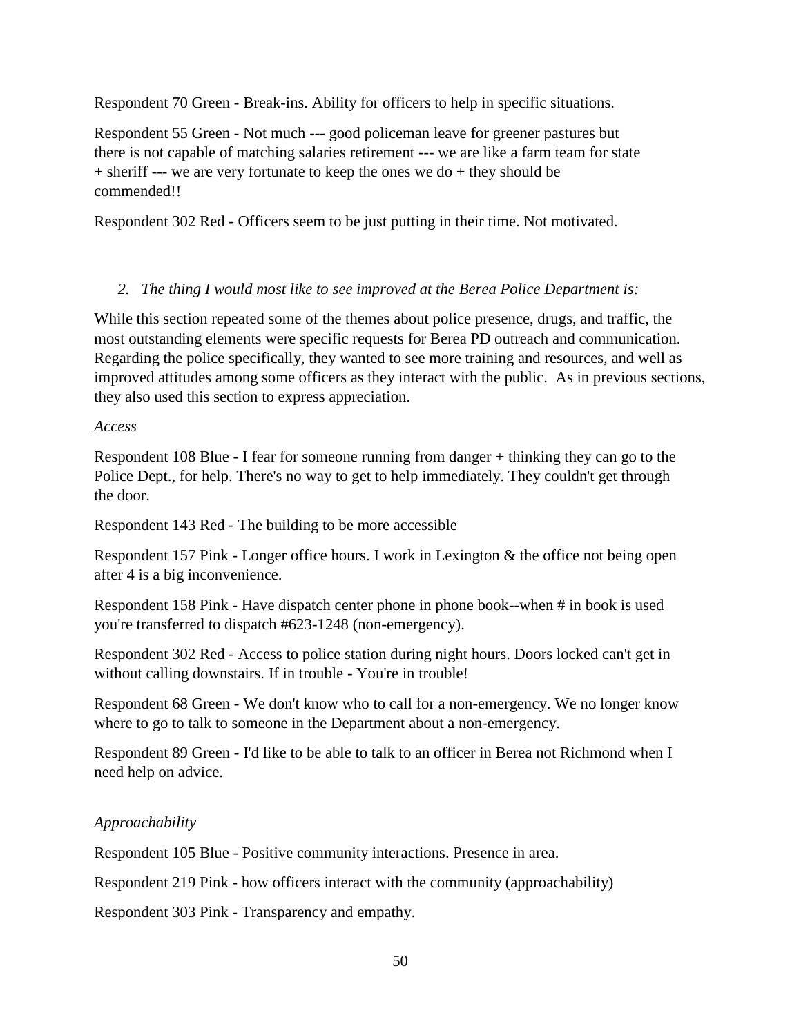Respondent 70 Green - Break-ins. Ability for officers to help in specific situations.

Respondent 55 Green - Not much --- good policeman leave for greener pastures but there is not capable of matching salaries retirement --- we are like a farm team for state + sheriff --- we are very fortunate to keep the ones we do + they should be commended!!

Respondent 302 Red - Officers seem to be just putting in their time. Not motivated.

2. *The thing I would most like to see improved at the Berea Police Department is:*

While this section repeated some of the themes about police presence, drugs, and traffic, the most outstanding elements were specific requests for Berea PD outreach and communication. Regarding the police specifically, they wanted to see more training and resources, and well as improved attitudes among some officers as they interact with the public. As in previous sections, they also used this section to express appreciation.

*Access*

Respondent 108 Blue - I fear for someone running from danger + thinking they can go to the Police Dept., for help. There's no way to get to help immediately. They couldn't get through the door.

Respondent 143 Red - The building to be more accessible

Respondent 157 Pink - Longer office hours. I work in Lexington & the office not being open after 4 is a big inconvenience.

Respondent 158 Pink - Have dispatch center phone in phone book--when # in book is used you're transferred to dispatch #623-1248 (non-emergency).

Respondent 302 Red - Access to police station during night hours. Doors locked can't get in without calling downstairs. If in trouble - You're in trouble!

Respondent 68 Green - We don't know who to call for a non-emergency. We no longer know where to go to talk to someone in the Department about a non-emergency.

Respondent 89 Green - I'd like to be able to talk to an officer in Berea not Richmond when I need help on advice.

*Approachability*

Respondent 105 Blue - Positive community interactions. Presence in area.

Respondent 219 Pink - how officers interact with the community (approachability)

Respondent 303 Pink - Transparency and empathy.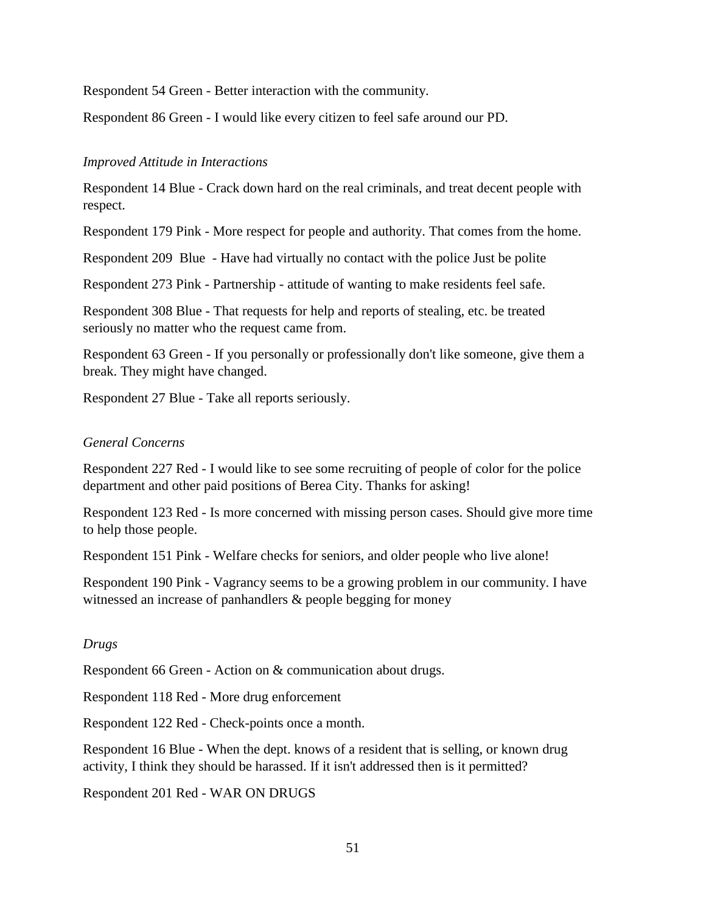Respondent 54 Green - Better interaction with the community.

Respondent 86 Green - I would like every citizen to feel safe around our PD.

*Improved Attitude in Interactions*

Respondent 14 Blue - Crack down hard on the real criminals, and treat decent people with respect.

Respondent 179 Pink - More respect for people and authority. That comes from the home.

Respondent 209 Blue - Have had virtually no contact with the police Just be polite

Respondent 273 Pink - Partnership - attitude of wanting to make residents feel safe.

Respondent 308 Blue - That requests for help and reports of stealing, etc. be treated seriously no matter who the request came from.

Respondent 63 Green - If you personally or professionally don't like someone, give them a break. They might have changed.

Respondent 27 Blue - Take all reports seriously.

*General Concerns*

Respondent 227 Red - I would like to see some recruiting of people of color for the police department and other paid positions of Berea City. Thanks for asking!

Respondent 123 Red - Is more concerned with missing person cases. Should give more time to help those people.

Respondent 151 Pink - Welfare checks for seniors, and older people who live alone!

Respondent 190 Pink - Vagrancy seems to be a growing problem in our community. I have witnessed an increase of panhandlers & people begging for money

*Drugs*

Respondent 66 Green - Action on & communication about drugs.

Respondent 118 Red - More drug enforcement

Respondent 122 Red - Check-points once a month.

Respondent 16 Blue - When the dept. knows of a resident that is selling, or known drug activity, I think they should be harassed. If it isn't addressed then is it permitted?

Respondent 201 Red - WAR ON DRUGS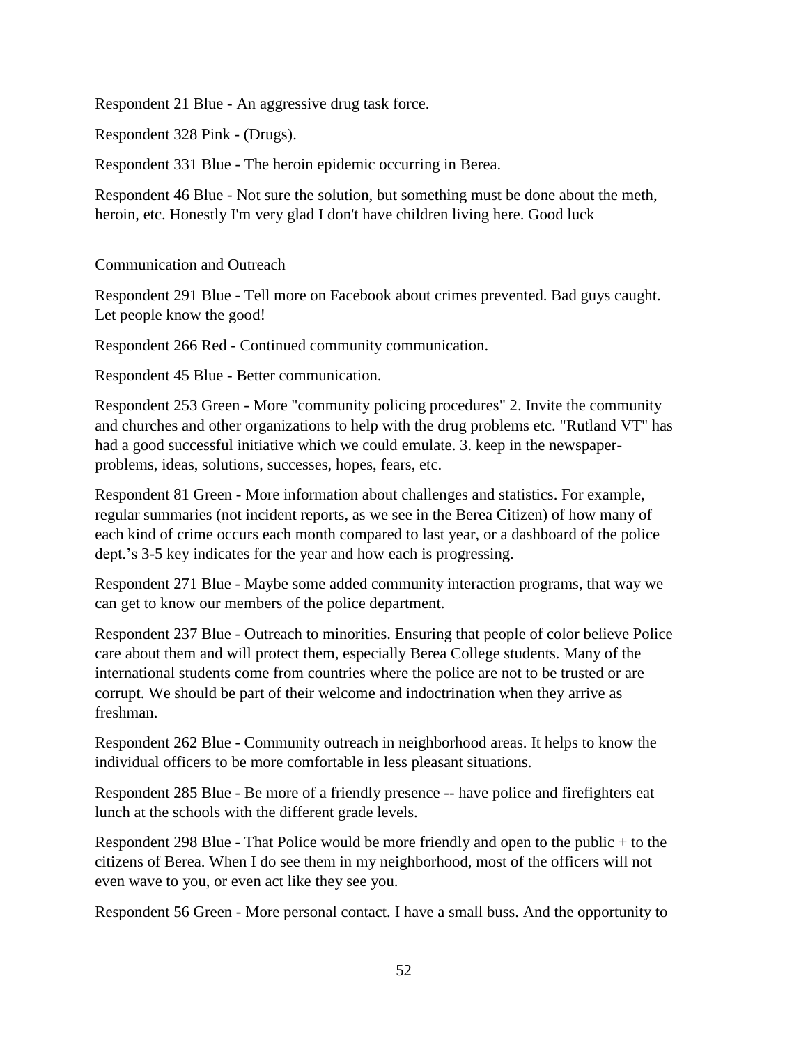Respondent 21 Blue - An aggressive drug task force.

Respondent 328 Pink - (Drugs).

Respondent 331 Blue - The heroin epidemic occurring in Berea.

Respondent 46 Blue - Not sure the solution, but something must be done about the meth, heroin, etc. Honestly I'm very glad I don't have children living here. Good luck

Communication and Outreach

Respondent 291 Blue - Tell more on Facebook about crimes prevented. Bad guys caught. Let people know the good!

Respondent 266 Red - Continued community communication.

Respondent 45 Blue - Better communication.

Respondent 253 Green - More "community policing procedures" 2. Invite the community and churches and other organizations to help with the drug problems etc. "Rutland VT" has had a good successful initiative which we could emulate. 3. keep in the newspaper- problems, ideas, solutions, successes, hopes, fears, etc.

Respondent 81 Green - More information about challenges and statistics. For example, regular summaries (not incident reports, as we see in the Berea Citizen) of how many of each kind of crime occurs each month compared to last year, or a dashboard of the police dept.'s 3-5 key indicates for the year and how each is progressing.

Respondent 271 Blue - Maybe some added community interaction programs, that way we can get to know our members of the police department.

Respondent 237 Blue - Outreach to minorities. Ensuring that people of color believe Police care about them and will protect them, especially Berea College students. Many of the international students come from countries where the police are not to be trusted or are corrupt. We should be part of their welcome and indoctrination when they arrive as freshman.

Respondent 262 Blue - Community outreach in neighborhood areas. It helps to know the individual officers to be more comfortable in less pleasant situations.

Respondent 285 Blue - Be more of a friendly presence -- have police and firefighters eat lunch at the schools with the different grade levels.

Respondent 298 Blue - That Police would be more friendly and open to the public + to the citizens of Berea. When I do see them in my neighborhood, most of the officers will not even wave to you, or even act like they see you.

Respondent 56 Green - More personal contact. I have a small buss. And the opportunity to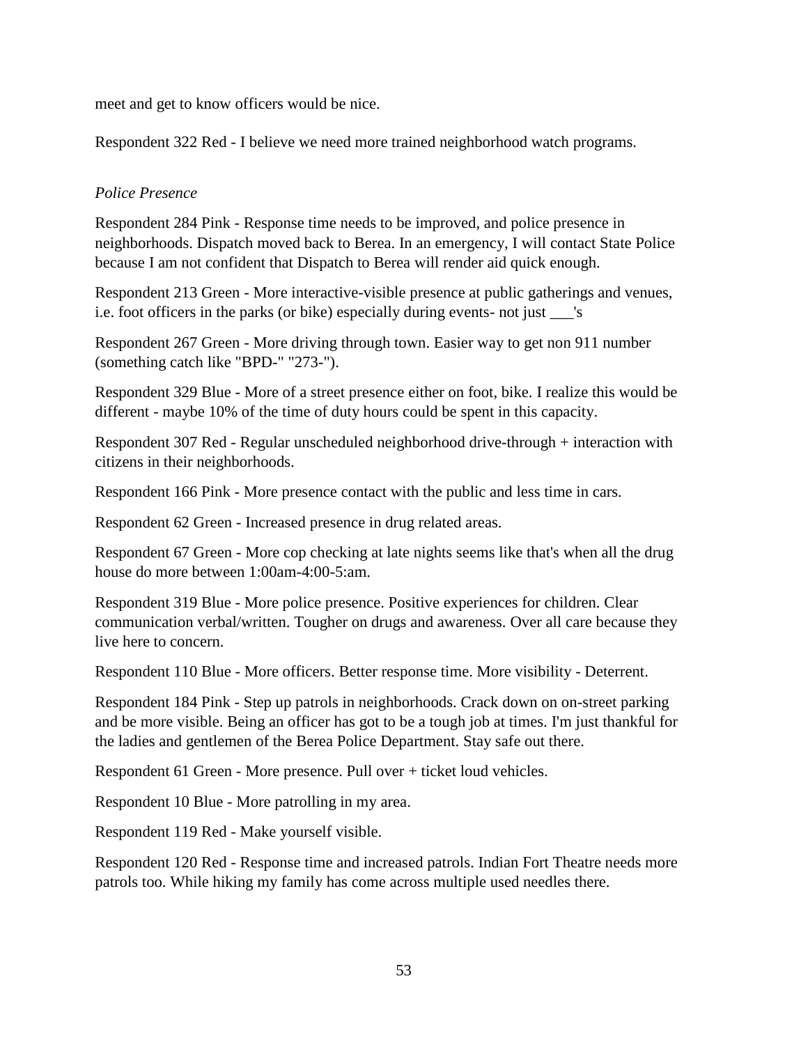meet and get to know officers would be nice.

Respondent 322 Red - I believe we need more trained neighborhood watch programs.

*Police Presence*

Respondent 284 Pink - Response time needs to be improved, and police presence in neighborhoods. Dispatch moved back to Berea. In an emergency, I will contact State Police because I am not confident that Dispatch to Berea will render aid quick enough.

Respondent 213 Green - More interactive-visible presence at public gatherings and venues, i.e. foot officers in the parks (or bike) especially during events- not just ___'s

Respondent 267 Green - More driving through town. Easier way to get non 911 number (something catch like "BPD-" "273-").

Respondent 329 Blue - More of a street presence either on foot, bike. I realize this would be different - maybe 10% of the time of duty hours could be spent in this capacity.

Respondent 307 Red - Regular unscheduled neighborhood drive-through + interaction with citizens in their neighborhoods.

Respondent 166 Pink - More presence contact with the public and less time in cars.

Respondent 62 Green - Increased presence in drug related areas.

Respondent 67 Green - More cop checking at late nights seems like that's when all the drug house do more between 1:00am-4:00-5:am.

Respondent 319 Blue - More police presence. Positive experiences for children. Clear communication verbal/written. Tougher on drugs and awareness. Over all care because they live here to concern.

Respondent 110 Blue - More officers. Better response time. More visibility - Deterrent.

Respondent 184 Pink - Step up patrols in neighborhoods. Crack down on on-street parking and be more visible. Being an officer has got to be a tough job at times. I'm just thankful for the ladies and gentlemen of the Berea Police Department. Stay safe out there.

Respondent 61 Green - More presence. Pull over + ticket loud vehicles.

Respondent 10 Blue - More patrolling in my area.

Respondent 119 Red - Make yourself visible.

Respondent 120 Red - Response time and increased patrols. Indian Fort Theatre needs more patrols too. While hiking my family has come across multiple used needles there.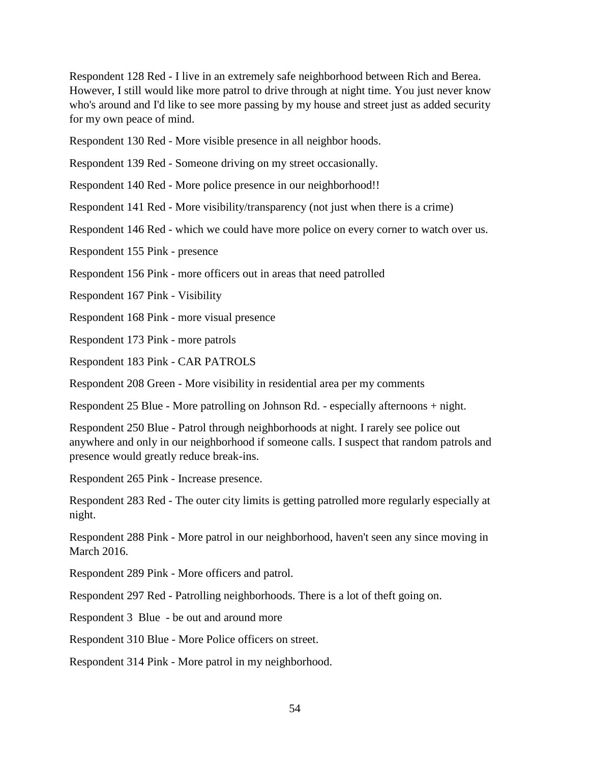Respondent 128 Red - I live in an extremely safe neighborhood between Rich and Berea. However, I still would like more patrol to drive through at night time. You just never know who's around and I'd like to see more passing by my house and street just as added security for my own peace of mind.

Respondent 130 Red - More visible presence in all neighbor hoods.

Respondent 139 Red - Someone driving on my street occasionally.

Respondent 140 Red - More police presence in our neighborhood!!

Respondent 141 Red - More visibility/transparency (not just when there is a crime)

Respondent 146 Red - which we could have more police on every corner to watch over us.

Respondent 155 Pink - presence

Respondent 156 Pink - more officers out in areas that need patrolled

Respondent 167 Pink - Visibility

Respondent 168 Pink - more visual presence

Respondent 173 Pink - more patrols

Respondent 183 Pink - CAR PATROLS

Respondent 208 Green - More visibility in residential area per my comments

Respondent 25 Blue - More patrolling on Johnson Rd. - especially afternoons + night.

Respondent 250 Blue - Patrol through neighborhoods at night. I rarely see police out anywhere and only in our neighborhood if someone calls. I suspect that random patrols and presence would greatly reduce break-ins.

Respondent 265 Pink - Increase presence.

Respondent 283 Red - The outer city limits is getting patrolled more regularly especially at night.

Respondent 288 Pink - More patrol in our neighborhood, haven't seen any since moving in March 2016.

Respondent 289 Pink - More officers and patrol.

Respondent 297 Red - Patrolling neighborhoods. There is a lot of theft going on.

Respondent 3 Blue - be out and around more

Respondent 310 Blue - More Police officers on street.

Respondent 314 Pink - More patrol in my neighborhood.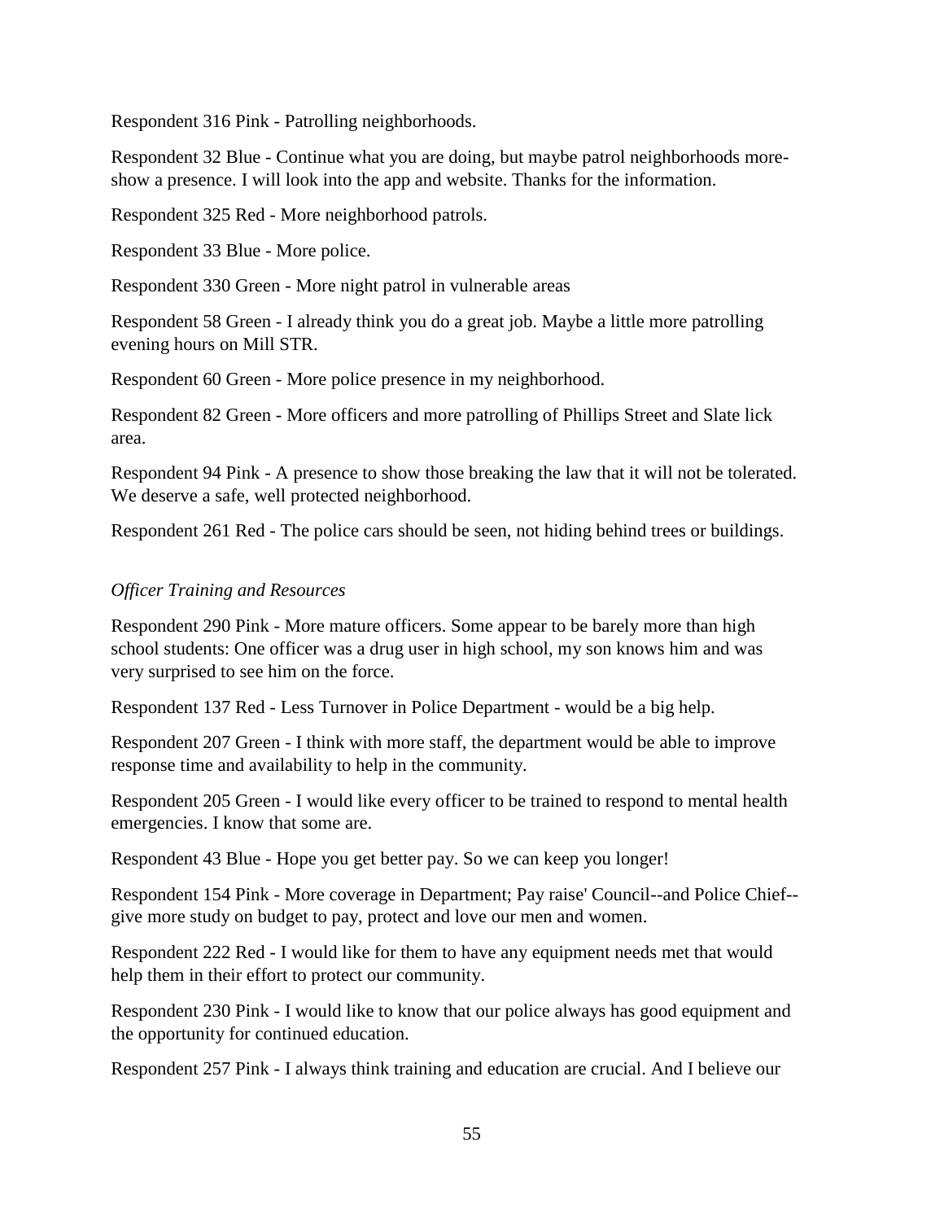Respondent 316 Pink - Patrolling neighborhoods.

Respondent 32 Blue - Continue what you are doing, but maybe patrol neighborhoods more-show a presence. I will look into the app and website. Thanks for the information.

Respondent 325 Red - More neighborhood patrols.

Respondent 33 Blue - More police.

Respondent 330 Green - More night patrol in vulnerable areas

Respondent 58 Green - I already think you do a great job. Maybe a little more patrolling evening hours on Mill STR.

Respondent 60 Green - More police presence in my neighborhood.

Respondent 82 Green - More officers and more patrolling of Phillips Street and Slate lick area.

Respondent 94 Pink - A presence to show those breaking the law that it will not be tolerated. We deserve a safe, well protected neighborhood.

Respondent 261 Red - The police cars should be seen, not hiding behind trees or buildings.

*Officer Training and Resources*

Respondent 290 Pink - More mature officers. Some appear to be barely more than high school students: One officer was a drug user in high school, my son knows him and was very surprised to see him on the force.

Respondent 137 Red - Less Turnover in Police Department - would be a big help.

Respondent 207 Green - I think with more staff, the department would be able to improve response time and availability to help in the community.

Respondent 205 Green - I would like every officer to be trained to respond to mental health emergencies. I know that some are.

Respondent 43 Blue - Hope you get better pay. So we can keep you longer!

Respondent 154 Pink - More coverage in Department; Pay raise' Council--and Police Chief--give more study on budget to pay, protect and love our men and women.

Respondent 222 Red - I would like for them to have any equipment needs met that would help them in their effort to protect our community.

Respondent 230 Pink - I would like to know that our police always has good equipment and the opportunity for continued education.

Respondent 257 Pink - I always think training and education are crucial. And I believe our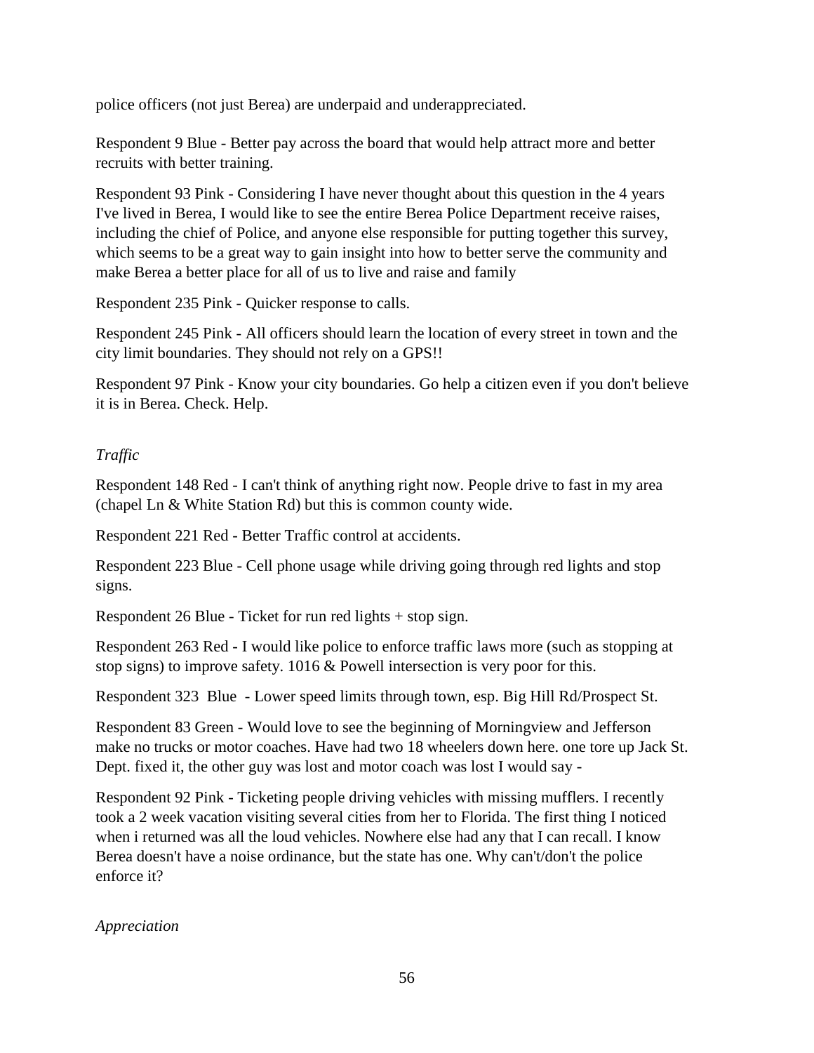police officers (not just Berea) are underpaid and underappreciated.

Respondent 9 Blue - Better pay across the board that would help attract more and better recruits with better training.

Respondent 93 Pink - Considering I have never thought about this question in the 4 years I've lived in Berea, I would like to see the entire Berea Police Department receive raises, including the chief of Police, and anyone else responsible for putting together this survey, which seems to be a great way to gain insight into how to better serve the community and make Berea a better place for all of us to live and raise and family

Respondent 235 Pink - Quicker response to calls.

Respondent 245 Pink - All officers should learn the location of every street in town and the city limit boundaries. They should not rely on a GPS!!

Respondent 97 Pink - Know your city boundaries. Go help a citizen even if you don't believe it is in Berea. Check. Help.

*Traffic*

Respondent 148 Red - I can't think of anything right now. People drive to fast in my area (chapel Ln & White Station Rd) but this is common county wide.

Respondent 221 Red - Better Traffic control at accidents.

Respondent 223 Blue - Cell phone usage while driving going through red lights and stop signs.

Respondent 26 Blue - Ticket for run red lights + stop sign.

Respondent 263 Red - I would like police to enforce traffic laws more (such as stopping at stop signs) to improve safety. 1016 & Powell intersection is very poor for this.

Respondent 323 Blue - Lower speed limits through town, esp. Big Hill Rd/Prospect St.

Respondent 83 Green - Would love to see the beginning of Morningview and Jefferson make no trucks or motor coaches. Have had two 18 wheelers down here. one tore up Jack St. Dept. fixed it, the other guy was lost and motor coach was lost I would say -

Respondent 92 Pink - Ticketing people driving vehicles with missing mufflers. I recently took a 2 week vacation visiting several cities from her to Florida. The first thing I noticed when i returned was all the loud vehicles. Nowhere else had any that I can recall. I know Berea doesn't have a noise ordinance, but the state has one. Why can't/don't the police enforce it?

*Appreciation*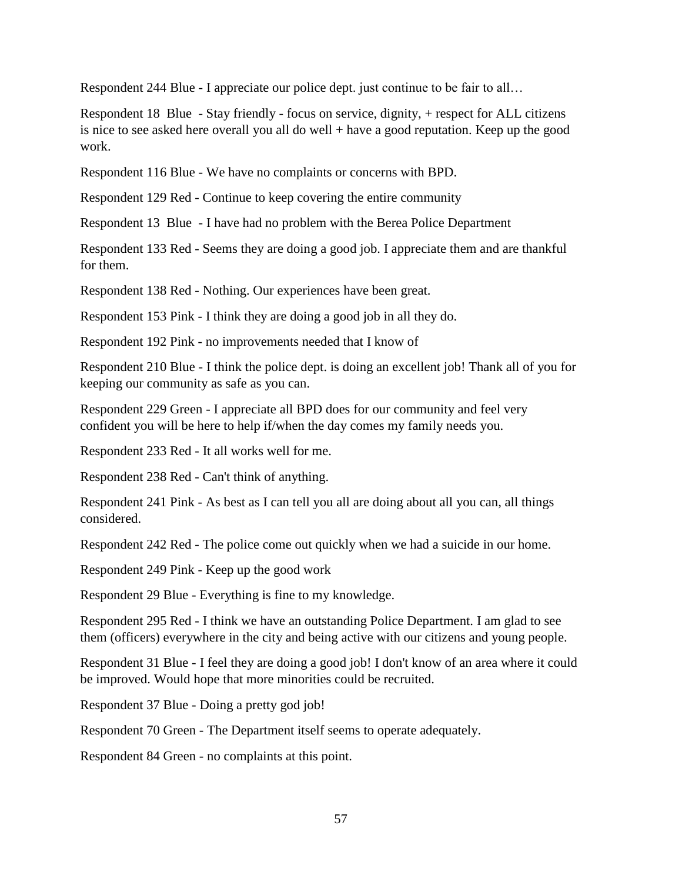Respondent 244 Blue - I appreciate our police dept. just continue to be fair to all…

Respondent 18  Blue  - Stay friendly - focus on service, dignity, + respect for ALL citizens is nice to see asked here overall you all do well + have a good reputation. Keep up the good work.

Respondent 116 Blue - We have no complaints or concerns with BPD.

Respondent 129 Red - Continue to keep covering the entire community

Respondent 13  Blue  - I have had no problem with the Berea Police Department

Respondent 133 Red - Seems they are doing a good job. I appreciate them and are thankful for them.

Respondent 138 Red - Nothing. Our experiences have been great.

Respondent 153 Pink - I think they are doing a good job in all they do.

Respondent 192 Pink - no improvements needed that I know of

Respondent 210 Blue - I think the police dept. is doing an excellent job! Thank all of you for keeping our community as safe as you can.

Respondent 229 Green - I appreciate all BPD does for our community and feel very confident you will be here to help if/when the day comes my family needs you.

Respondent 233 Red - It all works well for me.

Respondent 238 Red - Can't think of anything.

Respondent 241 Pink - As best as I can tell you all are doing about all you can, all things considered.

Respondent 242 Red - The police come out quickly when we had a suicide in our home.

Respondent 249 Pink - Keep up the good work

Respondent 29 Blue - Everything is fine to my knowledge.

Respondent 295 Red - I think we have an outstanding Police Department. I am glad to see them (officers) everywhere in the city and being active with our citizens and young people.

Respondent 31 Blue - I feel they are doing a good job! I don't know of an area where it could be improved. Would hope that more minorities could be recruited.

Respondent 37 Blue - Doing a pretty god job!

Respondent 70 Green - The Department itself seems to operate adequately.

Respondent 84 Green - no complaints at this point.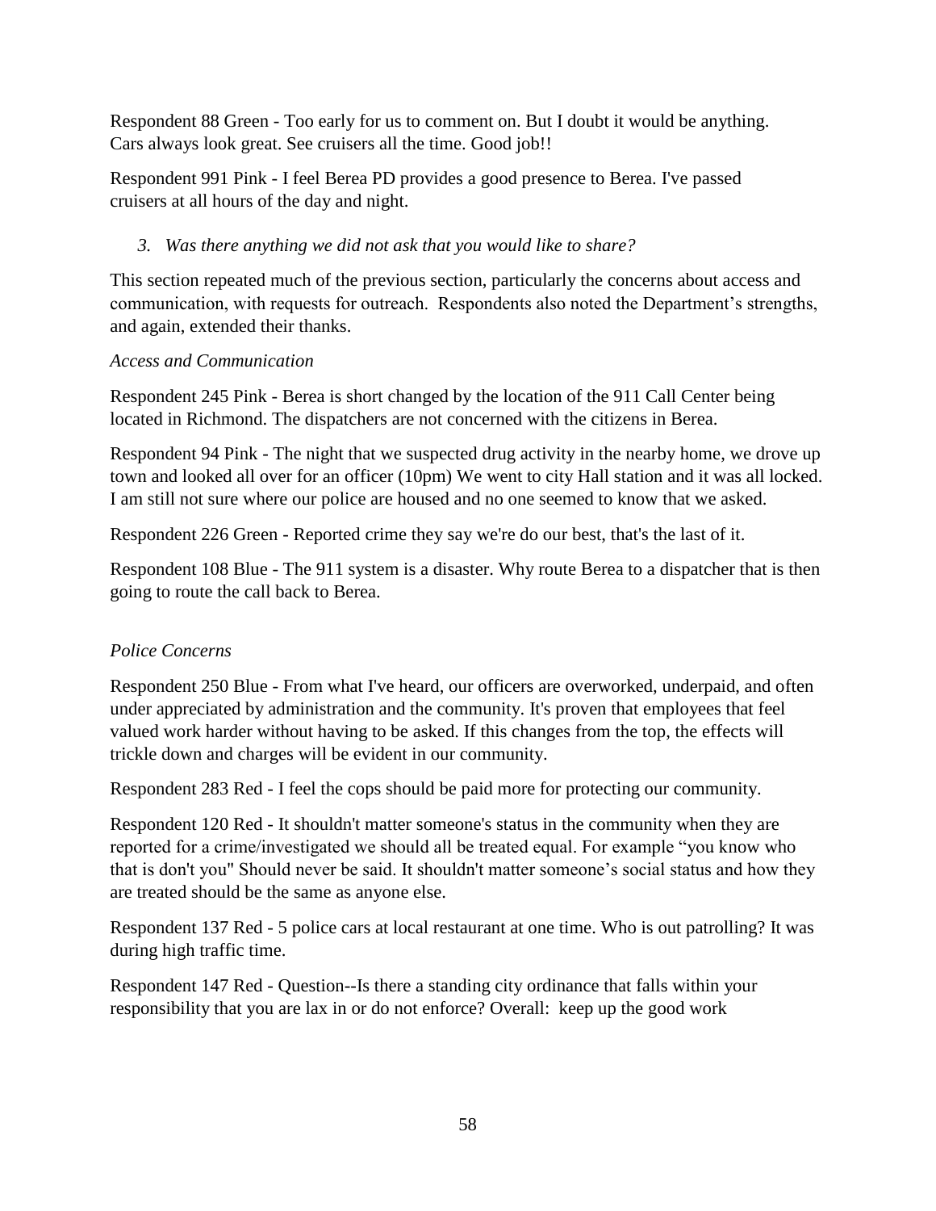Respondent 88 Green - Too early for us to comment on. But I doubt it would be anything. Cars always look great. See cruisers all the time. Good job!!

Respondent 991 Pink - I feel Berea PD provides a good presence to Berea. I've passed cruisers at all hours of the day and night.

*3. Was there anything we did not ask that you would like to share?*

This section repeated much of the previous section, particularly the concerns about access and communication, with requests for outreach. Respondents also noted the Department's strengths, and again, extended their thanks.

*Access and Communication*

Respondent 245 Pink - Berea is short changed by the location of the 911 Call Center being located in Richmond. The dispatchers are not concerned with the citizens in Berea.

Respondent 94 Pink - The night that we suspected drug activity in the nearby home, we drove up town and looked all over for an officer (10pm) We went to city Hall station and it was all locked. I am still not sure where our police are housed and no one seemed to know that we asked.

Respondent 226 Green - Reported crime they say we're do our best, that's the last of it.

Respondent 108 Blue - The 911 system is a disaster. Why route Berea to a dispatcher that is then going to route the call back to Berea.

*Police Concerns*

Respondent 250 Blue - From what I've heard, our officers are overworked, underpaid, and often under appreciated by administration and the community. It's proven that employees that feel valued work harder without having to be asked. If this changes from the top, the effects will trickle down and charges will be evident in our community.

Respondent 283 Red - I feel the cops should be paid more for protecting our community.

Respondent 120 Red - It shouldn't matter someone's status in the community when they are reported for a crime/investigated we should all be treated equal. For example "you know who that is don't you" Should never be said. It shouldn't matter someone's social status and how they are treated should be the same as anyone else.

Respondent 137 Red - 5 police cars at local restaurant at one time. Who is out patrolling? It was during high traffic time.

Respondent 147 Red - Question--Is there a standing city ordinance that falls within your responsibility that you are lax in or do not enforce? Overall: keep up the good work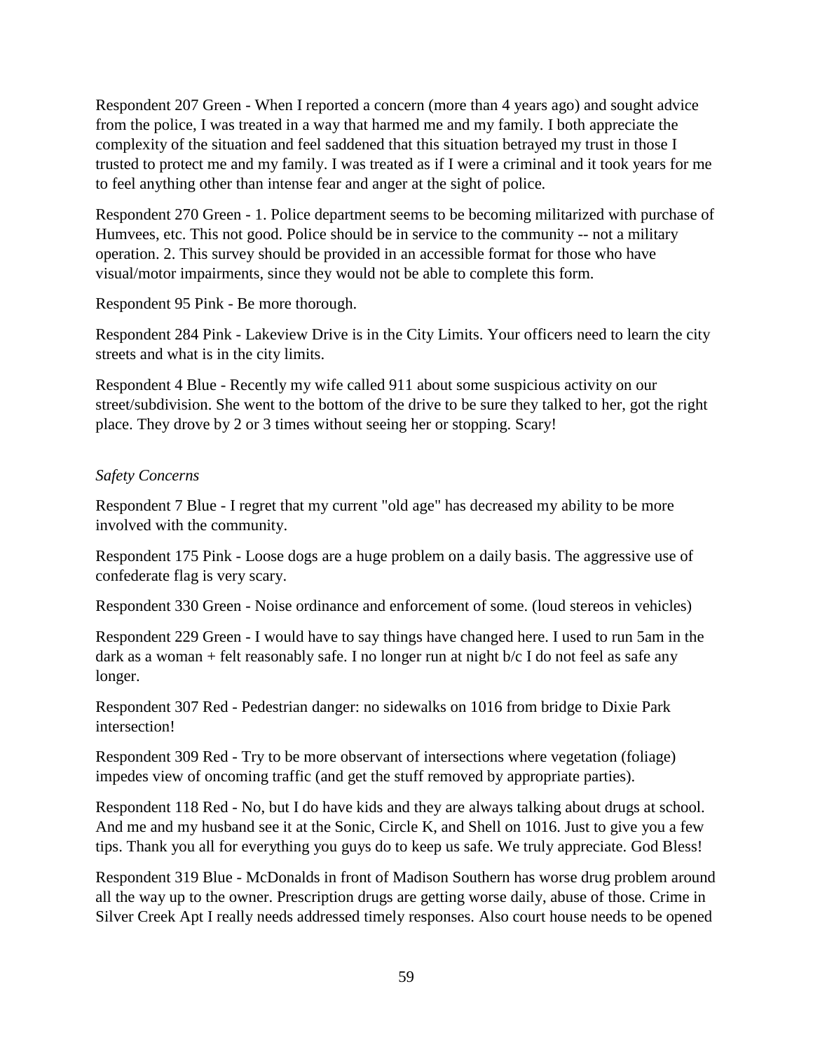Respondent 207 Green - When I reported a concern (more than 4 years ago) and sought advice from the police, I was treated in a way that harmed me and my family. I both appreciate the complexity of the situation and feel saddened that this situation betrayed my trust in those I trusted to protect me and my family. I was treated as if I were a criminal and it took years for me to feel anything other than intense fear and anger at the sight of police.

Respondent 270 Green - 1. Police department seems to be becoming militarized with purchase of Humvees, etc. This not good. Police should be in service to the community -- not a military operation. 2. This survey should be provided in an accessible format for those who have visual/motor impairments, since they would not be able to complete this form.

Respondent 95 Pink - Be more thorough.

Respondent 284 Pink - Lakeview Drive is in the City Limits. Your officers need to learn the city streets and what is in the city limits.

Respondent 4 Blue - Recently my wife called 911 about some suspicious activity on our street/subdivision. She went to the bottom of the drive to be sure they talked to her, got the right place. They drove by 2 or 3 times without seeing her or stopping. Scary!

*Safety Concerns*

Respondent 7 Blue - I regret that my current "old age" has decreased my ability to be more involved with the community.

Respondent 175 Pink - Loose dogs are a huge problem on a daily basis. The aggressive use of confederate flag is very scary.

Respondent 330 Green - Noise ordinance and enforcement of some. (loud stereos in vehicles)

Respondent 229 Green - I would have to say things have changed here. I used to run 5am in the dark as a woman + felt reasonably safe. I no longer run at night b/c I do not feel as safe any longer.

Respondent 307 Red - Pedestrian danger: no sidewalks on 1016 from bridge to Dixie Park intersection!

Respondent 309 Red - Try to be more observant of intersections where vegetation (foliage) impedes view of oncoming traffic (and get the stuff removed by appropriate parties).

Respondent 118 Red - No, but I do have kids and they are always talking about drugs at school. And me and my husband see it at the Sonic, Circle K, and Shell on 1016. Just to give you a few tips. Thank you all for everything you guys do to keep us safe. We truly appreciate. God Bless!

Respondent 319 Blue - McDonalds in front of Madison Southern has worse drug problem around all the way up to the owner. Prescription drugs are getting worse daily, abuse of those. Crime in Silver Creek Apt I really needs addressed timely responses. Also court house needs to be opened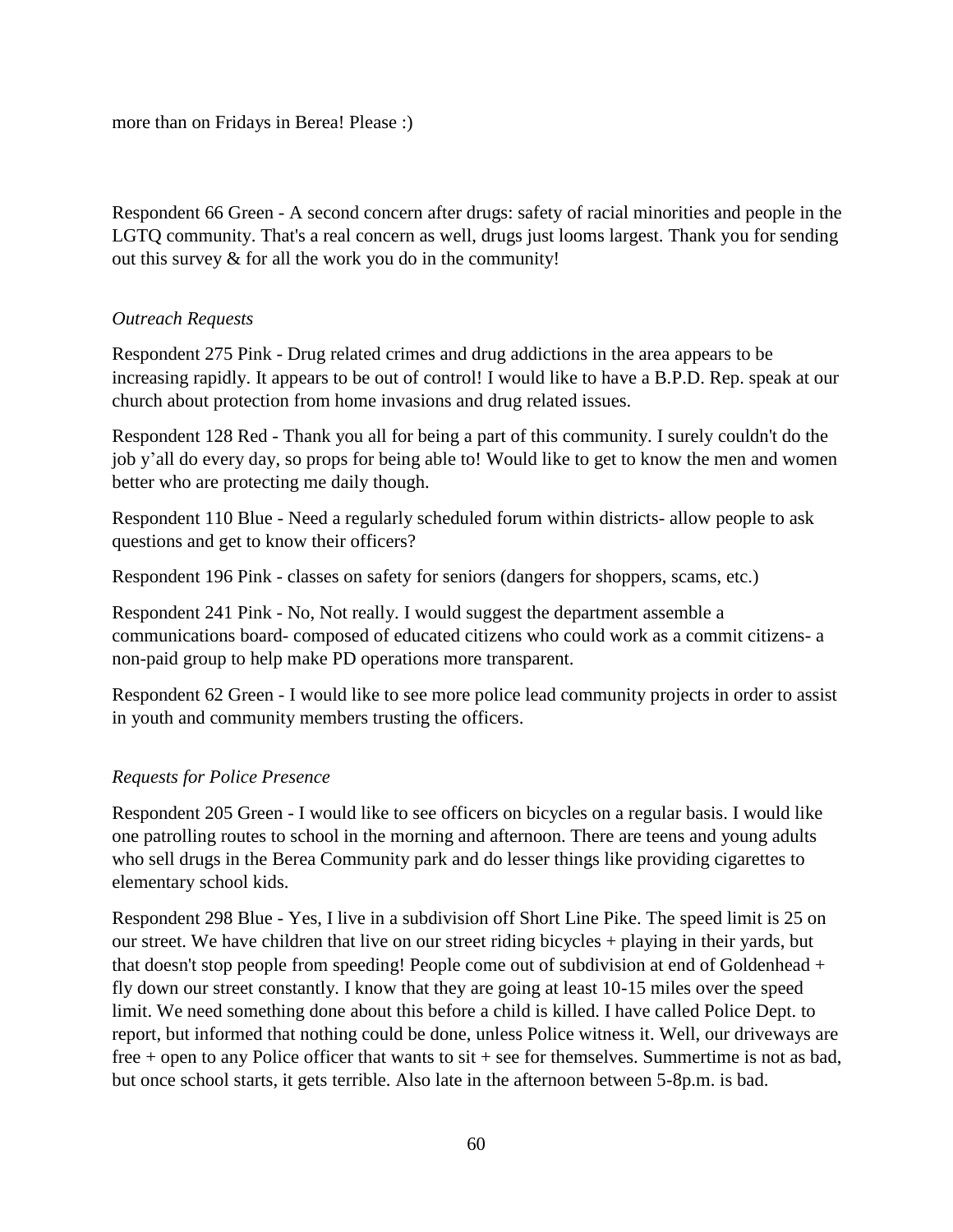more than on Fridays in Berea! Please :)

Respondent 66 Green - A second concern after drugs: safety of racial minorities and people in the LGTQ community. That's a real concern as well, drugs just looms largest. Thank you for sending out this survey & for all the work you do in the community!

*Outreach Requests*

Respondent 275 Pink - Drug related crimes and drug addictions in the area appears to be increasing rapidly. It appears to be out of control! I would like to have a B.P.D. Rep. speak at our church about protection from home invasions and drug related issues.

Respondent 128 Red - Thank you all for being a part of this community. I surely couldn't do the job y'all do every day, so props for being able to! Would like to get to know the men and women better who are protecting me daily though.

Respondent 110 Blue - Need a regularly scheduled forum within districts- allow people to ask questions and get to know their officers?

Respondent 196 Pink - classes on safety for seniors (dangers for shoppers, scams, etc.)

Respondent 241 Pink - No, Not really. I would suggest the department assemble a communications board- composed of educated citizens who could work as a commit citizens- a non-paid group to help make PD operations more transparent.

Respondent 62 Green - I would like to see more police lead community projects in order to assist in youth and community members trusting the officers.

*Requests for Police Presence*

Respondent 205 Green - I would like to see officers on bicycles on a regular basis. I would like one patrolling routes to school in the morning and afternoon. There are teens and young adults who sell drugs in the Berea Community park and do lesser things like providing cigarettes to elementary school kids.

Respondent 298 Blue - Yes, I live in a subdivision off Short Line Pike. The speed limit is 25 on our street. We have children that live on our street riding bicycles + playing in their yards, but that doesn't stop people from speeding! People come out of subdivision at end of Goldenhead + fly down our street constantly. I know that they are going at least 10-15 miles over the speed limit. We need something done about this before a child is killed. I have called Police Dept. to report, but informed that nothing could be done, unless Police witness it. Well, our driveways are free + open to any Police officer that wants to sit + see for themselves. Summertime is not as bad, but once school starts, it gets terrible. Also late in the afternoon between 5-8p.m. is bad.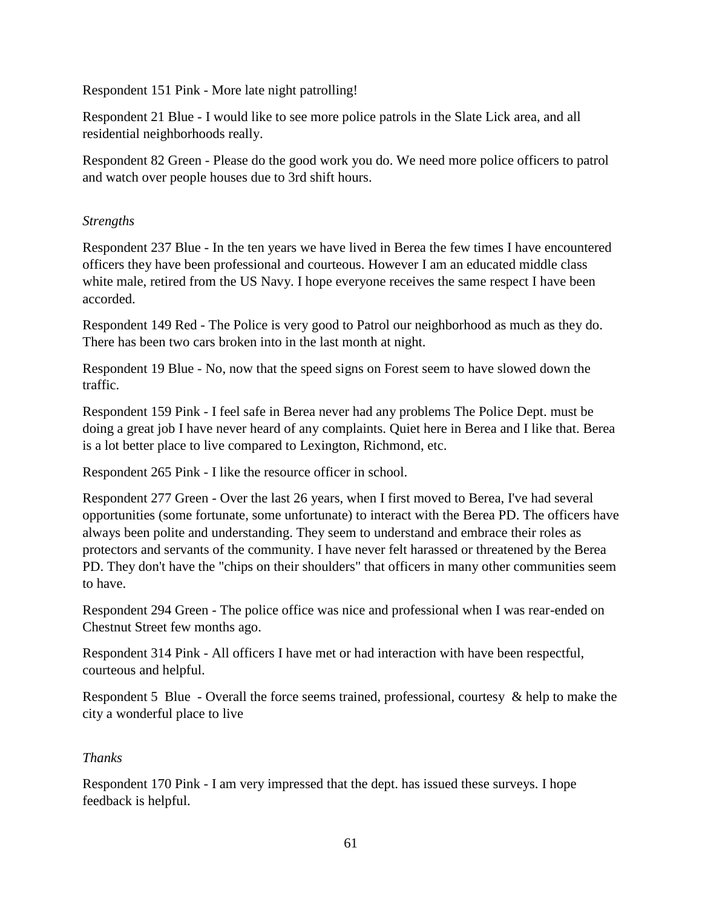Respondent 151 Pink - More late night patrolling!

Respondent 21 Blue - I would like to see more police patrols in the Slate Lick area, and all residential neighborhoods really.

Respondent 82 Green - Please do the good work you do. We need more police officers to patrol and watch over people houses due to 3rd shift hours.

*Strengths*

Respondent 237 Blue - In the ten years we have lived in Berea the few times I have encountered officers they have been professional and courteous. However I am an educated middle class white male, retired from the US Navy. I hope everyone receives the same respect I have been accorded.

Respondent 149 Red - The Police is very good to Patrol our neighborhood as much as they do. There has been two cars broken into in the last month at night.

Respondent 19 Blue - No, now that the speed signs on Forest seem to have slowed down the traffic.

Respondent 159 Pink - I feel safe in Berea never had any problems The Police Dept. must be doing a great job I have never heard of any complaints. Quiet here in Berea and I like that. Berea is a lot better place to live compared to Lexington, Richmond, etc.

Respondent 265 Pink - I like the resource officer in school.

Respondent 277 Green - Over the last 26 years, when I first moved to Berea, I've had several opportunities (some fortunate, some unfortunate) to interact with the Berea PD. The officers have always been polite and understanding. They seem to understand and embrace their roles as protectors and servants of the community. I have never felt harassed or threatened by the Berea PD. They don't have the "chips on their shoulders" that officers in many other communities seem to have.

Respondent 294 Green - The police office was nice and professional when I was rear-ended on Chestnut Street few months ago.

Respondent 314 Pink - All officers I have met or had interaction with have been respectful, courteous and helpful.

Respondent 5 Blue - Overall the force seems trained, professional, courtesy & help to make the city a wonderful place to live

*Thanks*

Respondent 170 Pink - I am very impressed that the dept. has issued these surveys. I hope feedback is helpful.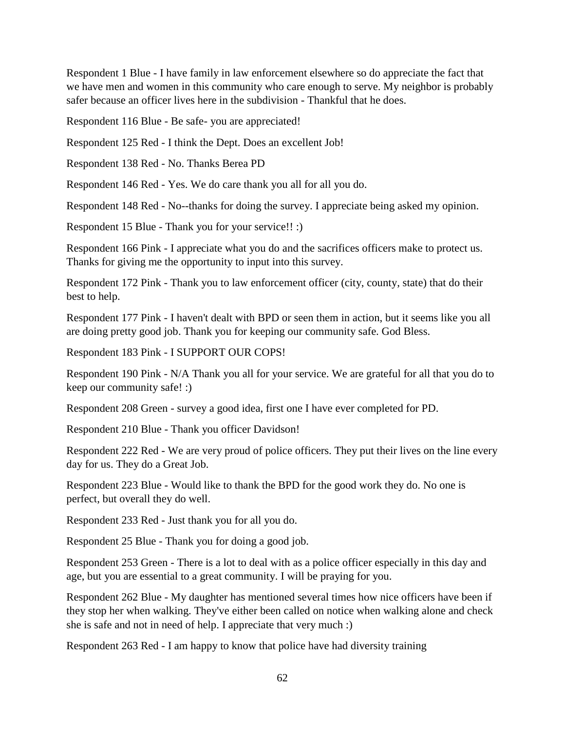Respondent 1 Blue - I have family in law enforcement elsewhere so do appreciate the fact that we have men and women in this community who care enough to serve. My neighbor is probably safer because an officer lives here in the subdivision - Thankful that he does.

Respondent 116 Blue - Be safe- you are appreciated!

Respondent 125 Red - I think the Dept. Does an excellent Job!

Respondent 138 Red - No. Thanks Berea PD

Respondent 146 Red - Yes. We do care thank you all for all you do.

Respondent 148 Red - No--thanks for doing the survey. I appreciate being asked my opinion.

Respondent 15 Blue - Thank you for your service!! :)

Respondent 166 Pink - I appreciate what you do and the sacrifices officers make to protect us. Thanks for giving me the opportunity to input into this survey.

Respondent 172 Pink - Thank you to law enforcement officer (city, county, state) that do their best to help.

Respondent 177 Pink - I haven't dealt with BPD or seen them in action, but it seems like you all are doing pretty good job. Thank you for keeping our community safe. God Bless.

Respondent 183 Pink - I SUPPORT OUR COPS!

Respondent 190 Pink - N/A Thank you all for your service. We are grateful for all that you do to keep our community safe! :)

Respondent 208 Green - survey a good idea, first one I have ever completed for PD.

Respondent 210 Blue - Thank you officer Davidson!

Respondent 222 Red - We are very proud of police officers. They put their lives on the line every day for us. They do a Great Job.

Respondent 223 Blue - Would like to thank the BPD for the good work they do. No one is perfect, but overall they do well.

Respondent 233 Red - Just thank you for all you do.

Respondent 25 Blue - Thank you for doing a good job.

Respondent 253 Green - There is a lot to deal with as a police officer especially in this day and age, but you are essential to a great community. I will be praying for you.

Respondent 262 Blue - My daughter has mentioned several times how nice officers have been if they stop her when walking. They've either been called on notice when walking alone and check she is safe and not in need of help. I appreciate that very much :)

Respondent 263 Red - I am happy to know that police have had diversity training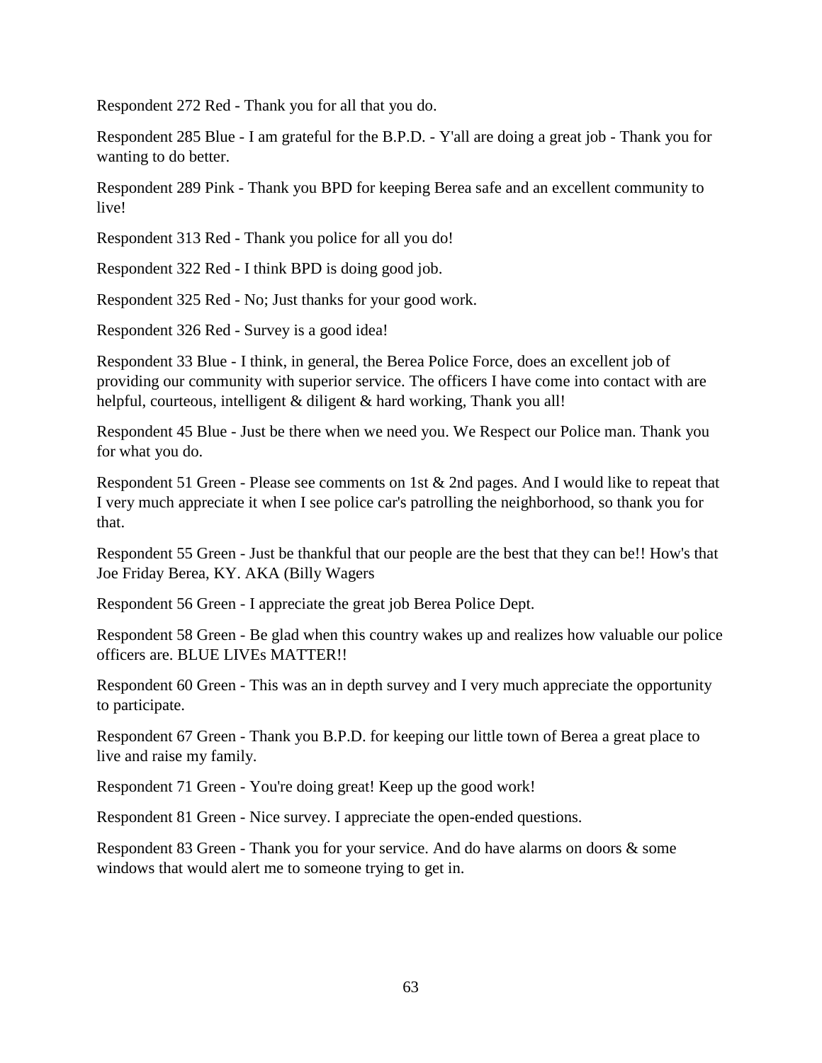Respondent 272 Red - Thank you for all that you do.

Respondent 285 Blue - I am grateful for the B.P.D. - Y'all are doing a great job - Thank you for wanting to do better.

Respondent 289 Pink - Thank you BPD for keeping Berea safe and an excellent community to live!

Respondent 313 Red - Thank you police for all you do!

Respondent 322 Red - I think BPD is doing good job.

Respondent 325 Red - No; Just thanks for your good work.

Respondent 326 Red - Survey is a good idea!

Respondent 33 Blue - I think, in general, the Berea Police Force, does an excellent job of providing our community with superior service. The officers I have come into contact with are helpful, courteous, intelligent & diligent & hard working, Thank you all!

Respondent 45 Blue - Just be there when we need you. We Respect our Police man. Thank you for what you do.

Respondent 51 Green - Please see comments on 1st & 2nd pages. And I would like to repeat that I very much appreciate it when I see police car's patrolling the neighborhood, so thank you for that.

Respondent 55 Green - Just be thankful that our people are the best that they can be!! How's that Joe Friday Berea, KY. AKA (Billy Wagers

Respondent 56 Green - I appreciate the great job Berea Police Dept.

Respondent 58 Green - Be glad when this country wakes up and realizes how valuable our police officers are. BLUE LIVEs MATTER!!

Respondent 60 Green - This was an in depth survey and I very much appreciate the opportunity to participate.

Respondent 67 Green - Thank you B.P.D. for keeping our little town of Berea a great place to live and raise my family.

Respondent 71 Green - You're doing great! Keep up the good work!

Respondent 81 Green - Nice survey. I appreciate the open-ended questions.

Respondent 83 Green - Thank you for your service. And do have alarms on doors & some windows that would alert me to someone trying to get in.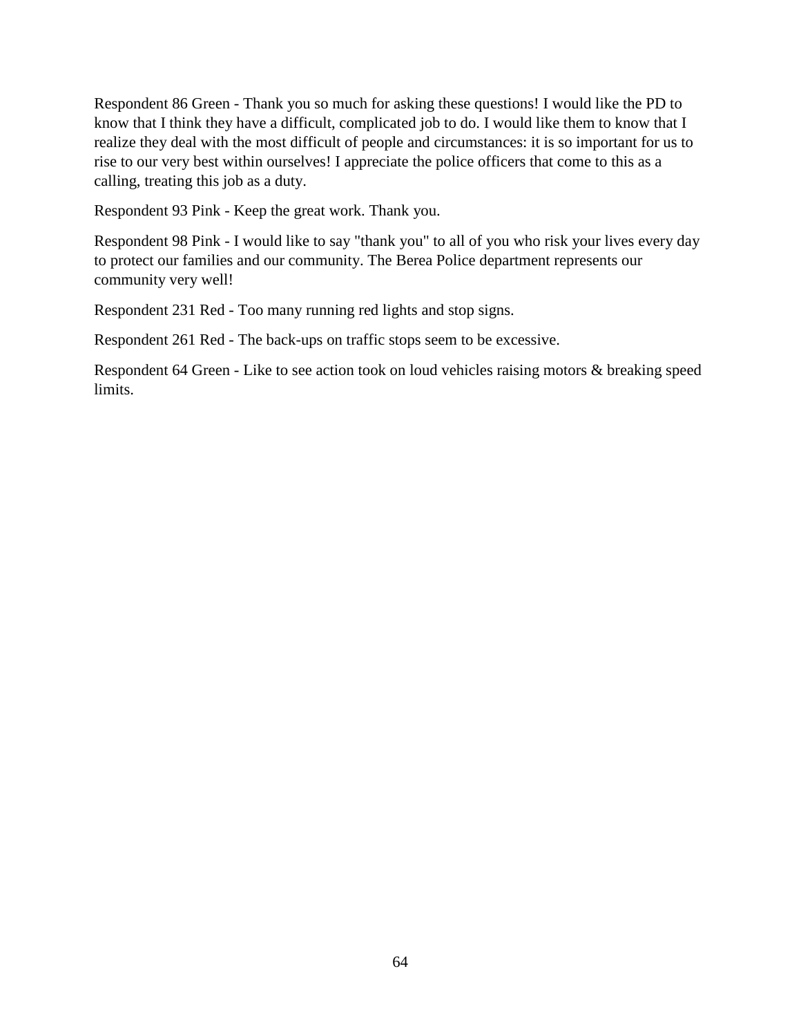Respondent 86 Green - Thank you so much for asking these questions! I would like the PD to know that I think they have a difficult, complicated job to do. I would like them to know that I realize they deal with the most difficult of people and circumstances: it is so important for us to rise to our very best within ourselves! I appreciate the police officers that come to this as a calling, treating this job as a duty.

Respondent 93 Pink - Keep the great work. Thank you.

Respondent 98 Pink - I would like to say "thank you" to all of you who risk your lives every day to protect our families and our community. The Berea Police department represents our community very well!

Respondent 231 Red - Too many running red lights and stop signs.

Respondent 261 Red - The back-ups on traffic stops seem to be excessive.

Respondent 64 Green - Like to see action took on loud vehicles raising motors & breaking speed limits.